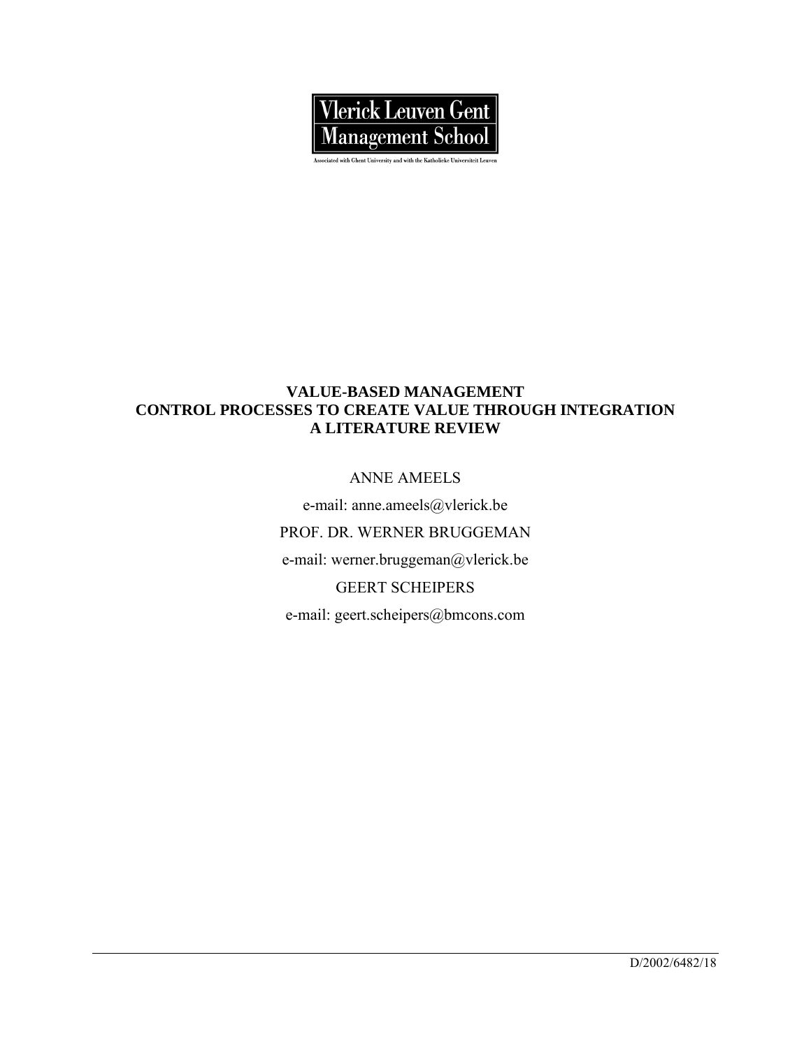Vlerick Leuven Gent
Management School

Associated with Ghent University and with the Katholieke Universiteit Leuven

# VALUE-BASED MANAGEMENT
# CONTROL PROCESSES TO CREATE VALUE THROUGH INTEGRATION
# A LITERATURE REVIEW

ANNE AMEELS

e-mail: anne.ameels@vlerick.be

PROF. DR. WERNER BRUGGEMAN

e-mail: werner.bruggeman@vlerick.be

GEERT SCHEIPERS

e-mail: geert.scheipers@bmcons.com

D/2002/6482/18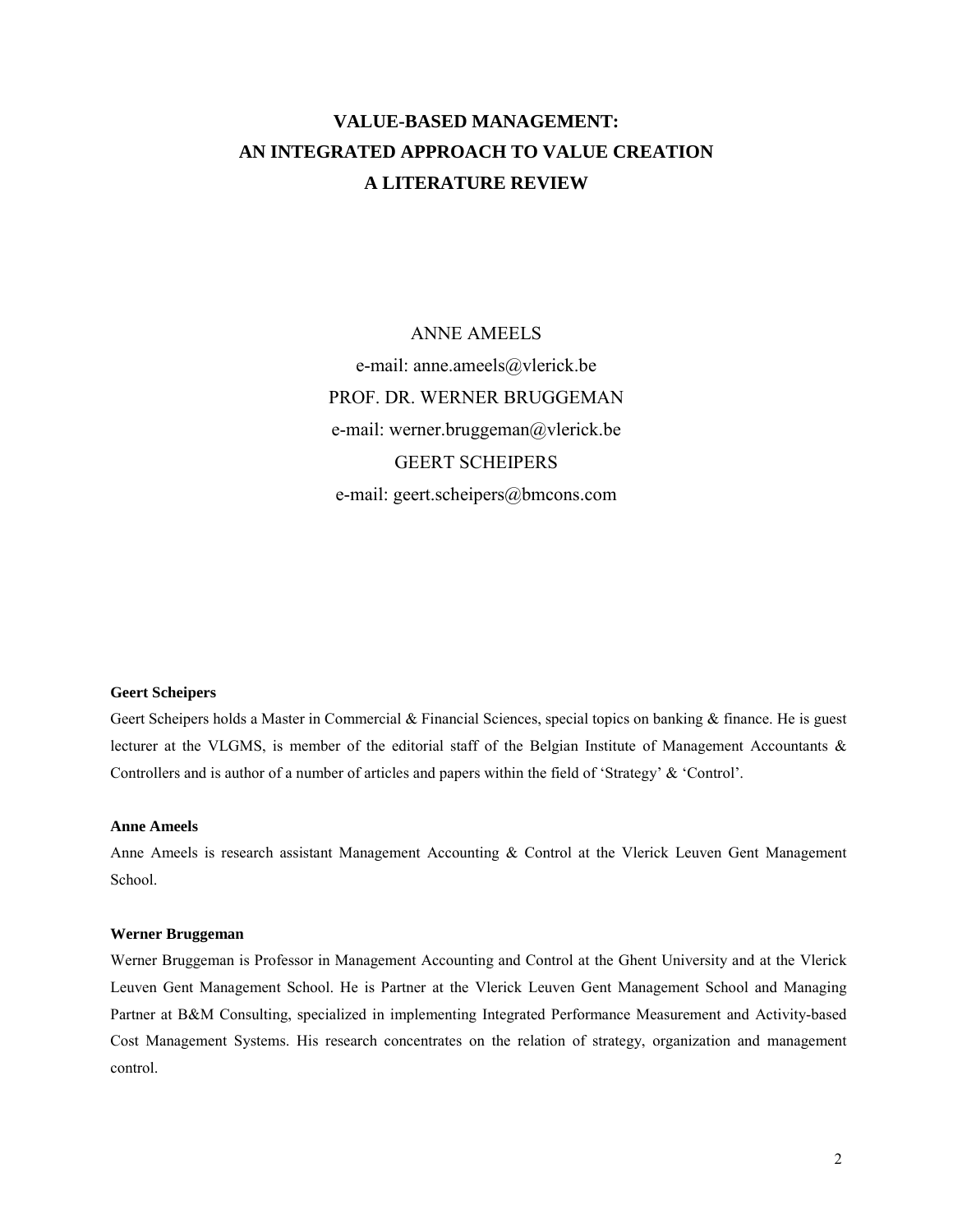# VALUE-BASED MANAGEMENT:
# AN INTEGRATED APPROACH TO VALUE CREATION
# A LITERATURE REVIEW

ANNE AMEELS

e-mail: anne.ameels@vlerick.be

PROF. DR. WERNER BRUGGEMAN

e-mail: werner.bruggeman@vlerick.be

GEERT SCHEIPERS

e-mail: geert.scheipers@bmcons.com

**Geert Scheipers**

Geert Scheipers holds a Master in Commercial & Financial Sciences, special topics on banking & finance. He is guest lecturer at the VLGMS, is member of the editorial staff of the Belgian Institute of Management Accountants & Controllers and is author of a number of articles and papers within the field of 'Strategy' & 'Control'.

**Anne Ameels**

Anne Ameels is research assistant Management Accounting & Control at the Vlerick Leuven Gent Management School.

**Werner Bruggeman**

Werner Bruggeman is Professor in Management Accounting and Control at the Ghent University and at the Vlerick Leuven Gent Management School. He is Partner at the Vlerick Leuven Gent Management School and Managing Partner at B&M Consulting, specialized in implementing Integrated Performance Measurement and Activity-based Cost Management Systems. His research concentrates on the relation of strategy, organization and management control.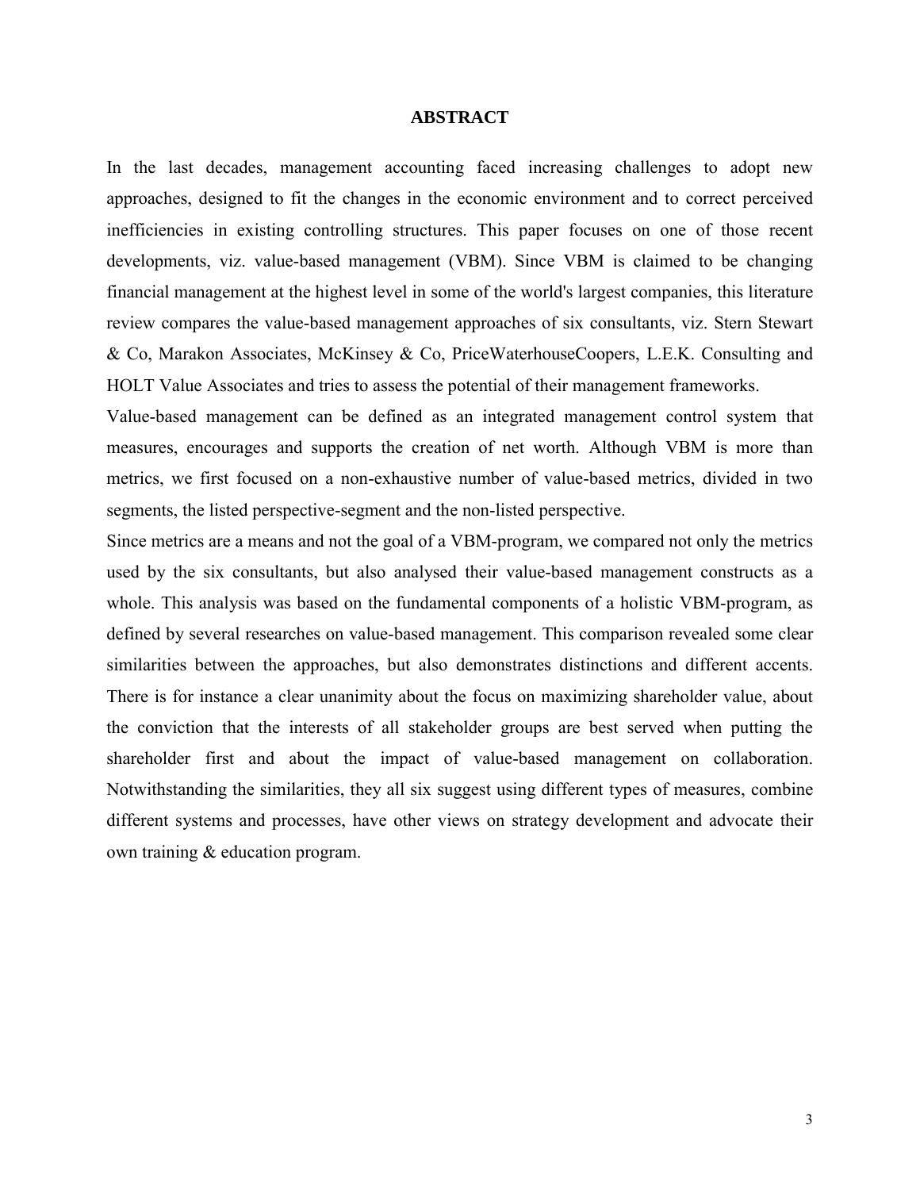# ABSTRACT

In the last decades, management accounting faced increasing challenges to adopt new approaches, designed to fit the changes in the economic environment and to correct perceived inefficiencies in existing controlling structures. This paper focuses on one of those recent developments, viz. value-based management (VBM). Since VBM is claimed to be changing financial management at the highest level in some of the world's largest companies, this literature review compares the value-based management approaches of six consultants, viz. Stern Stewart & Co, Marakon Associates, McKinsey & Co, PriceWaterhouseCoopers, L.E.K. Consulting and HOLT Value Associates and tries to assess the potential of their management frameworks.

Value-based management can be defined as an integrated management control system that measures, encourages and supports the creation of net worth. Although VBM is more than metrics, we first focused on a non-exhaustive number of value-based metrics, divided in two segments, the listed perspective-segment and the non-listed perspective.

Since metrics are a means and not the goal of a VBM-program, we compared not only the metrics used by the six consultants, but also analysed their value-based management constructs as a whole. This analysis was based on the fundamental components of a holistic VBM-program, as defined by several researches on value-based management. This comparison revealed some clear similarities between the approaches, but also demonstrates distinctions and different accents. There is for instance a clear unanimity about the focus on maximizing shareholder value, about the conviction that the interests of all stakeholder groups are best served when putting the shareholder first and about the impact of value-based management on collaboration. Notwithstanding the similarities, they all six suggest using different types of measures, combine different systems and processes, have other views on strategy development and advocate their own training & education program.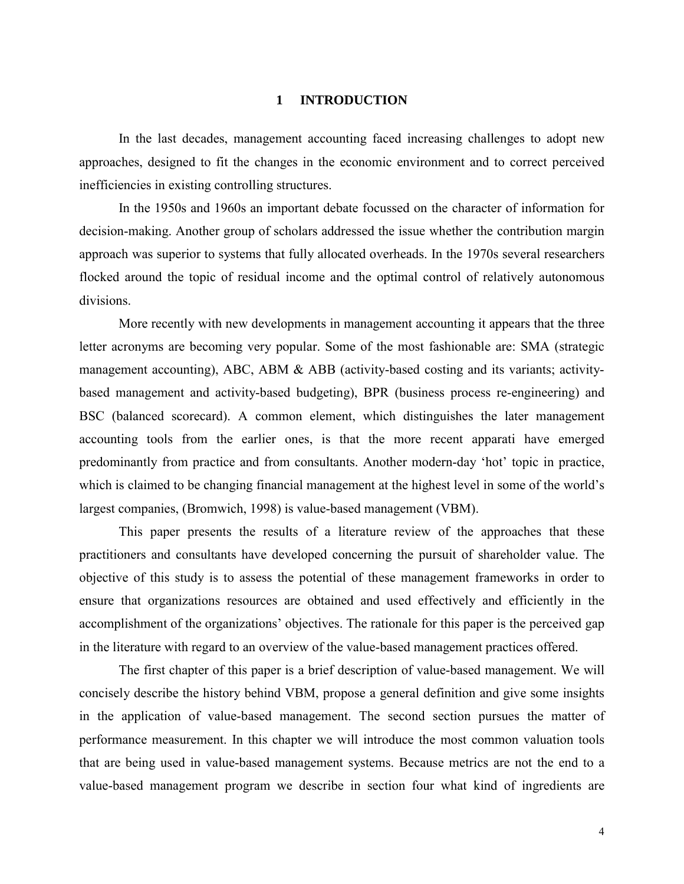# 1 INTRODUCTION

In the last decades, management accounting faced increasing challenges to adopt new approaches, designed to fit the changes in the economic environment and to correct perceived inefficiencies in existing controlling structures.

In the 1950s and 1960s an important debate focussed on the character of information for decision-making. Another group of scholars addressed the issue whether the contribution margin approach was superior to systems that fully allocated overheads. In the 1970s several researchers flocked around the topic of residual income and the optimal control of relatively autonomous divisions.

More recently with new developments in management accounting it appears that the three letter acronyms are becoming very popular. Some of the most fashionable are: SMA (strategic management accounting), ABC, ABM & ABB (activity-based costing and its variants; activity-based management and activity-based budgeting), BPR (business process re-engineering) and BSC (balanced scorecard). A common element, which distinguishes the later management accounting tools from the earlier ones, is that the more recent apparati have emerged predominantly from practice and from consultants. Another modern-day 'hot' topic in practice, which is claimed to be changing financial management at the highest level in some of the world's largest companies, (Bromwich, 1998) is value-based management (VBM).

This paper presents the results of a literature review of the approaches that these practitioners and consultants have developed concerning the pursuit of shareholder value. The objective of this study is to assess the potential of these management frameworks in order to ensure that organizations resources are obtained and used effectively and efficiently in the accomplishment of the organizations' objectives. The rationale for this paper is the perceived gap in the literature with regard to an overview of the value-based management practices offered.

The first chapter of this paper is a brief description of value-based management. We will concisely describe the history behind VBM, propose a general definition and give some insights in the application of value-based management. The second section pursues the matter of performance measurement. In this chapter we will introduce the most common valuation tools that are being used in value-based management systems. Because metrics are not the end to a value-based management program we describe in section four what kind of ingredients are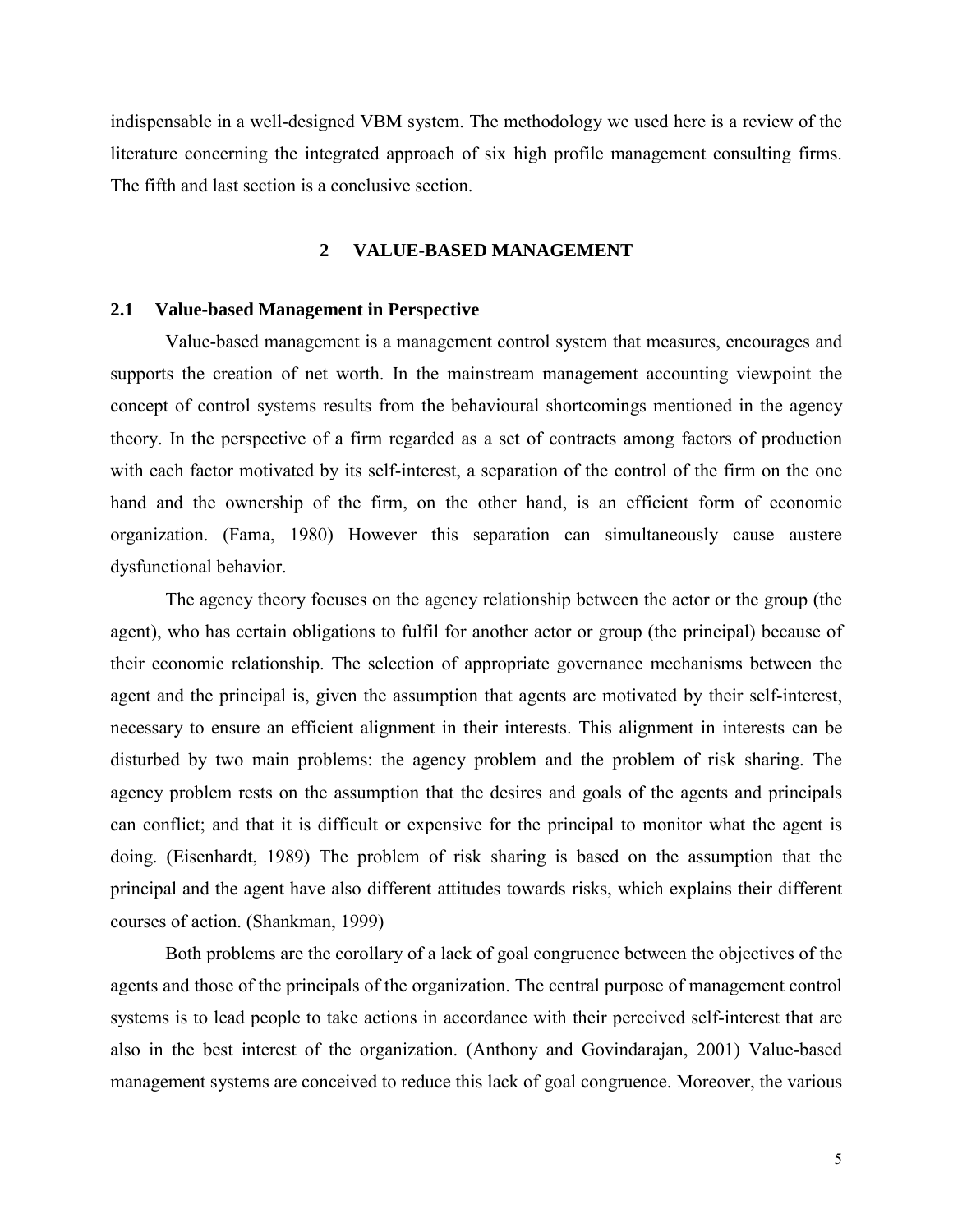indispensable in a well-designed VBM system. The methodology we used here is a review of the literature concerning the integrated approach of six high profile management consulting firms. The fifth and last section is a conclusive section.

## 2 VALUE-BASED MANAGEMENT

### 2.1 Value-based Management in Perspective

Value-based management is a management control system that measures, encourages and supports the creation of net worth. In the mainstream management accounting viewpoint the concept of control systems results from the behavioural shortcomings mentioned in the agency theory. In the perspective of a firm regarded as a set of contracts among factors of production with each factor motivated by its self-interest, a separation of the control of the firm on the one hand and the ownership of the firm, on the other hand, is an efficient form of economic organization. (Fama, 1980) However this separation can simultaneously cause austere dysfunctional behavior.

The agency theory focuses on the agency relationship between the actor or the group (the agent), who has certain obligations to fulfil for another actor or group (the principal) because of their economic relationship. The selection of appropriate governance mechanisms between the agent and the principal is, given the assumption that agents are motivated by their self-interest, necessary to ensure an efficient alignment in their interests. This alignment in interests can be disturbed by two main problems: the agency problem and the problem of risk sharing. The agency problem rests on the assumption that the desires and goals of the agents and principals can conflict; and that it is difficult or expensive for the principal to monitor what the agent is doing. (Eisenhardt, 1989) The problem of risk sharing is based on the assumption that the principal and the agent have also different attitudes towards risks, which explains their different courses of action. (Shankman, 1999)

Both problems are the corollary of a lack of goal congruence between the objectives of the agents and those of the principals of the organization. The central purpose of management control systems is to lead people to take actions in accordance with their perceived self-interest that are also in the best interest of the organization. (Anthony and Govindarajan, 2001) Value-based management systems are conceived to reduce this lack of goal congruence. Moreover, the various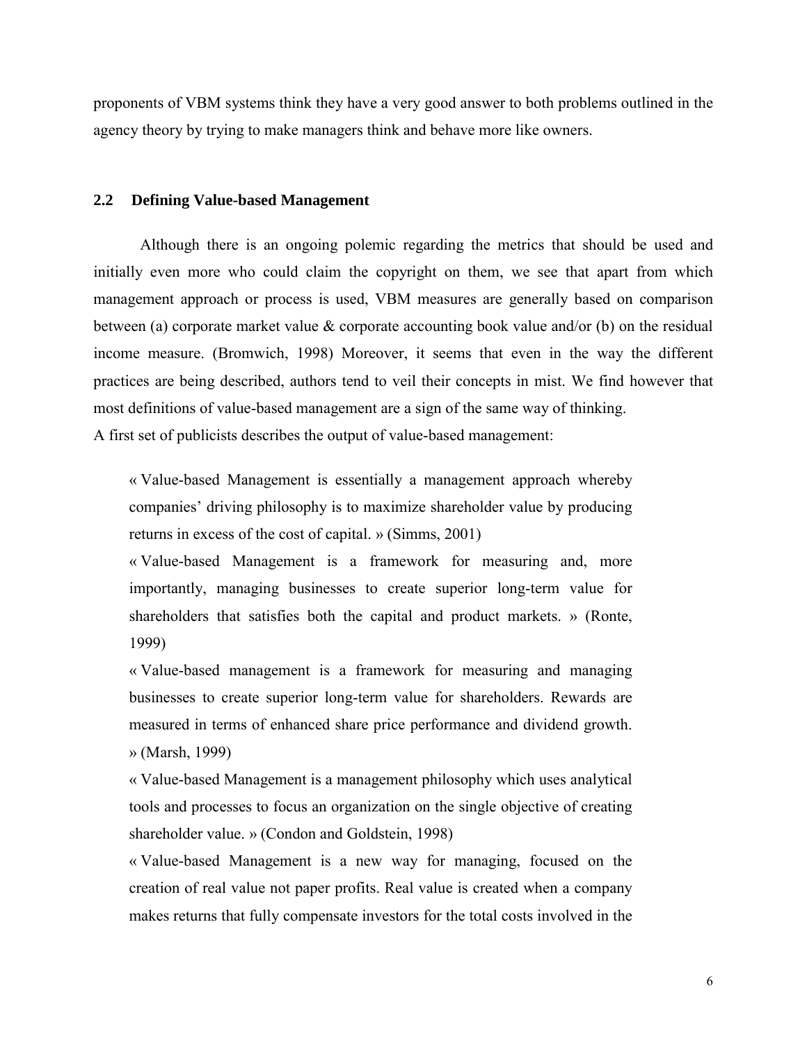proponents of VBM systems think they have a very good answer to both problems outlined in the agency theory by trying to make managers think and behave more like owners.

## 2.2 Defining Value-based Management

Although there is an ongoing polemic regarding the metrics that should be used and initially even more who could claim the copyright on them, we see that apart from which management approach or process is used, VBM measures are generally based on comparison between (a) corporate market value & corporate accounting book value and/or (b) on the residual income measure. (Bromwich, 1998) Moreover, it seems that even in the way the different practices are being described, authors tend to veil their concepts in mist. We find however that most definitions of value-based management are a sign of the same way of thinking.
A first set of publicists describes the output of value-based management:

> « Value-based Management is essentially a management approach whereby companies' driving philosophy is to maximize shareholder value by producing returns in excess of the cost of capital. » (Simms, 2001)
>
> « Value-based Management is a framework for measuring and, more importantly, managing businesses to create superior long-term value for shareholders that satisfies both the capital and product markets. » (Ronte, 1999)
>
> « Value-based management is a framework for measuring and managing businesses to create superior long-term value for shareholders. Rewards are measured in terms of enhanced share price performance and dividend growth. » (Marsh, 1999)
>
> « Value-based Management is a management philosophy which uses analytical tools and processes to focus an organization on the single objective of creating shareholder value. » (Condon and Goldstein, 1998)
>
> « Value-based Management is a new way for managing, focused on the creation of real value not paper profits. Real value is created when a company makes returns that fully compensate investors for the total costs involved in the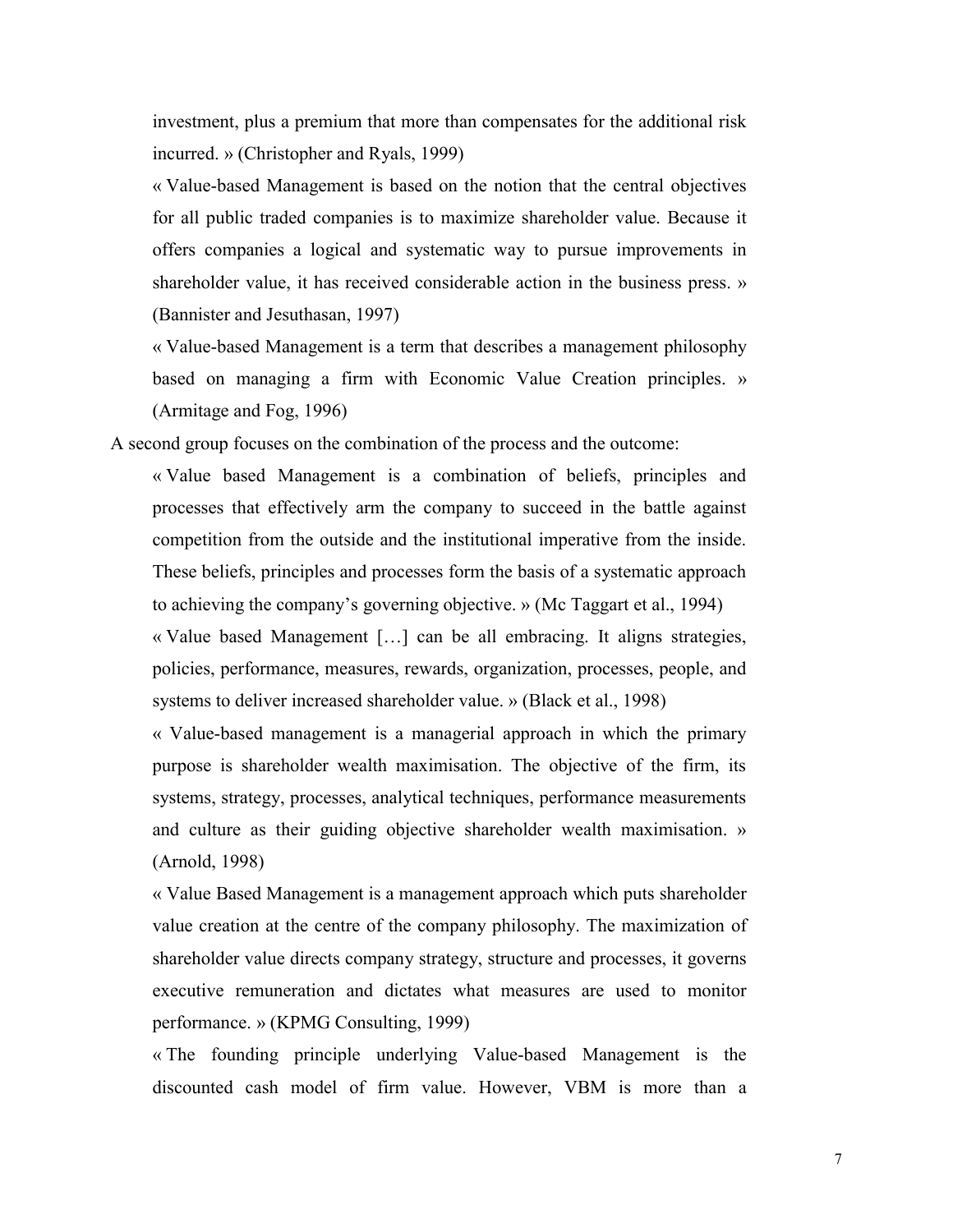investment, plus a premium that more than compensates for the additional risk incurred. » (Christopher and Ryals, 1999)

« Value-based Management is based on the notion that the central objectives for all public traded companies is to maximize shareholder value. Because it offers companies a logical and systematic way to pursue improvements in shareholder value, it has received considerable action in the business press. » (Bannister and Jesuthasan, 1997)

« Value-based Management is a term that describes a management philosophy based on managing a firm with Economic Value Creation principles. » (Armitage and Fog, 1996)

A second group focuses on the combination of the process and the outcome:

« Value based Management is a combination of beliefs, principles and processes that effectively arm the company to succeed in the battle against competition from the outside and the institutional imperative from the inside. These beliefs, principles and processes form the basis of a systematic approach to achieving the company's governing objective. » (Mc Taggart et al., 1994)

« Value based Management […] can be all embracing. It aligns strategies, policies, performance, measures, rewards, organization, processes, people, and systems to deliver increased shareholder value. » (Black et al., 1998)

« Value-based management is a managerial approach in which the primary purpose is shareholder wealth maximisation. The objective of the firm, its systems, strategy, processes, analytical techniques, performance measurements and culture as their guiding objective shareholder wealth maximisation. » (Arnold, 1998)

« Value Based Management is a management approach which puts shareholder value creation at the centre of the company philosophy. The maximization of shareholder value directs company strategy, structure and processes, it governs executive remuneration and dictates what measures are used to monitor performance. » (KPMG Consulting, 1999)

« The founding principle underlying Value-based Management is the discounted cash model of firm value. However, VBM is more than a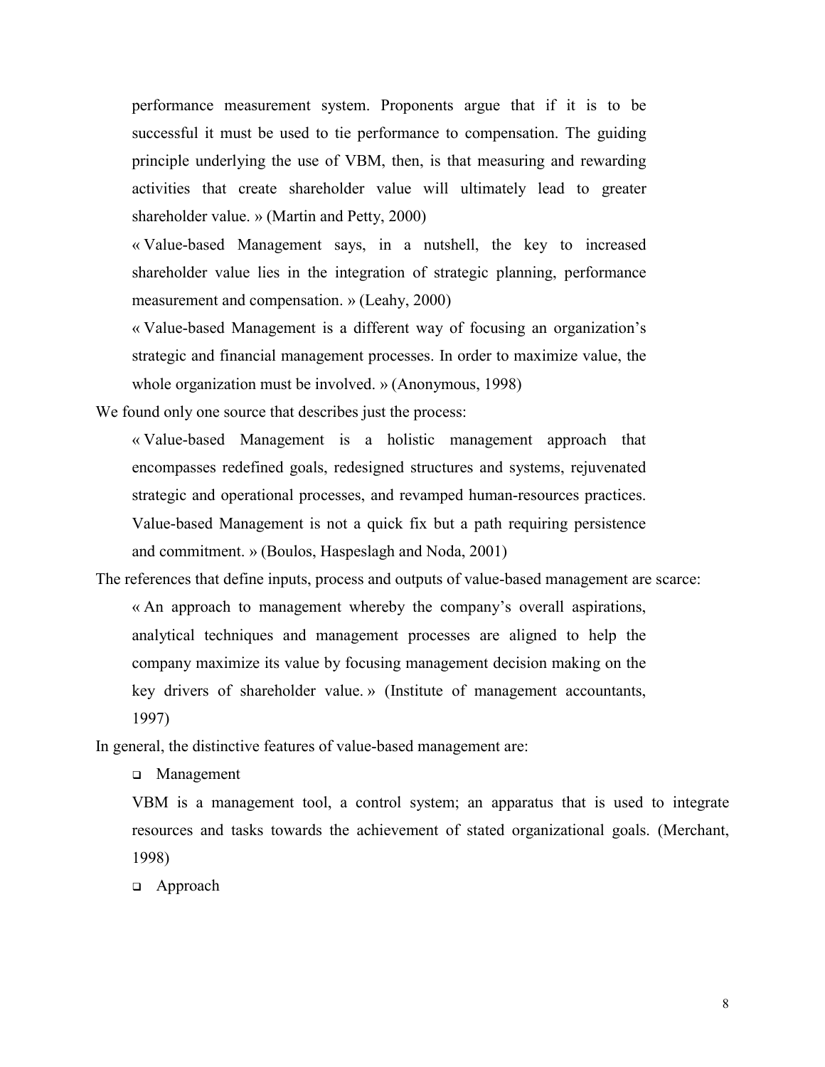> performance measurement system. Proponents argue that if it is to be successful it must be used to tie performance to compensation. The guiding principle underlying the use of VBM, then, is that measuring and rewarding activities that create shareholder value will ultimately lead to greater shareholder value. » (Martin and Petty, 2000)
>
> « Value-based Management says, in a nutshell, the key to increased shareholder value lies in the integration of strategic planning, performance measurement and compensation. » (Leahy, 2000)
>
> « Value-based Management is a different way of focusing an organization's strategic and financial management processes. In order to maximize value, the whole organization must be involved. » (Anonymous, 1998)

We found only one source that describes just the process:

> « Value-based Management is a holistic management approach that encompasses redefined goals, redesigned structures and systems, rejuvenated strategic and operational processes, and revamped human-resources practices. Value-based Management is not a quick fix but a path requiring persistence and commitment. » (Boulos, Haspeslagh and Noda, 2001)

The references that define inputs, process and outputs of value-based management are scarce:

> « An approach to management whereby the company's overall aspirations, analytical techniques and management processes are aligned to help the company maximize its value by focusing management decision making on the key drivers of shareholder value. » (Institute of management accountants, 1997)

In general, the distinctive features of value-based management are:

- Management

VBM is a management tool, a control system; an apparatus that is used to integrate resources and tasks towards the achievement of stated organizational goals. (Merchant, 1998)

- Approach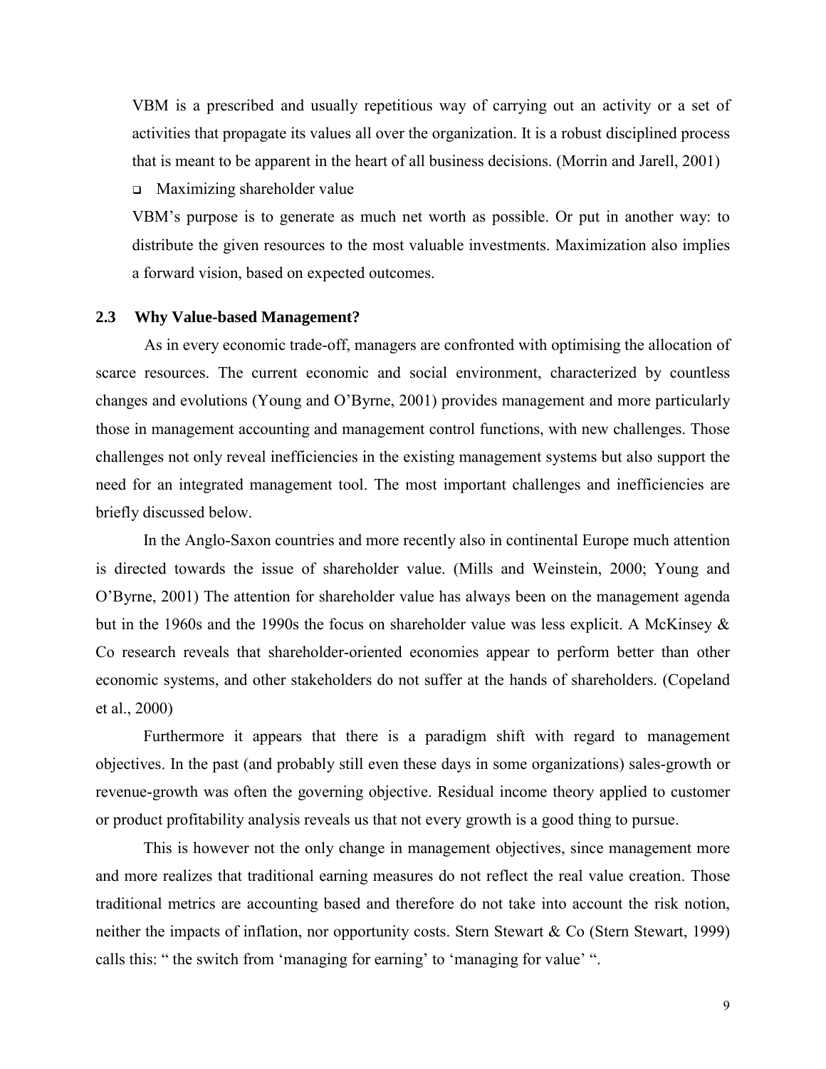VBM is a prescribed and usually repetitious way of carrying out an activity or a set of activities that propagate its values all over the organization. It is a robust disciplined process that is meant to be apparent in the heart of all business decisions. (Morrin and Jarell, 2001)

- Maximizing shareholder value

VBM's purpose is to generate as much net worth as possible. Or put in another way: to distribute the given resources to the most valuable investments. Maximization also implies a forward vision, based on expected outcomes.

### 2.3 Why Value-based Management?

As in every economic trade-off, managers are confronted with optimising the allocation of scarce resources. The current economic and social environment, characterized by countless changes and evolutions (Young and O'Byrne, 2001) provides management and more particularly those in management accounting and management control functions, with new challenges. Those challenges not only reveal inefficiencies in the existing management systems but also support the need for an integrated management tool. The most important challenges and inefficiencies are briefly discussed below.

In the Anglo-Saxon countries and more recently also in continental Europe much attention is directed towards the issue of shareholder value. (Mills and Weinstein, 2000; Young and O'Byrne, 2001) The attention for shareholder value has always been on the management agenda but in the 1960s and the 1990s the focus on shareholder value was less explicit. A McKinsey & Co research reveals that shareholder-oriented economies appear to perform better than other economic systems, and other stakeholders do not suffer at the hands of shareholders. (Copeland et al., 2000)

Furthermore it appears that there is a paradigm shift with regard to management objectives. In the past (and probably still even these days in some organizations) sales-growth or revenue-growth was often the governing objective. Residual income theory applied to customer or product profitability analysis reveals us that not every growth is a good thing to pursue.

This is however not the only change in management objectives, since management more and more realizes that traditional earning measures do not reflect the real value creation. Those traditional metrics are accounting based and therefore do not take into account the risk notion, neither the impacts of inflation, nor opportunity costs. Stern Stewart & Co (Stern Stewart, 1999) calls this: " the switch from 'managing for earning' to 'managing for value' ".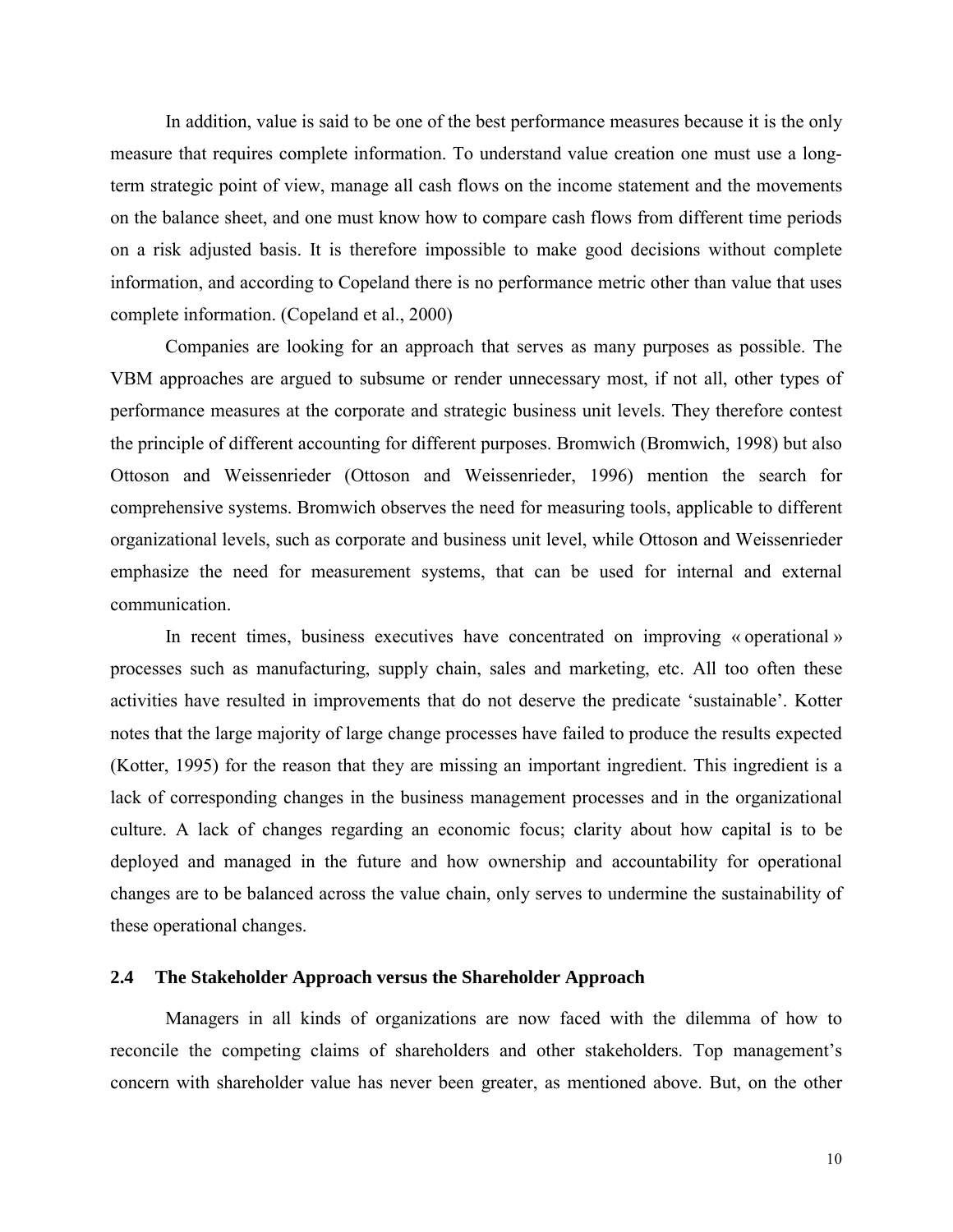In addition, value is said to be one of the best performance measures because it is the only measure that requires complete information. To understand value creation one must use a long-term strategic point of view, manage all cash flows on the income statement and the movements on the balance sheet, and one must know how to compare cash flows from different time periods on a risk adjusted basis. It is therefore impossible to make good decisions without complete information, and according to Copeland there is no performance metric other than value that uses complete information. (Copeland et al., 2000)

Companies are looking for an approach that serves as many purposes as possible. The VBM approaches are argued to subsume or render unnecessary most, if not all, other types of performance measures at the corporate and strategic business unit levels. They therefore contest the principle of different accounting for different purposes. Bromwich (Bromwich, 1998) but also Ottoson and Weissenrieder (Ottoson and Weissenrieder, 1996) mention the search for comprehensive systems. Bromwich observes the need for measuring tools, applicable to different organizational levels, such as corporate and business unit level, while Ottoson and Weissenrieder emphasize the need for measurement systems, that can be used for internal and external communication.

In recent times, business executives have concentrated on improving « operational » processes such as manufacturing, supply chain, sales and marketing, etc. All too often these activities have resulted in improvements that do not deserve the predicate 'sustainable'. Kotter notes that the large majority of large change processes have failed to produce the results expected (Kotter, 1995) for the reason that they are missing an important ingredient. This ingredient is a lack of corresponding changes in the business management processes and in the organizational culture. A lack of changes regarding an economic focus; clarity about how capital is to be deployed and managed in the future and how ownership and accountability for operational changes are to be balanced across the value chain, only serves to undermine the sustainability of these operational changes.

## 2.4 The Stakeholder Approach versus the Shareholder Approach

Managers in all kinds of organizations are now faced with the dilemma of how to reconcile the competing claims of shareholders and other stakeholders. Top management's concern with shareholder value has never been greater, as mentioned above. But, on the other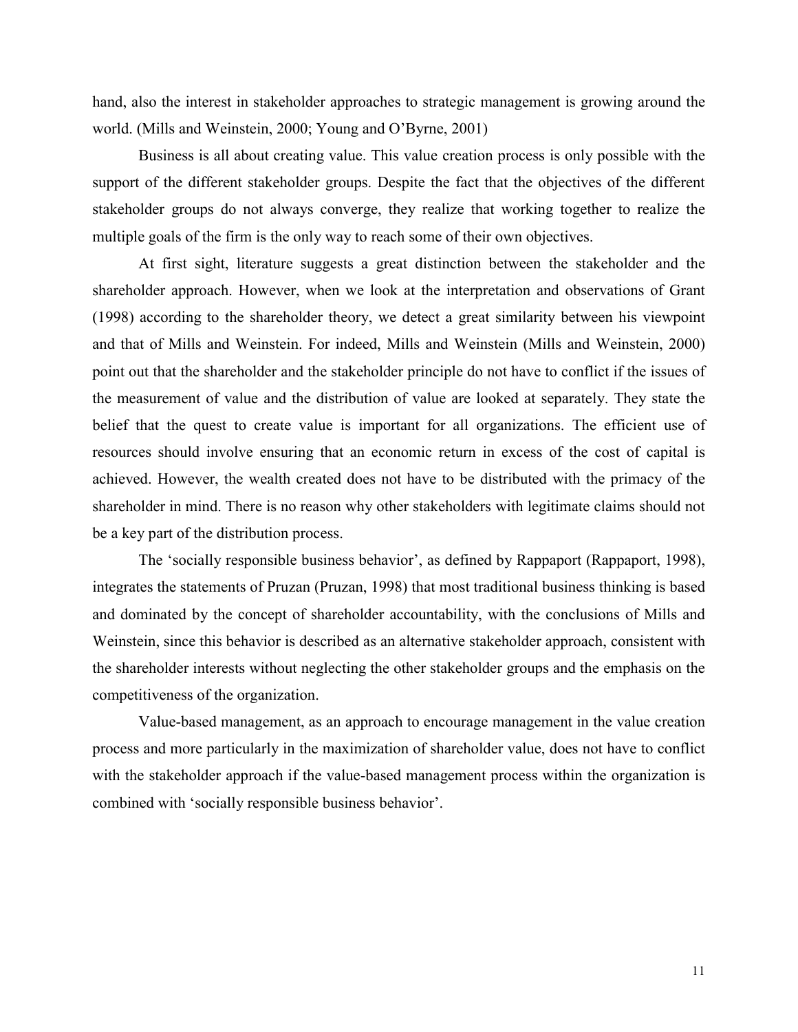hand, also the interest in stakeholder approaches to strategic management is growing around the world. (Mills and Weinstein, 2000; Young and O'Byrne, 2001)

Business is all about creating value. This value creation process is only possible with the support of the different stakeholder groups. Despite the fact that the objectives of the different stakeholder groups do not always converge, they realize that working together to realize the multiple goals of the firm is the only way to reach some of their own objectives.

At first sight, literature suggests a great distinction between the stakeholder and the shareholder approach. However, when we look at the interpretation and observations of Grant (1998) according to the shareholder theory, we detect a great similarity between his viewpoint and that of Mills and Weinstein. For indeed, Mills and Weinstein (Mills and Weinstein, 2000) point out that the shareholder and the stakeholder principle do not have to conflict if the issues of the measurement of value and the distribution of value are looked at separately. They state the belief that the quest to create value is important for all organizations. The efficient use of resources should involve ensuring that an economic return in excess of the cost of capital is achieved. However, the wealth created does not have to be distributed with the primacy of the shareholder in mind. There is no reason why other stakeholders with legitimate claims should not be a key part of the distribution process.

The 'socially responsible business behavior', as defined by Rappaport (Rappaport, 1998), integrates the statements of Pruzan (Pruzan, 1998) that most traditional business thinking is based and dominated by the concept of shareholder accountability, with the conclusions of Mills and Weinstein, since this behavior is described as an alternative stakeholder approach, consistent with the shareholder interests without neglecting the other stakeholder groups and the emphasis on the competitiveness of the organization.

Value-based management, as an approach to encourage management in the value creation process and more particularly in the maximization of shareholder value, does not have to conflict with the stakeholder approach if the value-based management process within the organization is combined with 'socially responsible business behavior'.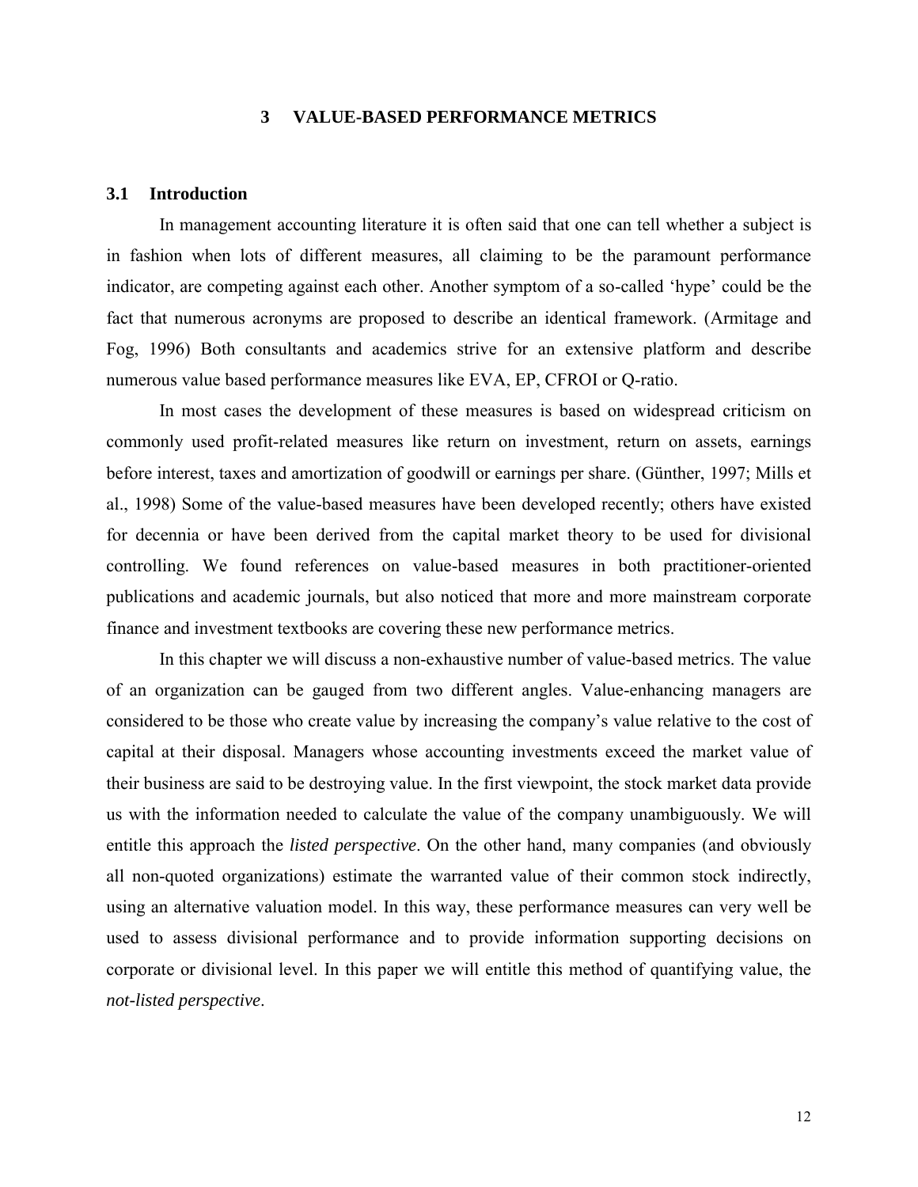# 3 VALUE-BASED PERFORMANCE METRICS

## 3.1 Introduction

In management accounting literature it is often said that one can tell whether a subject is in fashion when lots of different measures, all claiming to be the paramount performance indicator, are competing against each other. Another symptom of a so-called 'hype' could be the fact that numerous acronyms are proposed to describe an identical framework. (Armitage and Fog, 1996) Both consultants and academics strive for an extensive platform and describe numerous value based performance measures like EVA, EP, CFROI or Q-ratio.

In most cases the development of these measures is based on widespread criticism on commonly used profit-related measures like return on investment, return on assets, earnings before interest, taxes and amortization of goodwill or earnings per share. (Günther, 1997; Mills et al., 1998) Some of the value-based measures have been developed recently; others have existed for decennia or have been derived from the capital market theory to be used for divisional controlling. We found references on value-based measures in both practitioner-oriented publications and academic journals, but also noticed that more and more mainstream corporate finance and investment textbooks are covering these new performance metrics.

In this chapter we will discuss a non-exhaustive number of value-based metrics. The value of an organization can be gauged from two different angles. Value-enhancing managers are considered to be those who create value by increasing the company's value relative to the cost of capital at their disposal. Managers whose accounting investments exceed the market value of their business are said to be destroying value. In the first viewpoint, the stock market data provide us with the information needed to calculate the value of the company unambiguously. We will entitle this approach the *listed perspective*. On the other hand, many companies (and obviously all non-quoted organizations) estimate the warranted value of their common stock indirectly, using an alternative valuation model. In this way, these performance measures can very well be used to assess divisional performance and to provide information supporting decisions on corporate or divisional level. In this paper we will entitle this method of quantifying value, the *not-listed perspective*.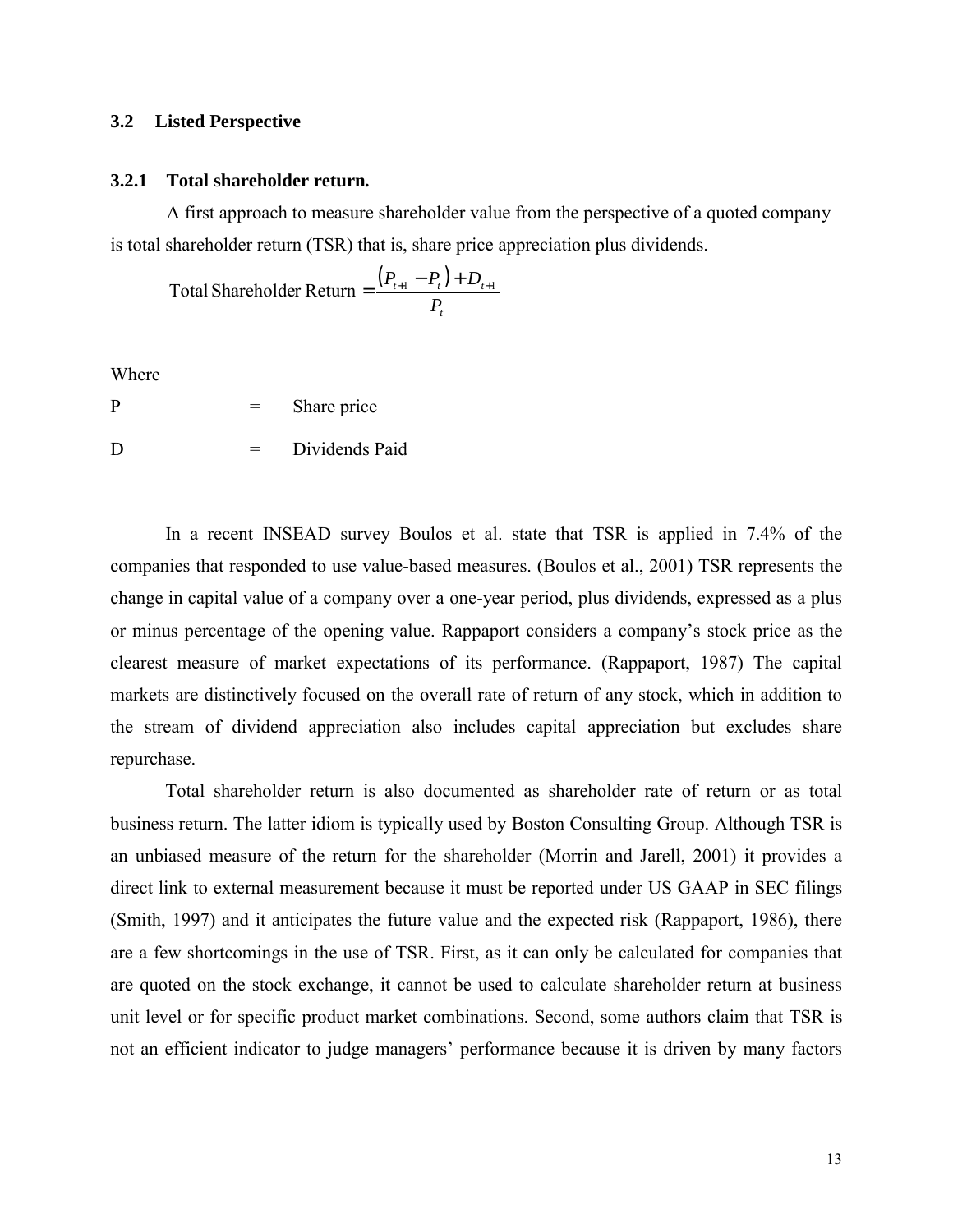## 3.2 Listed Perspective

### 3.2.1 Total shareholder return.

A first approach to measure shareholder value from the perspective of a quoted company is total shareholder return (TSR) that is, share price appreciation plus dividends.

$$\text{Total Shareholder Return} = \frac{\left(P_{t+1} - P_t\right) + D_{t+1}}{P_t}$$

Where

| | | |
|---|---|---|
| P | = | Share price |
| D | = | Dividends Paid |

In a recent INSEAD survey Boulos et al. state that TSR is applied in 7.4% of the companies that responded to use value-based measures. (Boulos et al., 2001) TSR represents the change in capital value of a company over a one-year period, plus dividends, expressed as a plus or minus percentage of the opening value. Rappaport considers a company's stock price as the clearest measure of market expectations of its performance. (Rappaport, 1987) The capital markets are distinctively focused on the overall rate of return of any stock, which in addition to the stream of dividend appreciation also includes capital appreciation but excludes share repurchase.

Total shareholder return is also documented as shareholder rate of return or as total business return. The latter idiom is typically used by Boston Consulting Group. Although TSR is an unbiased measure of the return for the shareholder (Morrin and Jarell, 2001) it provides a direct link to external measurement because it must be reported under US GAAP in SEC filings (Smith, 1997) and it anticipates the future value and the expected risk (Rappaport, 1986), there are a few shortcomings in the use of TSR. First, as it can only be calculated for companies that are quoted on the stock exchange, it cannot be used to calculate shareholder return at business unit level or for specific product market combinations. Second, some authors claim that TSR is not an efficient indicator to judge managers' performance because it is driven by many factors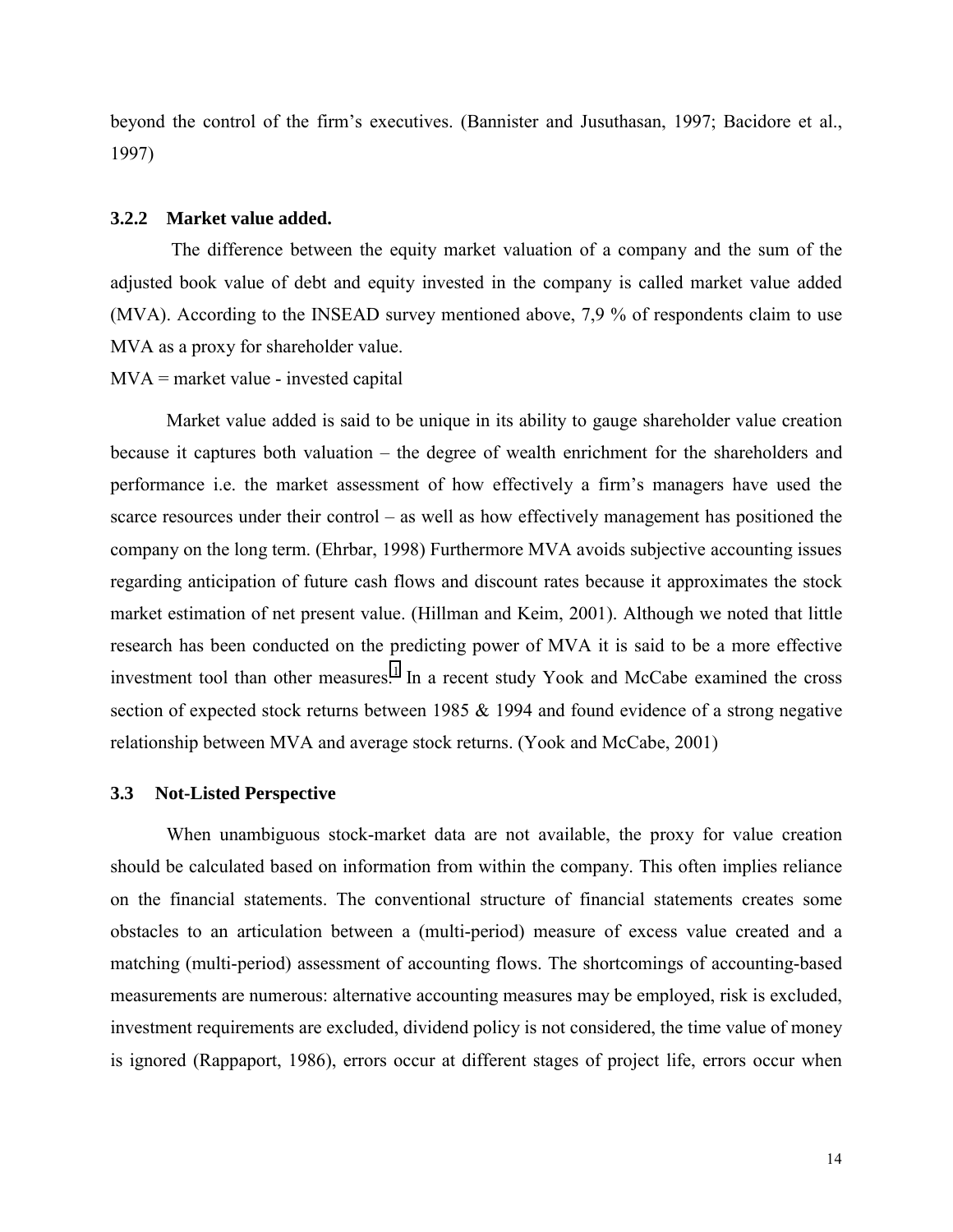beyond the control of the firm's executives. (Bannister and Jusuthasan, 1997; Bacidore et al., 1997)

### 3.2.2 Market value added.

The difference between the equity market valuation of a company and the sum of the adjusted book value of debt and equity invested in the company is called market value added (MVA). According to the INSEAD survey mentioned above, 7,9 % of respondents claim to use MVA as a proxy for shareholder value.

MVA = market value - invested capital

Market value added is said to be unique in its ability to gauge shareholder value creation because it captures both valuation – the degree of wealth enrichment for the shareholders and performance i.e. the market assessment of how effectively a firm's managers have used the scarce resources under their control – as well as how effectively management has positioned the company on the long term. (Ehrbar, 1998) Furthermore MVA avoids subjective accounting issues regarding anticipation of future cash flows and discount rates because it approximates the stock market estimation of net present value. (Hillman and Keim, 2001). Although we noted that little research has been conducted on the predicting power of MVA it is said to be a more effective investment tool than other measures.[1] In a recent study Yook and McCabe examined the cross section of expected stock returns between 1985 & 1994 and found evidence of a strong negative relationship between MVA and average stock returns. (Yook and McCabe, 2001)

## 3.3 Not-Listed Perspective

When unambiguous stock-market data are not available, the proxy for value creation should be calculated based on information from within the company. This often implies reliance on the financial statements. The conventional structure of financial statements creates some obstacles to an articulation between a (multi-period) measure of excess value created and a matching (multi-period) assessment of accounting flows. The shortcomings of accounting-based measurements are numerous: alternative accounting measures may be employed, risk is excluded, investment requirements are excluded, dividend policy is not considered, the time value of money is ignored (Rappaport, 1986), errors occur at different stages of project life, errors occur when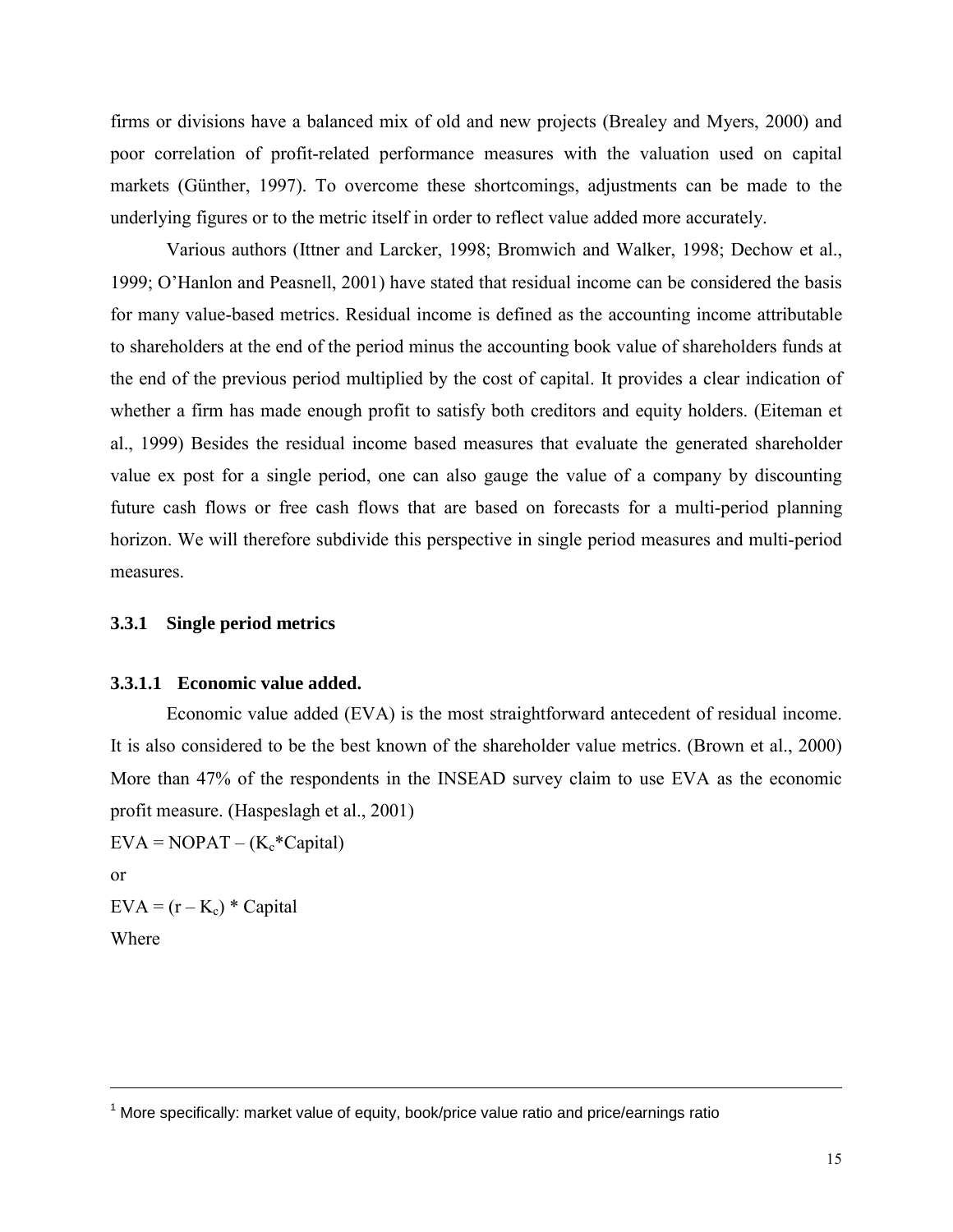firms or divisions have a balanced mix of old and new projects (Brealey and Myers, 2000) and poor correlation of profit-related performance measures with the valuation used on capital markets (Günther, 1997). To overcome these shortcomings, adjustments can be made to the underlying figures or to the metric itself in order to reflect value added more accurately.

Various authors (Ittner and Larcker, 1998; Bromwich and Walker, 1998; Dechow et al., 1999; O'Hanlon and Peasnell, 2001) have stated that residual income can be considered the basis for many value-based metrics. Residual income is defined as the accounting income attributable to shareholders at the end of the period minus the accounting book value of shareholders funds at the end of the previous period multiplied by the cost of capital. It provides a clear indication of whether a firm has made enough profit to satisfy both creditors and equity holders. (Eiteman et al., 1999) Besides the residual income based measures that evaluate the generated shareholder value ex post for a single period, one can also gauge the value of a company by discounting future cash flows or free cash flows that are based on forecasts for a multi-period planning horizon. We will therefore subdivide this perspective in single period measures and multi-period measures.

### 3.3.1 Single period metrics

#### 3.3.1.1 Economic value added.

Economic value added (EVA) is the most straightforward antecedent of residual income. It is also considered to be the best known of the shareholder value metrics. (Brown et al., 2000) More than 47% of the respondents in the INSEAD survey claim to use EVA as the economic profit measure. (Haspeslagh et al., 2001)

$EVA = NOPAT - (K_c * Capital)$

or

$EVA = (r - K_c) * Capital$

Where

---

[1] More specifically: market value of equity, book/price value ratio and price/earnings ratio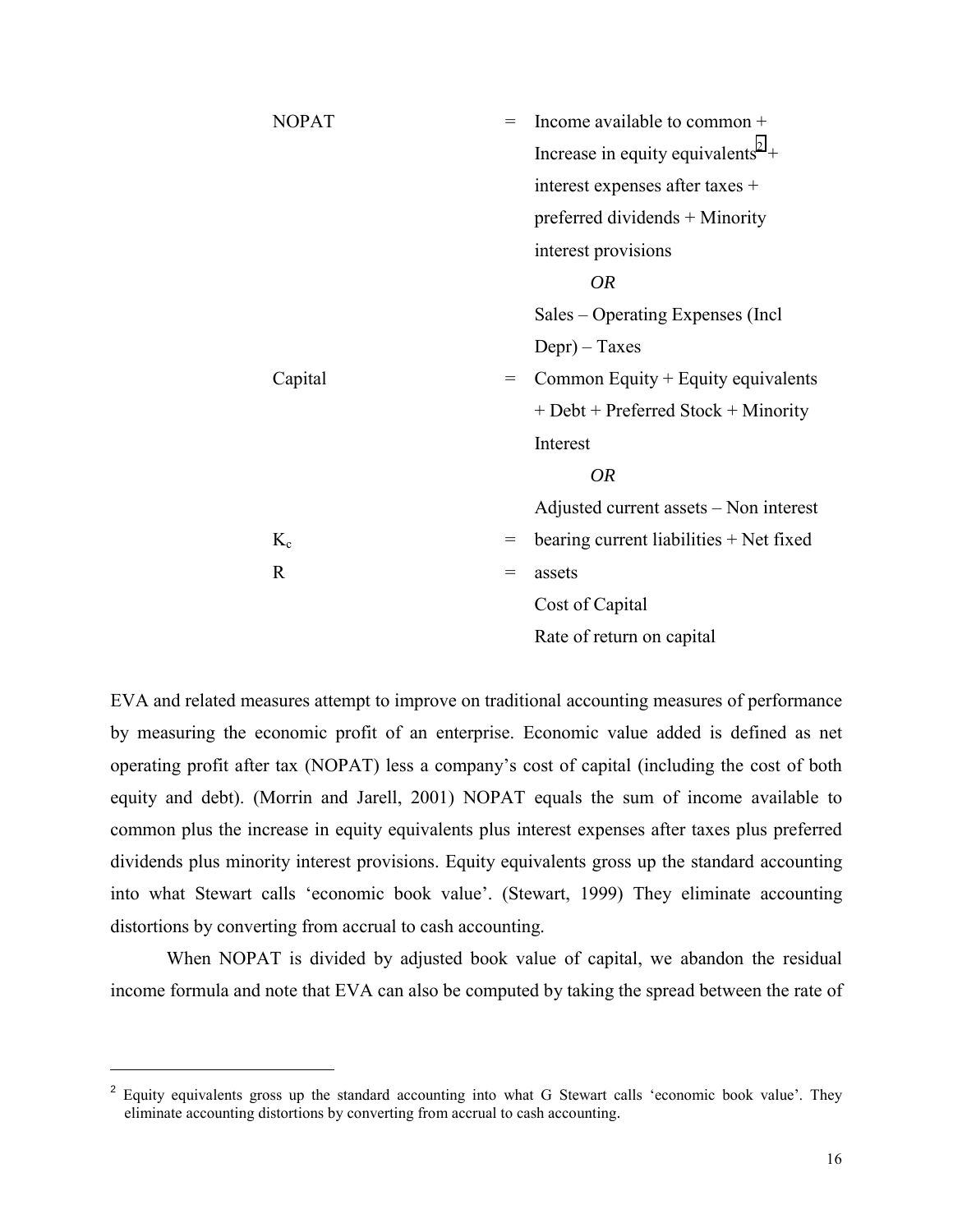| | | |
|---|---|---|
| NOPAT | = | Income available to common + Increase in equity equivalents[2] + interest expenses after taxes + preferred dividends + Minority interest provisions |
| | | *OR* |
| | | Sales – Operating Expenses (Incl Depr) – Taxes |
| Capital | = | Common Equity + Equity equivalents + Debt + Preferred Stock + Minority Interest |
| | | *OR* |
| | | Adjusted current assets – Non interest bearing current liabilities + Net fixed assets |
| $K_c$ | = | Cost of Capital |
| R | = | Rate of return on capital |

EVA and related measures attempt to improve on traditional accounting measures of performance by measuring the economic profit of an enterprise. Economic value added is defined as net operating profit after tax (NOPAT) less a company's cost of capital (including the cost of both equity and debt). (Morrin and Jarell, 2001) NOPAT equals the sum of income available to common plus the increase in equity equivalents plus interest expenses after taxes plus preferred dividends plus minority interest provisions. Equity equivalents gross up the standard accounting into what Stewart calls 'economic book value'. (Stewart, 1999) They eliminate accounting distortions by converting from accrual to cash accounting.

When NOPAT is divided by adjusted book value of capital, we abandon the residual income formula and note that EVA can also be computed by taking the spread between the rate of

---

[2] Equity equivalents gross up the standard accounting into what G Stewart calls 'economic book value'. They eliminate accounting distortions by converting from accrual to cash accounting.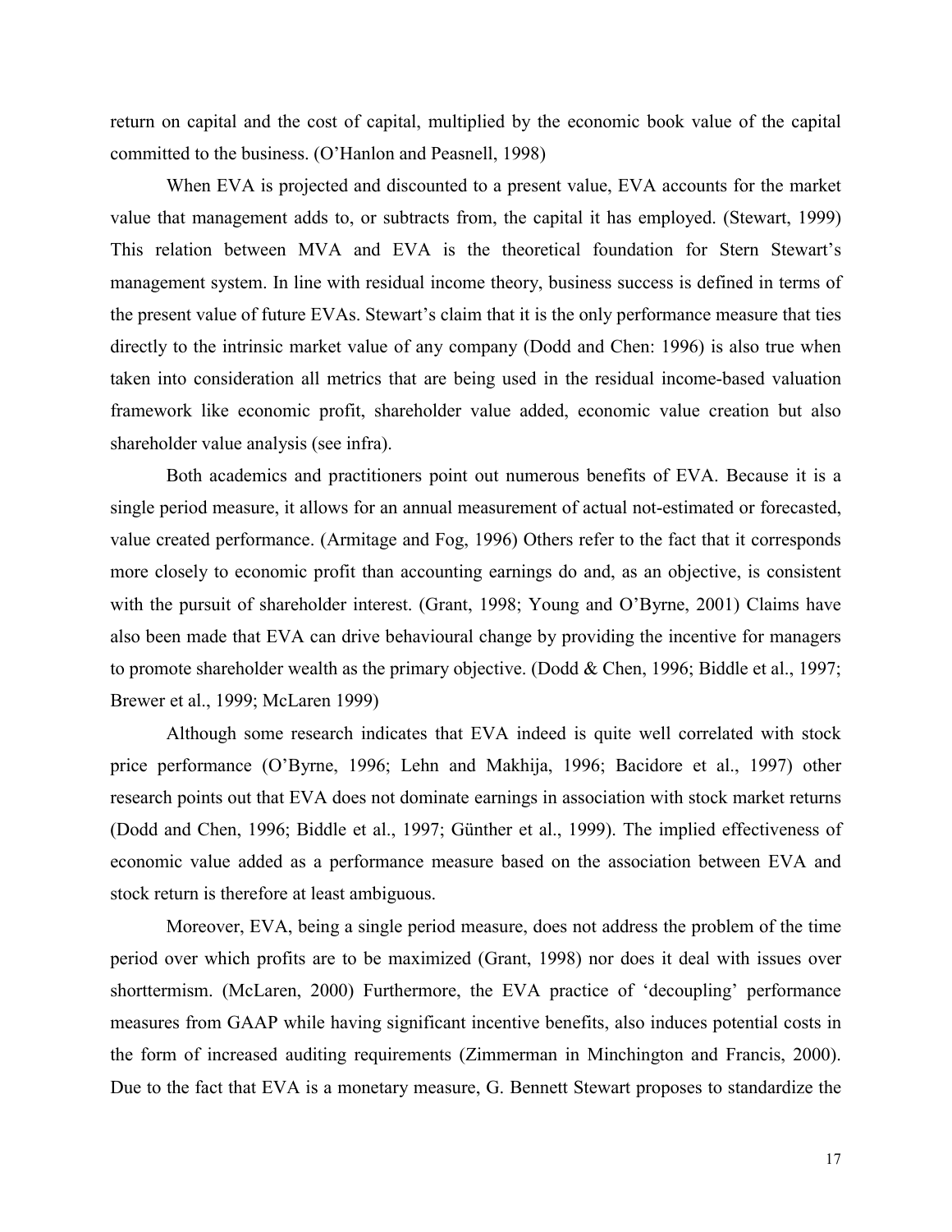return on capital and the cost of capital, multiplied by the economic book value of the capital committed to the business. (O'Hanlon and Peasnell, 1998)

When EVA is projected and discounted to a present value, EVA accounts for the market value that management adds to, or subtracts from, the capital it has employed. (Stewart, 1999) This relation between MVA and EVA is the theoretical foundation for Stern Stewart's management system. In line with residual income theory, business success is defined in terms of the present value of future EVAs. Stewart's claim that it is the only performance measure that ties directly to the intrinsic market value of any company (Dodd and Chen: 1996) is also true when taken into consideration all metrics that are being used in the residual income-based valuation framework like economic profit, shareholder value added, economic value creation but also shareholder value analysis (see infra).

Both academics and practitioners point out numerous benefits of EVA. Because it is a single period measure, it allows for an annual measurement of actual not-estimated or forecasted, value created performance. (Armitage and Fog, 1996) Others refer to the fact that it corresponds more closely to economic profit than accounting earnings do and, as an objective, is consistent with the pursuit of shareholder interest. (Grant, 1998; Young and O'Byrne, 2001) Claims have also been made that EVA can drive behavioural change by providing the incentive for managers to promote shareholder wealth as the primary objective. (Dodd & Chen, 1996; Biddle et al., 1997; Brewer et al., 1999; McLaren 1999)

Although some research indicates that EVA indeed is quite well correlated with stock price performance (O'Byrne, 1996; Lehn and Makhija, 1996; Bacidore et al., 1997) other research points out that EVA does not dominate earnings in association with stock market returns (Dodd and Chen, 1996; Biddle et al., 1997; Günther et al., 1999). The implied effectiveness of economic value added as a performance measure based on the association between EVA and stock return is therefore at least ambiguous.

Moreover, EVA, being a single period measure, does not address the problem of the time period over which profits are to be maximized (Grant, 1998) nor does it deal with issues over shorttermism. (McLaren, 2000) Furthermore, the EVA practice of 'decoupling' performance measures from GAAP while having significant incentive benefits, also induces potential costs in the form of increased auditing requirements (Zimmerman in Minchington and Francis, 2000). Due to the fact that EVA is a monetary measure, G. Bennett Stewart proposes to standardize the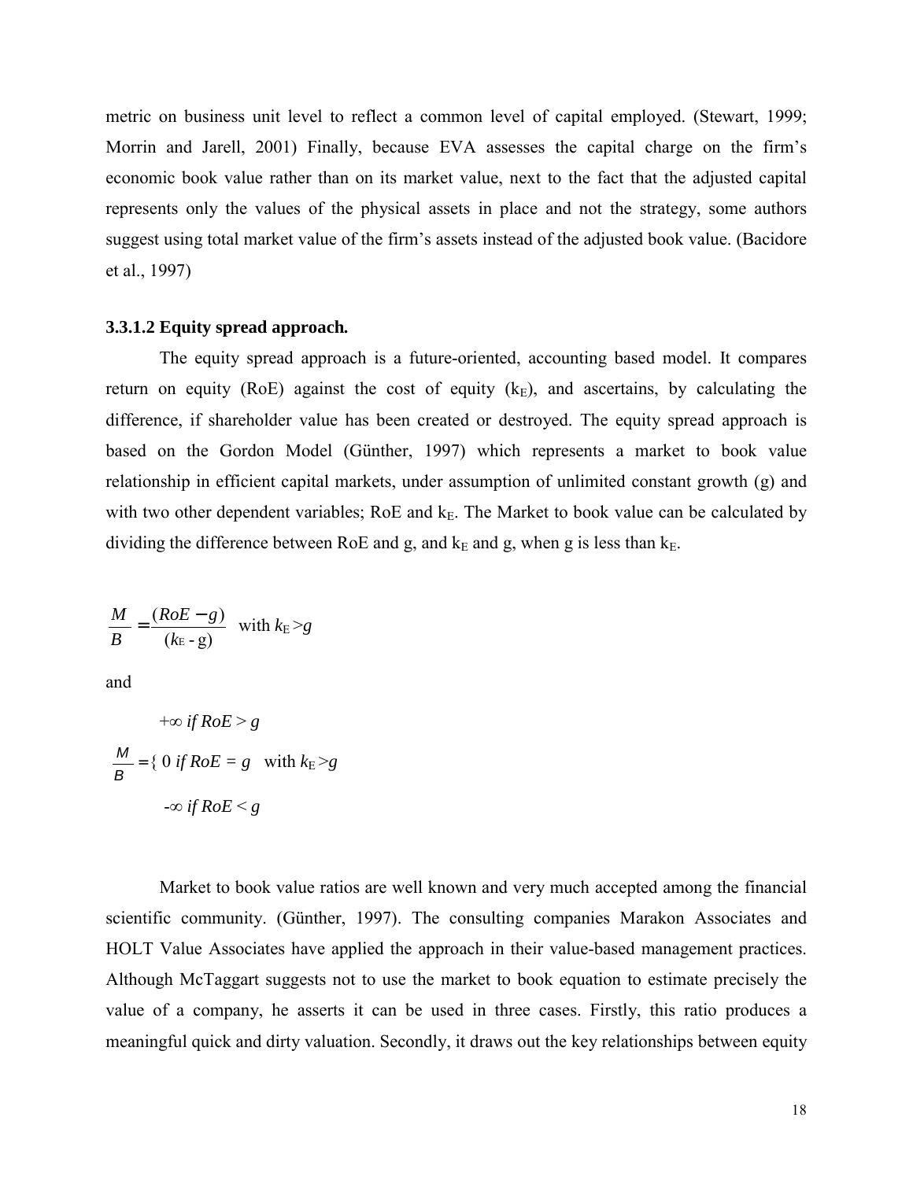metric on business unit level to reflect a common level of capital employed. (Stewart, 1999; Morrin and Jarell, 2001) Finally, because EVA assesses the capital charge on the firm's economic book value rather than on its market value, next to the fact that the adjusted capital represents only the values of the physical assets in place and not the strategy, some authors suggest using total market value of the firm's assets instead of the adjusted book value. (Bacidore et al., 1997)

#### 3.3.1.2 Equity spread approach.

The equity spread approach is a future-oriented, accounting based model. It compares return on equity (RoE) against the cost of equity ($k_E$), and ascertains, by calculating the difference, if shareholder value has been created or destroyed. The equity spread approach is based on the Gordon Model (Günther, 1997) which represents a market to book value relationship in efficient capital markets, under assumption of unlimited constant growth (g) and with two other dependent variables; RoE and $k_E$. The Market to book value can be calculated by dividing the difference between RoE and g, and $k_E$ and g, when g is less than $k_E$.

$$\frac{M}{B} = \frac{(RoE - g)}{(k_E - g)} \quad \text{with } k_E > g$$

and

$$\frac{M}{B} = \begin{cases} +\infty & \text{if } RoE > g \\ 0 & \text{if } RoE = g \\ -\infty & \text{if } RoE < g \end{cases} \quad \text{with } k_E > g$$

Market to book value ratios are well known and very much accepted among the financial scientific community. (Günther, 1997). The consulting companies Marakon Associates and HOLT Value Associates have applied the approach in their value-based management practices. Although McTaggart suggests not to use the market to book equation to estimate precisely the value of a company, he asserts it can be used in three cases. Firstly, this ratio produces a meaningful quick and dirty valuation. Secondly, it draws out the key relationships between equity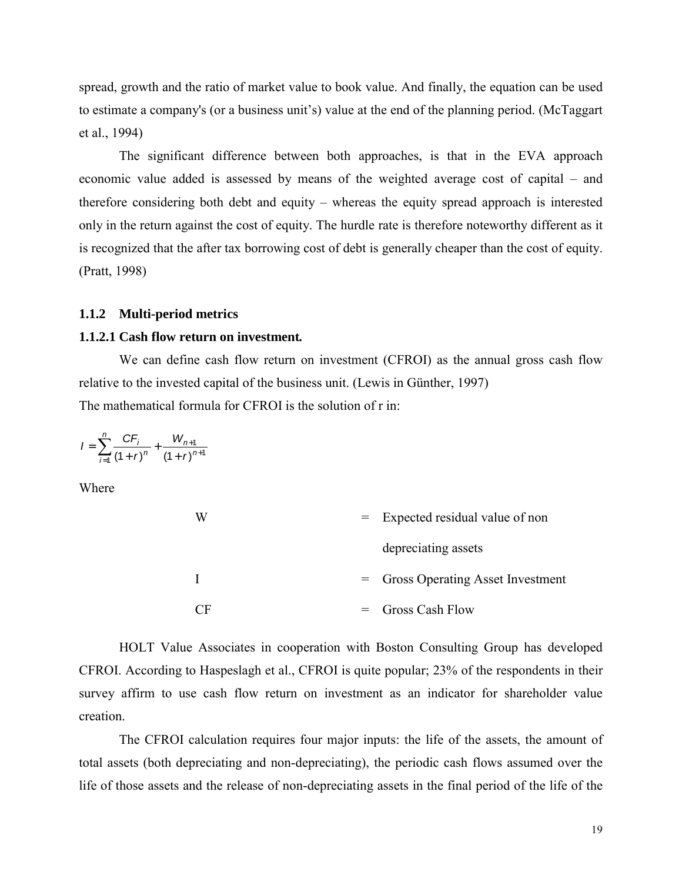spread, growth and the ratio of market value to book value. And finally, the equation can be used to estimate a company's (or a business unit's) value at the end of the planning period. (McTaggart et al., 1994)

The significant difference between both approaches, is that in the EVA approach economic value added is assessed by means of the weighted average cost of capital – and therefore considering both debt and equity – whereas the equity spread approach is interested only in the return against the cost of equity. The hurdle rate is therefore noteworthy different as it is recognized that the after tax borrowing cost of debt is generally cheaper than the cost of equity. (Pratt, 1998)

### 1.1.2 Multi-period metrics

#### 1.1.2.1 Cash flow return on investment.

We can define cash flow return on investment (CFROI) as the annual gross cash flow relative to the invested capital of the business unit. (Lewis in Günther, 1997)

The mathematical formula for CFROI is the solution of r in:

$$I = \sum_{i=1}^{n} \frac{CF_i}{(1+r)^n} + \frac{W_{n+1}}{(1+r)^{n+1}}$$

Where

| | | |
|---|---|---|
| W | = | Expected residual value of non depreciating assets |
| I | = | Gross Operating Asset Investment |
| CF | = | Gross Cash Flow |

HOLT Value Associates in cooperation with Boston Consulting Group has developed CFROI. According to Haspeslagh et al., CFROI is quite popular; 23% of the respondents in their survey affirm to use cash flow return on investment as an indicator for shareholder value creation.

The CFROI calculation requires four major inputs: the life of the assets, the amount of total assets (both depreciating and non-depreciating), the periodic cash flows assumed over the life of those assets and the release of non-depreciating assets in the final period of the life of the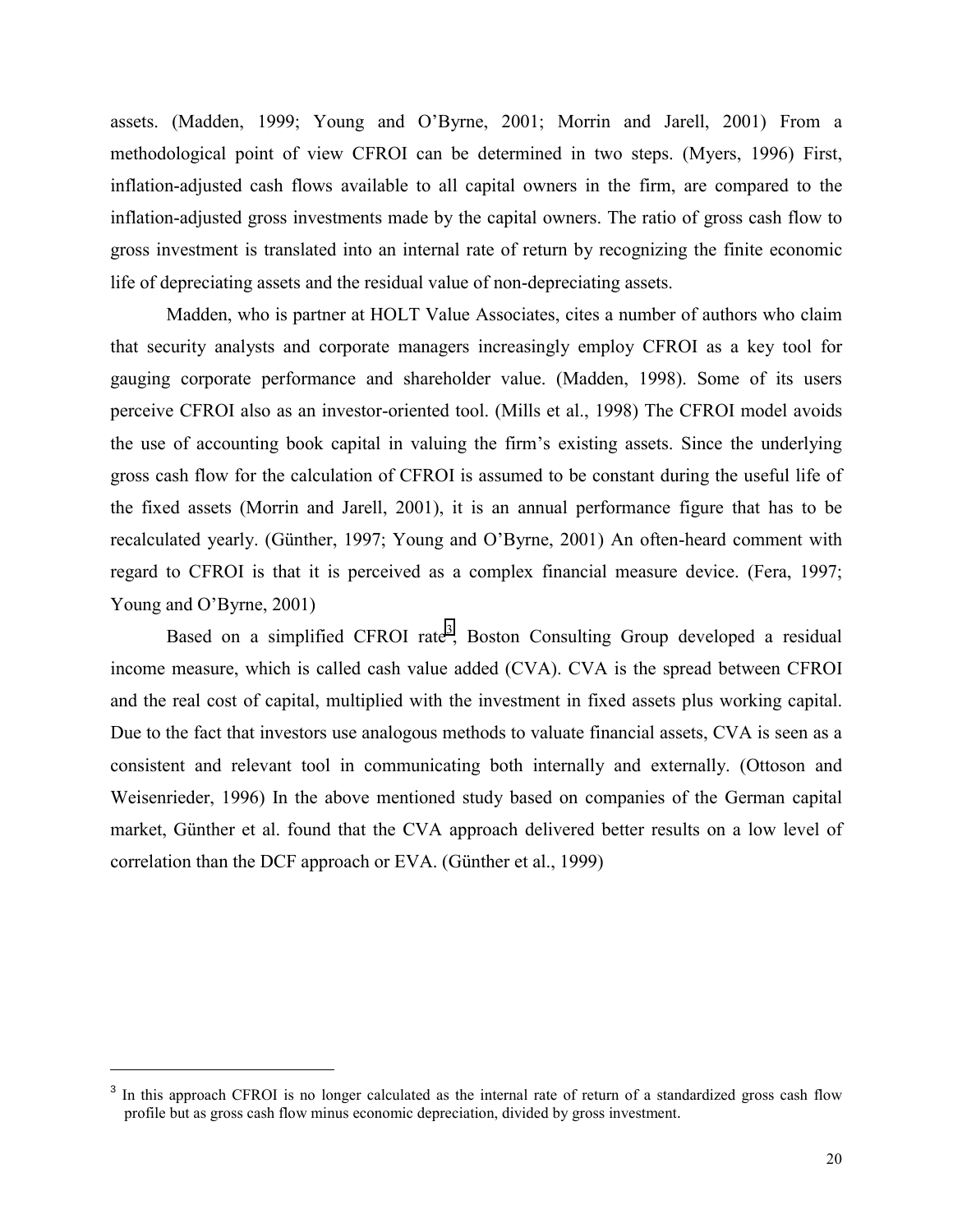assets. (Madden, 1999; Young and O'Byrne, 2001; Morrin and Jarell, 2001) From a methodological point of view CFROI can be determined in two steps. (Myers, 1996) First, inflation-adjusted cash flows available to all capital owners in the firm, are compared to the inflation-adjusted gross investments made by the capital owners. The ratio of gross cash flow to gross investment is translated into an internal rate of return by recognizing the finite economic life of depreciating assets and the residual value of non-depreciating assets.

Madden, who is partner at HOLT Value Associates, cites a number of authors who claim that security analysts and corporate managers increasingly employ CFROI as a key tool for gauging corporate performance and shareholder value. (Madden, 1998). Some of its users perceive CFROI also as an investor-oriented tool. (Mills et al., 1998) The CFROI model avoids the use of accounting book capital in valuing the firm's existing assets. Since the underlying gross cash flow for the calculation of CFROI is assumed to be constant during the useful life of the fixed assets (Morrin and Jarell, 2001), it is an annual performance figure that has to be recalculated yearly. (Günther, 1997; Young and O'Byrne, 2001) An often-heard comment with regard to CFROI is that it is perceived as a complex financial measure device. (Fera, 1997; Young and O'Byrne, 2001)

Based on a simplified CFROI rate[3], Boston Consulting Group developed a residual income measure, which is called cash value added (CVA). CVA is the spread between CFROI and the real cost of capital, multiplied with the investment in fixed assets plus working capital. Due to the fact that investors use analogous methods to valuate financial assets, CVA is seen as a consistent and relevant tool in communicating both internally and externally. (Ottoson and Weisenrieder, 1996) In the above mentioned study based on companies of the German capital market, Günther et al. found that the CVA approach delivered better results on a low level of correlation than the DCF approach or EVA. (Günther et al., 1999)

[3] In this approach CFROI is no longer calculated as the internal rate of return of a standardized gross cash flow profile but as gross cash flow minus economic depreciation, divided by gross investment.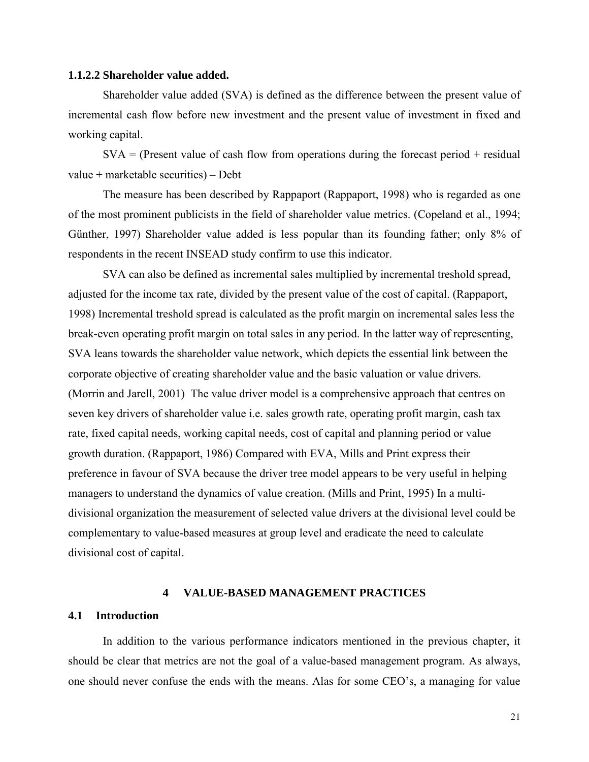#### 1.1.2.2 Shareholder value added.

Shareholder value added (SVA) is defined as the difference between the present value of incremental cash flow before new investment and the present value of investment in fixed and working capital.

SVA = (Present value of cash flow from operations during the forecast period + residual value + marketable securities) – Debt

The measure has been described by Rappaport (Rappaport, 1998) who is regarded as one of the most prominent publicists in the field of shareholder value metrics. (Copeland et al., 1994; Günther, 1997) Shareholder value added is less popular than its founding father; only 8% of respondents in the recent INSEAD study confirm to use this indicator.

SVA can also be defined as incremental sales multiplied by incremental treshold spread, adjusted for the income tax rate, divided by the present value of the cost of capital. (Rappaport, 1998) Incremental treshold spread is calculated as the profit margin on incremental sales less the break-even operating profit margin on total sales in any period. In the latter way of representing, SVA leans towards the shareholder value network, which depicts the essential link between the corporate objective of creating shareholder value and the basic valuation or value drivers. (Morrin and Jarell, 2001) The value driver model is a comprehensive approach that centres on seven key drivers of shareholder value i.e. sales growth rate, operating profit margin, cash tax rate, fixed capital needs, working capital needs, cost of capital and planning period or value growth duration. (Rappaport, 1986) Compared with EVA, Mills and Print express their preference in favour of SVA because the driver tree model appears to be very useful in helping managers to understand the dynamics of value creation. (Mills and Print, 1995) In a multi-divisional organization the measurement of selected value drivers at the divisional level could be complementary to value-based measures at group level and eradicate the need to calculate divisional cost of capital.

# 4 VALUE-BASED MANAGEMENT PRACTICES

## 4.1 Introduction

In addition to the various performance indicators mentioned in the previous chapter, it should be clear that metrics are not the goal of a value-based management program. As always, one should never confuse the ends with the means. Alas for some CEO's, a managing for value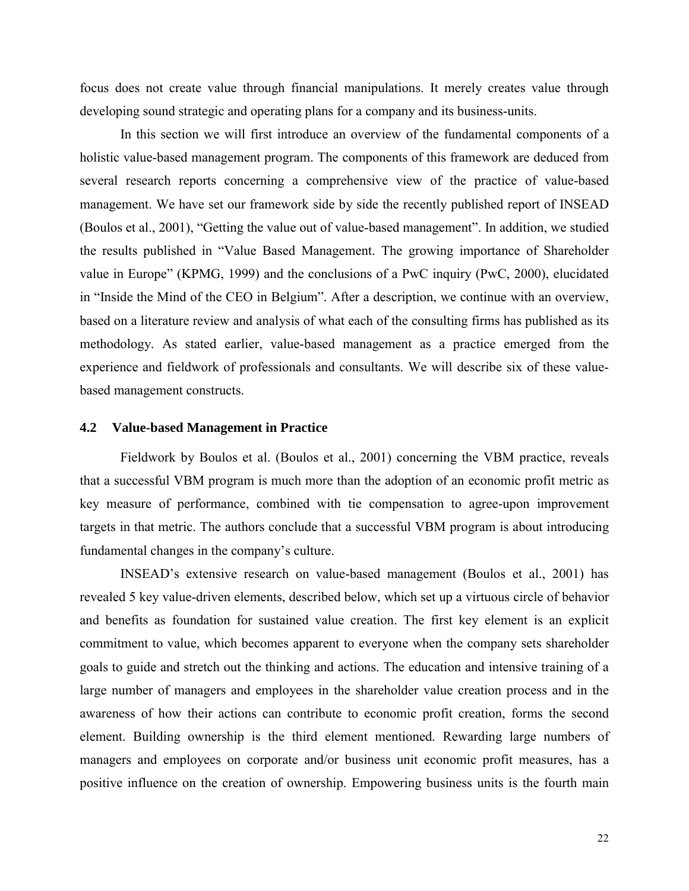focus does not create value through financial manipulations. It merely creates value through developing sound strategic and operating plans for a company and its business-units.

In this section we will first introduce an overview of the fundamental components of a holistic value-based management program. The components of this framework are deduced from several research reports concerning a comprehensive view of the practice of value-based management. We have set our framework side by side the recently published report of INSEAD (Boulos et al., 2001), "Getting the value out of value-based management". In addition, we studied the results published in "Value Based Management. The growing importance of Shareholder value in Europe" (KPMG, 1999) and the conclusions of a PwC inquiry (PwC, 2000), elucidated in "Inside the Mind of the CEO in Belgium". After a description, we continue with an overview, based on a literature review and analysis of what each of the consulting firms has published as its methodology. As stated earlier, value-based management as a practice emerged from the experience and fieldwork of professionals and consultants. We will describe six of these value-based management constructs.

## 4.2 Value-based Management in Practice

Fieldwork by Boulos et al. (Boulos et al., 2001) concerning the VBM practice, reveals that a successful VBM program is much more than the adoption of an economic profit metric as key measure of performance, combined with tie compensation to agree-upon improvement targets in that metric. The authors conclude that a successful VBM program is about introducing fundamental changes in the company's culture.

INSEAD's extensive research on value-based management (Boulos et al., 2001) has revealed 5 key value-driven elements, described below, which set up a virtuous circle of behavior and benefits as foundation for sustained value creation. The first key element is an explicit commitment to value, which becomes apparent to everyone when the company sets shareholder goals to guide and stretch out the thinking and actions. The education and intensive training of a large number of managers and employees in the shareholder value creation process and in the awareness of how their actions can contribute to economic profit creation, forms the second element. Building ownership is the third element mentioned. Rewarding large numbers of managers and employees on corporate and/or business unit economic profit measures, has a positive influence on the creation of ownership. Empowering business units is the fourth main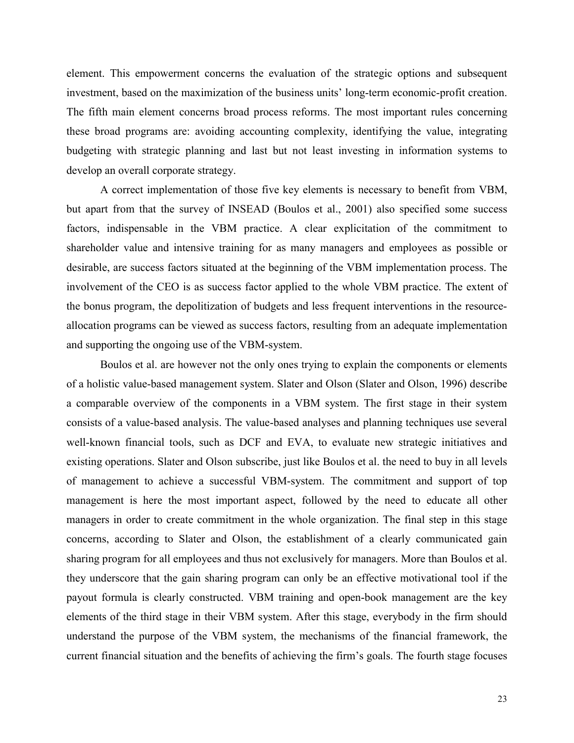element. This empowerment concerns the evaluation of the strategic options and subsequent investment, based on the maximization of the business units' long-term economic-profit creation. The fifth main element concerns broad process reforms. The most important rules concerning these broad programs are: avoiding accounting complexity, identifying the value, integrating budgeting with strategic planning and last but not least investing in information systems to develop an overall corporate strategy.

A correct implementation of those five key elements is necessary to benefit from VBM, but apart from that the survey of INSEAD (Boulos et al., 2001) also specified some success factors, indispensable in the VBM practice. A clear explicitation of the commitment to shareholder value and intensive training for as many managers and employees as possible or desirable, are success factors situated at the beginning of the VBM implementation process. The involvement of the CEO is as success factor applied to the whole VBM practice. The extent of the bonus program, the depolitization of budgets and less frequent interventions in the resource-allocation programs can be viewed as success factors, resulting from an adequate implementation and supporting the ongoing use of the VBM-system.

Boulos et al. are however not the only ones trying to explain the components or elements of a holistic value-based management system. Slater and Olson (Slater and Olson, 1996) describe a comparable overview of the components in a VBM system. The first stage in their system consists of a value-based analysis. The value-based analyses and planning techniques use several well-known financial tools, such as DCF and EVA, to evaluate new strategic initiatives and existing operations. Slater and Olson subscribe, just like Boulos et al. the need to buy in all levels of management to achieve a successful VBM-system. The commitment and support of top management is here the most important aspect, followed by the need to educate all other managers in order to create commitment in the whole organization. The final step in this stage concerns, according to Slater and Olson, the establishment of a clearly communicated gain sharing program for all employees and thus not exclusively for managers. More than Boulos et al. they underscore that the gain sharing program can only be an effective motivational tool if the payout formula is clearly constructed. VBM training and open-book management are the key elements of the third stage in their VBM system. After this stage, everybody in the firm should understand the purpose of the VBM system, the mechanisms of the financial framework, the current financial situation and the benefits of achieving the firm's goals. The fourth stage focuses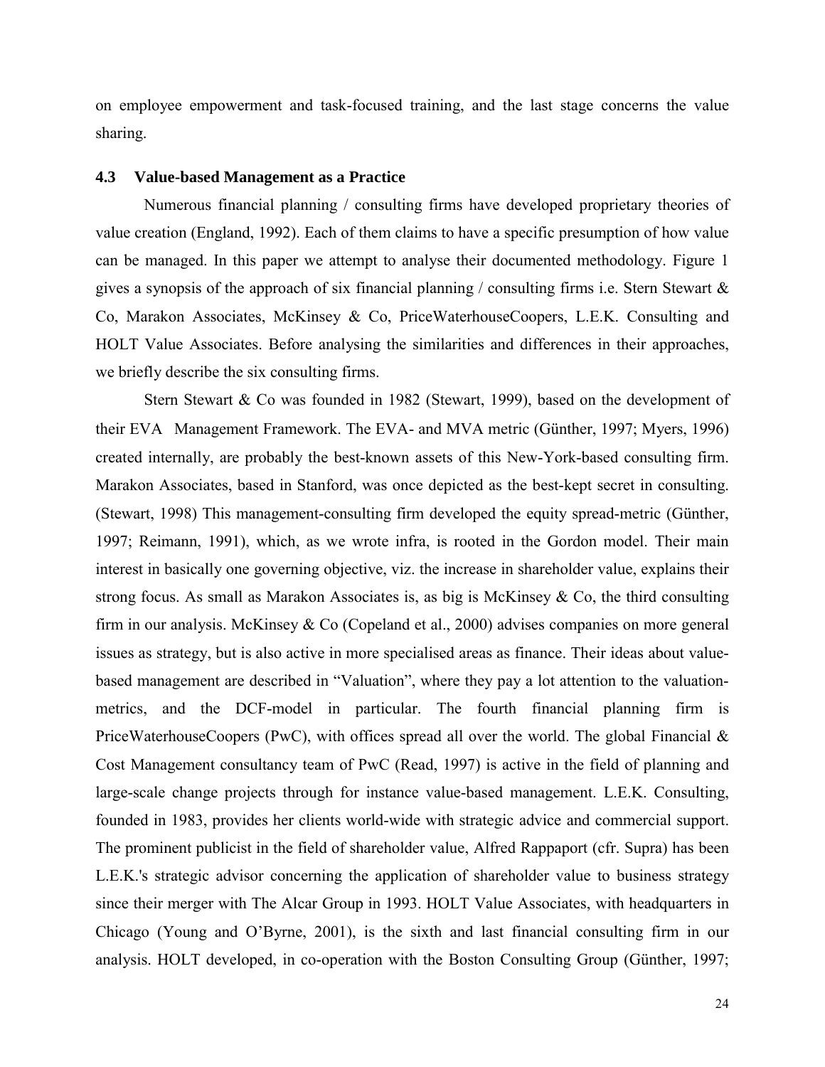on employee empowerment and task-focused training, and the last stage concerns the value sharing.

### 4.3 Value-based Management as a Practice

Numerous financial planning / consulting firms have developed proprietary theories of value creation (England, 1992). Each of them claims to have a specific presumption of how value can be managed. In this paper we attempt to analyse their documented methodology. Figure 1 gives a synopsis of the approach of six financial planning / consulting firms i.e. Stern Stewart & Co, Marakon Associates, McKinsey & Co, PriceWaterhouseCoopers, L.E.K. Consulting and HOLT Value Associates. Before analysing the similarities and differences in their approaches, we briefly describe the six consulting firms.

Stern Stewart & Co was founded in 1982 (Stewart, 1999), based on the development of their EVA Management Framework. The EVA- and MVA metric (Günther, 1997; Myers, 1996) created internally, are probably the best-known assets of this New-York-based consulting firm. Marakon Associates, based in Stanford, was once depicted as the best-kept secret in consulting. (Stewart, 1998) This management-consulting firm developed the equity spread-metric (Günther, 1997; Reimann, 1991), which, as we wrote infra, is rooted in the Gordon model. Their main interest in basically one governing objective, viz. the increase in shareholder value, explains their strong focus. As small as Marakon Associates is, as big is McKinsey & Co, the third consulting firm in our analysis. McKinsey & Co (Copeland et al., 2000) advises companies on more general issues as strategy, but is also active in more specialised areas as finance. Their ideas about value-based management are described in "Valuation", where they pay a lot attention to the valuation-metrics, and the DCF-model in particular. The fourth financial planning firm is PriceWaterhouseCoopers (PwC), with offices spread all over the world. The global Financial & Cost Management consultancy team of PwC (Read, 1997) is active in the field of planning and large-scale change projects through for instance value-based management. L.E.K. Consulting, founded in 1983, provides her clients world-wide with strategic advice and commercial support. The prominent publicist in the field of shareholder value, Alfred Rappaport (cfr. Supra) has been L.E.K.'s strategic advisor concerning the application of shareholder value to business strategy since their merger with The Alcar Group in 1993. HOLT Value Associates, with headquarters in Chicago (Young and O'Byrne, 2001), is the sixth and last financial consulting firm in our analysis. HOLT developed, in co-operation with the Boston Consulting Group (Günther, 1997;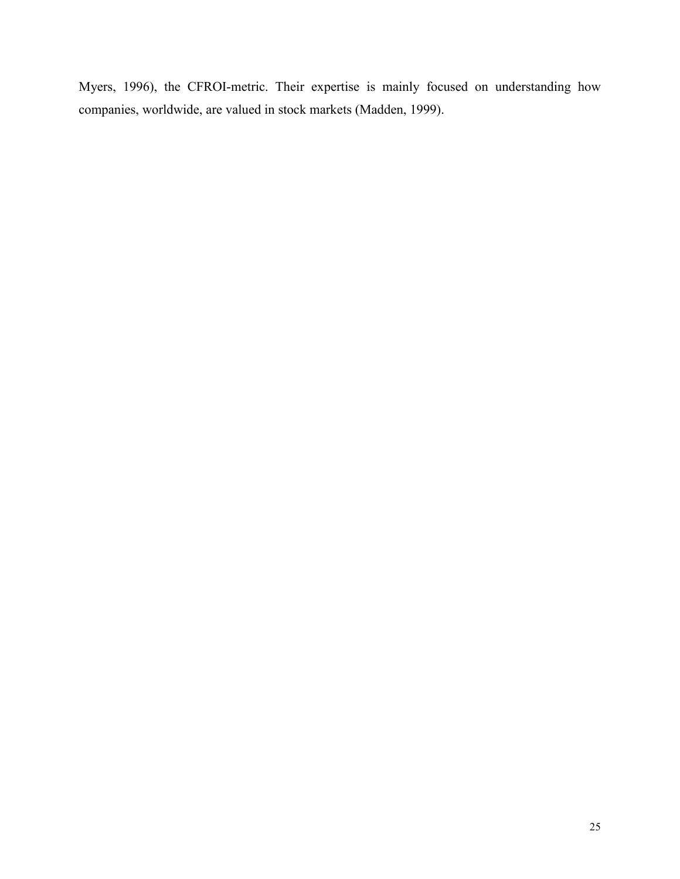Myers, 1996), the CFROI-metric. Their expertise is mainly focused on understanding how companies, worldwide, are valued in stock markets (Madden, 1999).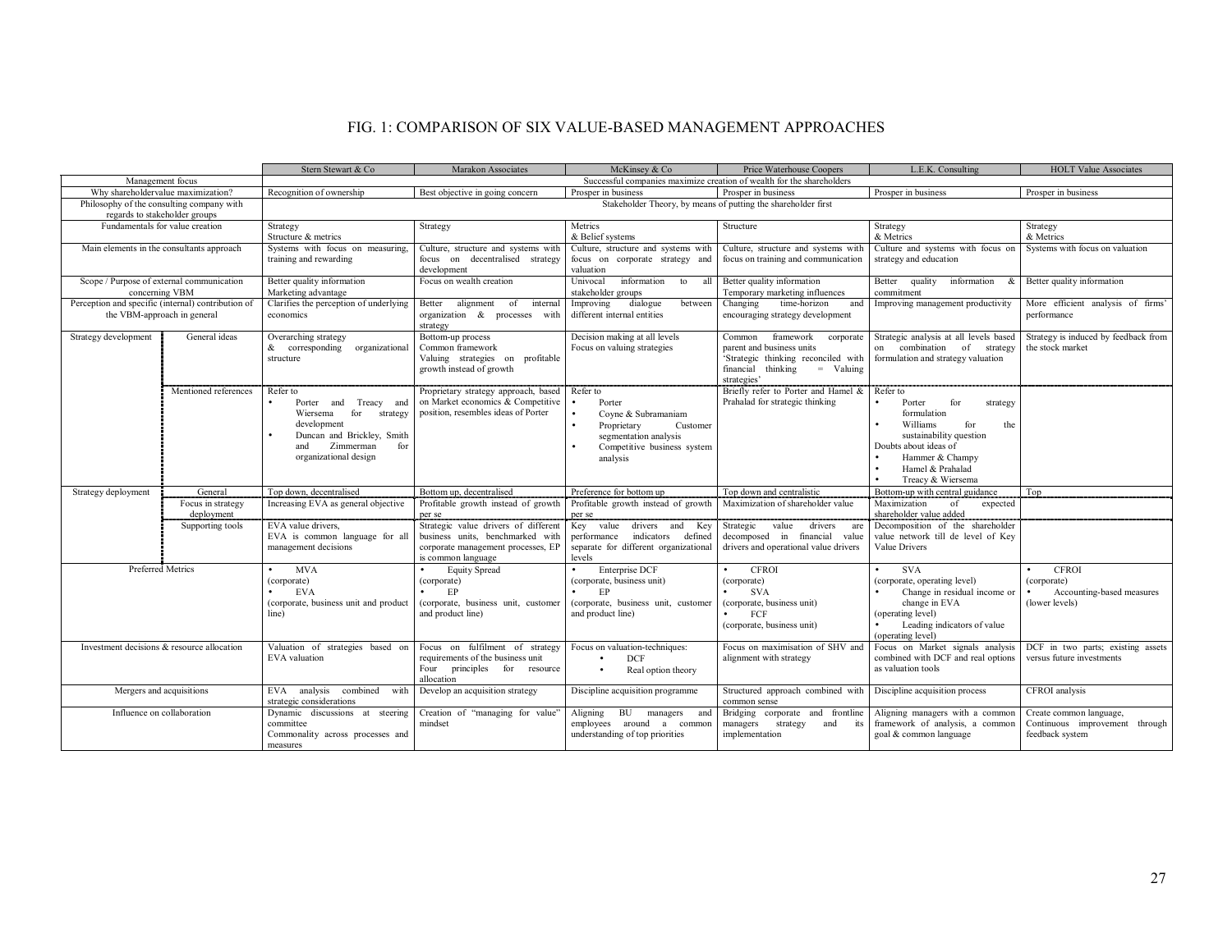# FIG. 1: COMPARISON OF SIX VALUE-BASED MANAGEMENT APPROACHES

| | | Stern Stewart & Co | Marakon Associates | McKinsey & Co | Price Waterhouse Coopers | L.E.K. Consulting | HOLT Value Associates |
|---|---|---|---|---|---|---|---|
| Management focus | | Successful companies maximize creation of wealth for the shareholders | | | | | |
| Why shareholdervalue maximization? | | Recognition of ownership | Best objective in going concern | Prosper in business | Prosper in business | Prosper in business | Prosper in business |
| Philosophy of the consulting company with regards to stakeholder groups | | Stakeholder Theory, by means of putting the shareholder first | | | | | |
| Fundamentals for value creation | | Strategy<br>Structure & metrics | Strategy | Metrics<br>& Belief systems | Structure | Strategy<br>& Metrics | Strategy<br>& Metrics |
| Main elements in the consultants approach | | Systems with focus on measuring, training and rewarding | Culture, structure and systems with focus on decentralised strategy development | Culture, structure and systems with focus on corporate strategy and valuation | Culture, structure and systems with focus on training and communication | Culture and systems with focus on strategy and education | Systems with focus on valuation |
| Scope / Purpose of external communication concerning VBM | | Better quality information<br>Marketing advantage | Focus on wealth creation | Univocal information to all stakeholder groups | Better quality information<br>Temporary marketing influences | Better quality information & commitment | Better quality information |
| Perception and specific (internal) contribution of the VBM-approach in general | | Clarifies the perception of underlying economics | Better alignment of internal organization & processes with strategy | Improving dialogue between different internal entities | Changing time-horizon and encouraging strategy development | Improving management productivity | More efficient analysis of firms' performance |
| Strategy development | General ideas | Overarching strategy<br>& corresponding organizational structure | Bottom-up process<br>Common framework<br>Valuing strategies on profitable growth instead of growth | Decision making at all levels<br>Focus on valuing strategies | Common framework corporate parent and business units<br>'Strategic thinking reconciled with financial thinking = Valuing strategies' | Strategic analysis at all levels based on combination of strategy formulation and strategy valuation | Strategy is induced by feedback from the stock market |
| | Mentioned references | Refer to<br>• Porter and Treacy and Wiersema for strategy development<br>• Duncan and Brickley, Smith and Zimmerman for organizational design | Proprietary strategy approach, based on Market economics & Competitive position, resembles ideas of Porter | Refer to<br>• Porter<br>• Coyne & Subramaniam<br>• Proprietary Customer segmentation analysis<br>• Competitive business system analysis | Briefly refer to Porter and Hamel & Prahalad for strategic thinking | Refer to<br>• Porter for strategy formulation<br>• Williams for the sustainability question<br>Doubts about ideas of<br>• Hammer & Champy<br>• Hamel & Prahalad<br>• Treacy & Wiersema | |
| Strategy deployment | General | Top down, decentralised | Bottom up, decentralised | Preference for bottom up | Top down and centralistic | Bottom-up with central guidance | Top |
| | Focus in strategy deployment | Increasing EVA as general objective | Profitable growth instead of growth per se | Profitable growth instead of growth per se | Maximization of shareholder value | Maximization of expected shareholder value added | |
| | Supporting tools | EVA value drivers,<br>EVA is common language for all management decisions | Strategic value drivers of different business units, benchmarked with corporate management processes, EP is common language | Key value drivers and Key performance indicators defined separate for different organizational levels | Strategic value drivers are decomposed in financial value drivers and operational value drivers | Decomposition of the shareholder value network till de level of Key Value Drivers | |
| Preferred Metrics | | • MVA<br>(corporate)<br>• EVA<br>(corporate, business unit and product line) | • Equity Spread<br>(corporate)<br>• EP<br>(corporate, business unit, customer and product line) | • Enterprise DCF<br>(corporate, business unit)<br>• EP<br>(corporate, business unit, customer and product line) | • CFROI<br>(corporate)<br>• SVA<br>(corporate, business unit)<br>• FCF<br>(corporate, business unit) | • SVA<br>(corporate, operating level)<br>• Change in residual income or change in EVA<br>(operating level)<br>• Leading indicators of value<br>(operating level) | • CFROI<br>(corporate)<br>• Accounting-based measures<br>(lower levels) |
| Investment decisions & resource allocation | | Valuation of strategies based on EVA valuation | Focus on fulfilment of strategy requirements of the business unit<br>Four principles for resource allocation | Focus on valuation-techniques:<br>• DCF<br>• Real option theory | Focus on maximisation of SHV and alignment with strategy | Focus on Market signals analysis combined with DCF and real options as valuation tools | DCF in two parts; existing assets versus future investments |
| Mergers and acquisitions | | EVA analysis combined with strategic considerations | Develop an acquisition strategy | Discipline acquisition programme | Structured approach combined with common sense | Discipline acquisition process | CFROI analysis |
| Influence on collaboration | | Dynamic discussions at steering committee<br>Commonality across processes and measures | Creation of "managing for value" mindset | Aligning BU managers and employees around a common understanding of top priorities | Bridging corporate and frontline managers strategy and its implementation | Aligning managers with a common framework of analysis, a common goal & common language | Create common language,<br>Continuous improvement through feedback system |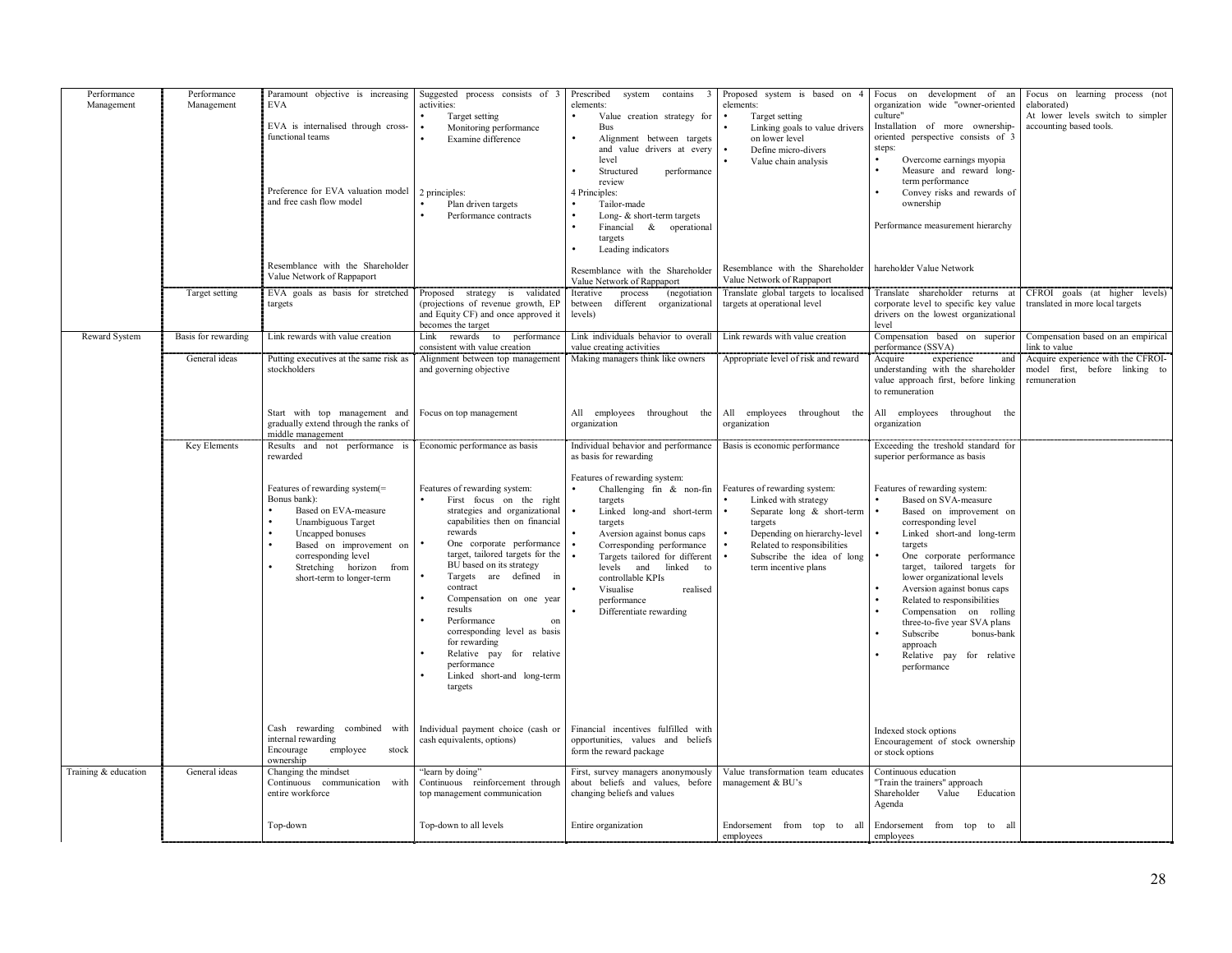| | | | | | | | |
|---|---|---|---|---|---|---|---|
| Performance Management | Performance Management | Paramount objective is increasing EVA<br><br>EVA is internalised through cross-functional teams<br><br>Preference for EVA valuation model and free cash flow model<br><br>Resemblance with the Shareholder Value Network of Rappaport | Suggested process consists of 3 activities:<br>• Target setting<br>• Monitoring performance<br>• Examine difference<br><br>2 principles:<br>• Plan driven targets<br>• Performance contracts | Prescribed system contains 3 elements:<br>• Value creation strategy for Bus<br>• Alignment between targets and value drivers at every level<br>• Structured performance review<br>4 Principles:<br>• Tailor-made<br>• Long- & short-term targets<br>• Financial & operational targets<br>• Leading indicators<br><br>Resemblance with the Shareholder Value Network of Rappaport | Proposed system is based on 4 elements:<br>• Target setting<br>• Linking goals to value drivers on lower level<br>• Define micro-divers<br>• Value chain analysis<br><br>Resemblance with the Shareholder Value Network of Rappaport | Focus on development of an organization wide "owner-oriented culture"<br>Installation of more ownership-oriented perspective consists of 3 steps:<br>• Overcome earnings myopia<br>• Measure and reward long-term performance<br>• Convey risks and rewards of ownership<br><br>Performance measurement hierarchy<br><br>hareholder Value Network | Focus on learning process (not elaborated)<br>At lower levels switch to simpler accounting based tools. |
| | Target setting | EVA goals as basis for stretched targets | Proposed strategy is validated (projections of revenue growth, EP and Equity CF) and once approved it becomes the target | Iterative process (negotiation between different organizational levels) | Translate global targets to localised targets at operational level | Translate shareholder returns at corporate level to specific key value drivers on the lowest organizational level | CFROI goals (at higher levels) translated in more local targets |
| Reward System | Basis for rewarding | Link rewards with value creation | Link rewards to performance consistent with value creation | Link individuals behavior to overall value creating activities | Link rewards with value creation | Compensation based on superior performance (SSVA) | Compensation based on an empirical link to value |
| | General ideas | Putting executives at the same risk as stockholders<br><br>Start with top management and gradually extend through the ranks of middle management | Alignment between top management and governing objective<br><br>Focus on top management | Making managers think like owners<br><br>All employees throughout the organization | Appropriate level of risk and reward<br><br>All employees throughout the organization | Acquire experience and understanding with the shareholder value approach first, before linking to remuneration<br><br>All employees throughout the organization | Acquire experience with the CFROI-model first, before linking to remuneration |
| | Key Elements | Results and not performance is rewarded<br><br>Features of rewarding system(= Bonus bank):<br>• Based on EVA-measure<br>• Unambiguous Target<br>• Uncapped bonuses<br>• Based on improvement on corresponding level<br>• Stretching horizon from short-term to longer-term<br><br>Cash rewarding combined with internal rewarding<br>Encourage employee stock ownership | Economic performance as basis<br><br>Features of rewarding system:<br>• First focus on the right strategies and organizational capabilities then on financial rewards<br>• One corporate performance target, tailored targets for the BU based on its strategy<br>• Targets are defined in contract<br>• Compensation on one year results<br>• Performance on corresponding level as basis for rewarding<br>• Relative pay for relative performance<br>• Linked short-and long-term targets<br><br>Individual payment choice (cash or cash equivalents, options) | Individual behavior and performance as basis for rewarding<br><br>Features of rewarding system:<br>• Challenging fin & non-fin targets<br>• Linked long-and short-term targets<br>• Aversion against bonus caps<br>• Corresponding performance<br>• Targets tailored for different levels and linked to controllable KPIs<br>• Visualise realised performance<br>• Differentiate rewarding<br><br>Financial incentives fulfilled with opportunities, values and beliefs form the reward package | Basis is economic performance<br><br>Features of rewarding system:<br>• Linked with strategy<br>• Separate long & short-term targets<br>• Depending on hierarchy-level<br>• Related to responsibilities<br>• Subscribe the idea of long term incentive plans | Exceeding the treshold standard for superior performance as basis<br><br>Features of rewarding system:<br>• Based on SVA-measure<br>• Based on improvement on corresponding level<br>• Linked short-and long-term targets<br>• One corporate performance target, tailored targets for lower organizational levels<br>• Aversion against bonus caps<br>• Related to responsibilities<br>• Compensation on rolling three-to-five year SVA plans<br>• Subscribe bonus-bank approach<br>• Relative pay for relative performance<br><br>Indexed stock options<br>Encouragement of stock ownership or stock options | |
| Training & education | General ideas | Changing the mindset<br>Continuous communication with entire workforce<br><br>Top-down | "learn by doing"<br>Continuous reinforcement through top management communication<br><br>Top-down to all levels | First, survey managers anonymously about beliefs and values, before changing beliefs and values<br><br>Entire organization | Value transformation team educates management & BU's<br><br>Endorsement from top to all employees | Continuous education<br>"Train the trainers" approach<br>Shareholder Value Education Agenda<br><br>Endorsement from top to all employees | |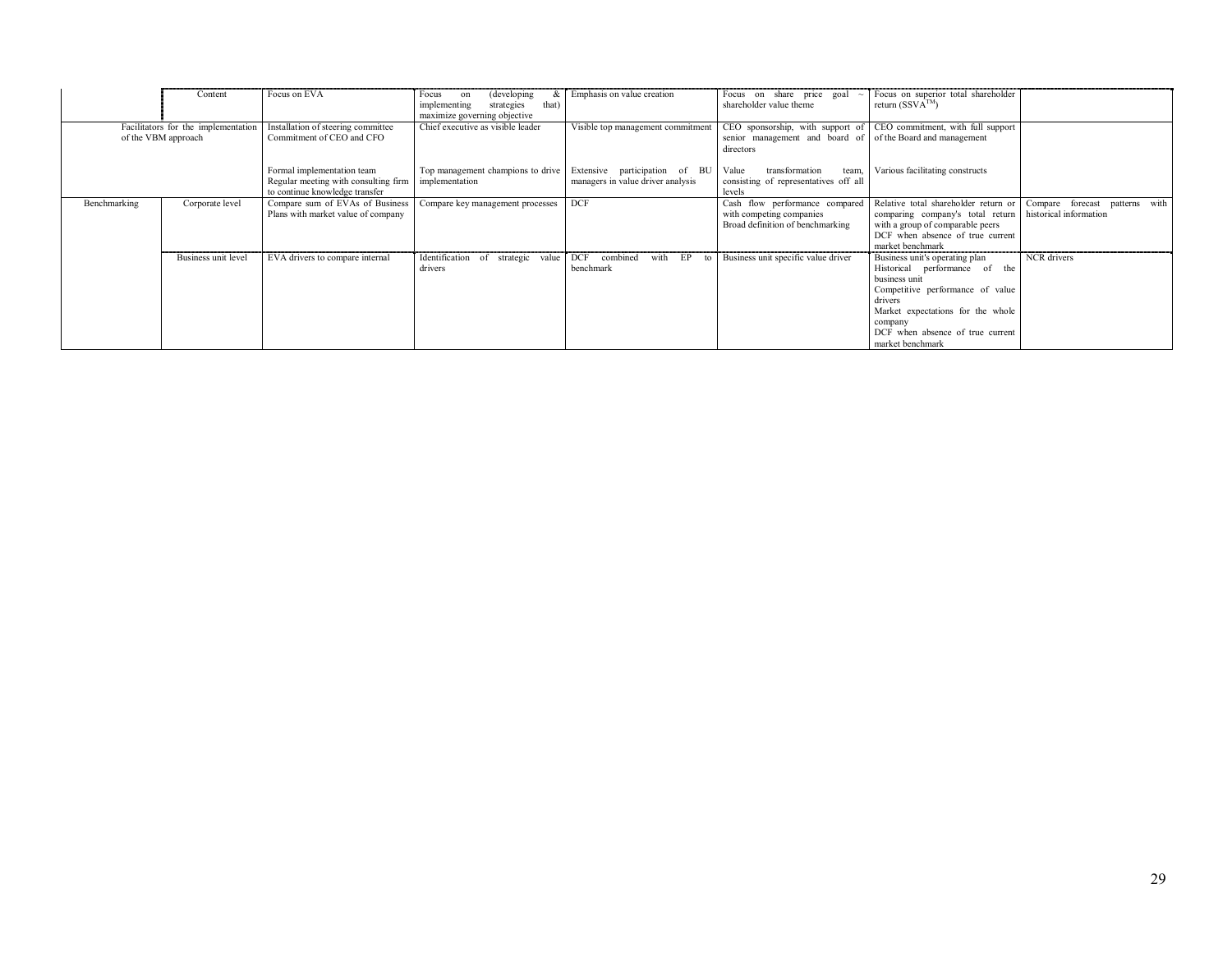| | Content | Focus on EVA | Focus on (developing & implementing strategies that) maximize governing objective | Emphasis on value creation | Focus on share price goal ~ shareholder value theme | Focus on superior total shareholder return (SSVA™) | |
|---|---|---|---|---|---|---|---|
| Facilitators for the implementation of the VBM approach | | Installation of steering committee<br>Commitment of CEO and CFO | Chief executive as visible leader | Visible top management commitment | CEO sponsorship, with support of senior management and board of directors | CEO commitment, with full support of the Board and management | |
| | | Formal implementation team<br>Regular meeting with consulting firm to continue knowledge transfer | Top management champions to drive implementation | Extensive participation of BU managers in value driver analysis | Value transformation team, consisting of representatives off all levels | Various facilitating constructs | |
| Benchmarking | Corporate level | Compare sum of EVAs of Business Plans with market value of company | Compare key management processes | DCF | Cash flow performance compared with competing companies<br>Broad definition of benchmarking | Relative total shareholder return or comparing company's total return with a group of comparable peers<br>DCF when absence of true current market benchmark | Compare forecast patterns with historical information |
| | Business unit level | EVA drivers to compare internal | Identification of strategic value drivers | DCF combined with EP to benchmark | Business unit specific value driver | Business unit's operating plan<br>Historical performance of the business unit<br>Competitive performance of value drivers<br>Market expectations for the whole company<br>DCF when absence of true current market benchmark | NCR drivers |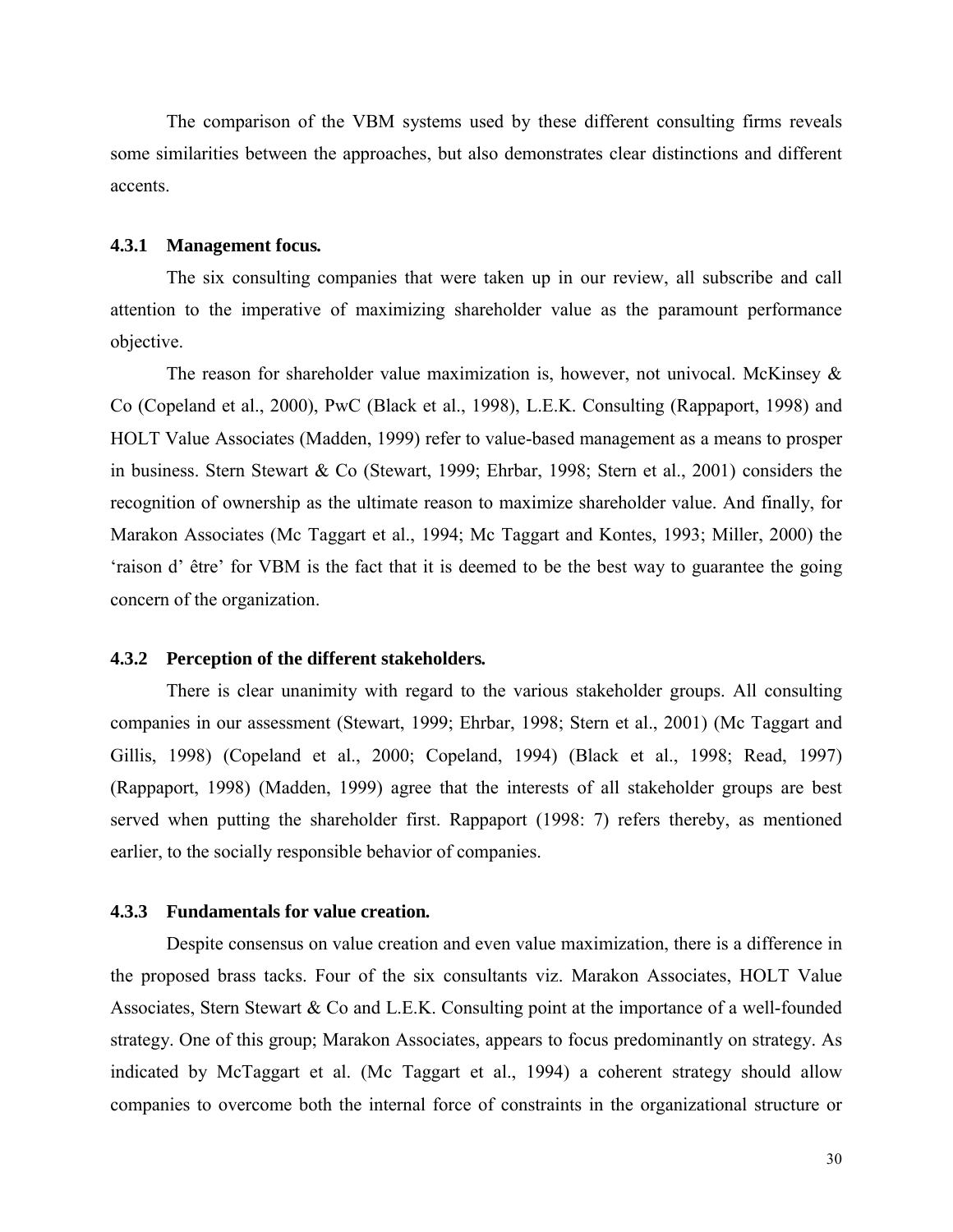The comparison of the VBM systems used by these different consulting firms reveals some similarities between the approaches, but also demonstrates clear distinctions and different accents.

### 4.3.1 Management focus.

The six consulting companies that were taken up in our review, all subscribe and call attention to the imperative of maximizing shareholder value as the paramount performance objective.

The reason for shareholder value maximization is, however, not univocal. McKinsey & Co (Copeland et al., 2000), PwC (Black et al., 1998), L.E.K. Consulting (Rappaport, 1998) and HOLT Value Associates (Madden, 1999) refer to value-based management as a means to prosper in business. Stern Stewart & Co (Stewart, 1999; Ehrbar, 1998; Stern et al., 2001) considers the recognition of ownership as the ultimate reason to maximize shareholder value. And finally, for Marakon Associates (Mc Taggart et al., 1994; Mc Taggart and Kontes, 1993; Miller, 2000) the 'raison d' être' for VBM is the fact that it is deemed to be the best way to guarantee the going concern of the organization.

### 4.3.2 Perception of the different stakeholders.

There is clear unanimity with regard to the various stakeholder groups. All consulting companies in our assessment (Stewart, 1999; Ehrbar, 1998; Stern et al., 2001) (Mc Taggart and Gillis, 1998) (Copeland et al., 2000; Copeland, 1994) (Black et al., 1998; Read, 1997) (Rappaport, 1998) (Madden, 1999) agree that the interests of all stakeholder groups are best served when putting the shareholder first. Rappaport (1998: 7) refers thereby, as mentioned earlier, to the socially responsible behavior of companies.

### 4.3.3 Fundamentals for value creation.

Despite consensus on value creation and even value maximization, there is a difference in the proposed brass tacks. Four of the six consultants viz. Marakon Associates, HOLT Value Associates, Stern Stewart & Co and L.E.K. Consulting point at the importance of a well-founded strategy. One of this group; Marakon Associates, appears to focus predominantly on strategy. As indicated by McTaggart et al. (Mc Taggart et al., 1994) a coherent strategy should allow companies to overcome both the internal force of constraints in the organizational structure or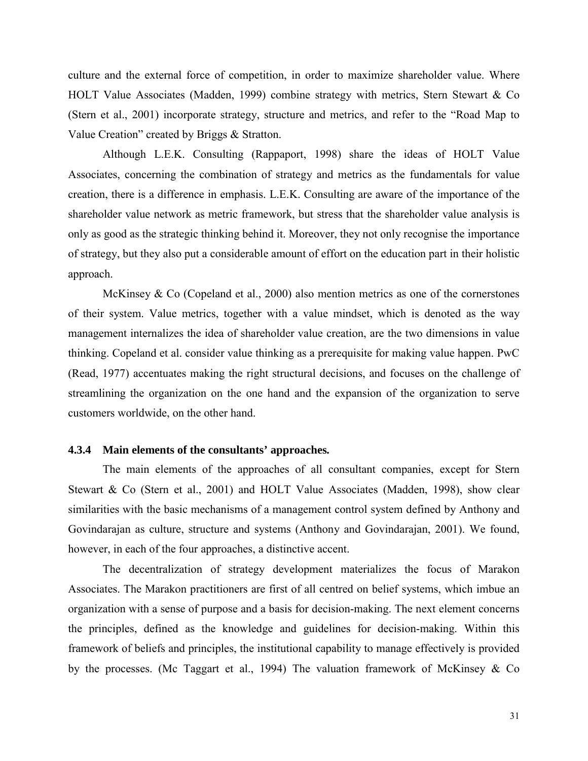culture and the external force of competition, in order to maximize shareholder value. Where HOLT Value Associates (Madden, 1999) combine strategy with metrics, Stern Stewart & Co (Stern et al., 2001) incorporate strategy, structure and metrics, and refer to the "Road Map to Value Creation" created by Briggs & Stratton.

Although L.E.K. Consulting (Rappaport, 1998) share the ideas of HOLT Value Associates, concerning the combination of strategy and metrics as the fundamentals for value creation, there is a difference in emphasis. L.E.K. Consulting are aware of the importance of the shareholder value network as metric framework, but stress that the shareholder value analysis is only as good as the strategic thinking behind it. Moreover, they not only recognise the importance of strategy, but they also put a considerable amount of effort on the education part in their holistic approach.

McKinsey & Co (Copeland et al., 2000) also mention metrics as one of the cornerstones of their system. Value metrics, together with a value mindset, which is denoted as the way management internalizes the idea of shareholder value creation, are the two dimensions in value thinking. Copeland et al. consider value thinking as a prerequisite for making value happen. PwC (Read, 1977) accentuates making the right structural decisions, and focuses on the challenge of streamlining the organization on the one hand and the expansion of the organization to serve customers worldwide, on the other hand.

### 4.3.4 Main elements of the consultants' approaches.

The main elements of the approaches of all consultant companies, except for Stern Stewart & Co (Stern et al., 2001) and HOLT Value Associates (Madden, 1998), show clear similarities with the basic mechanisms of a management control system defined by Anthony and Govindarajan as culture, structure and systems (Anthony and Govindarajan, 2001). We found, however, in each of the four approaches, a distinctive accent.

The decentralization of strategy development materializes the focus of Marakon Associates. The Marakon practitioners are first of all centred on belief systems, which imbue an organization with a sense of purpose and a basis for decision-making. The next element concerns the principles, defined as the knowledge and guidelines for decision-making. Within this framework of beliefs and principles, the institutional capability to manage effectively is provided by the processes. (Mc Taggart et al., 1994) The valuation framework of McKinsey & Co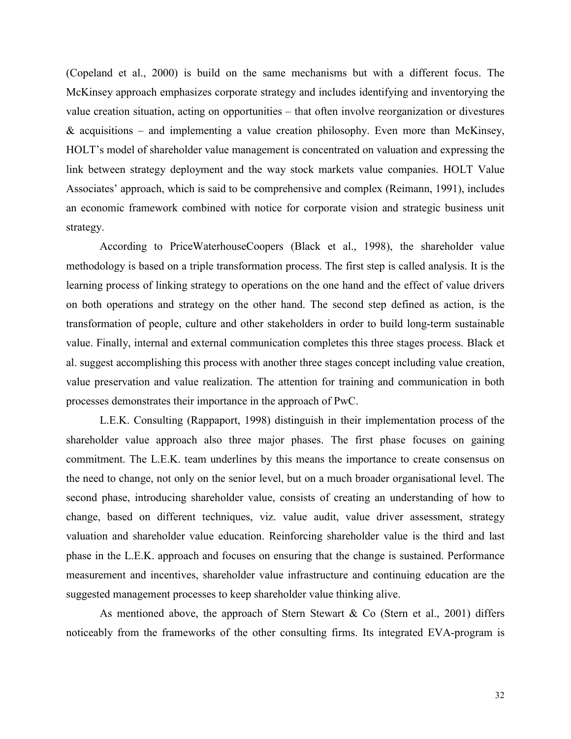(Copeland et al., 2000) is build on the same mechanisms but with a different focus. The McKinsey approach emphasizes corporate strategy and includes identifying and inventorying the value creation situation, acting on opportunities – that often involve reorganization or divestures & acquisitions – and implementing a value creation philosophy. Even more than McKinsey, HOLT's model of shareholder value management is concentrated on valuation and expressing the link between strategy deployment and the way stock markets value companies. HOLT Value Associates' approach, which is said to be comprehensive and complex (Reimann, 1991), includes an economic framework combined with notice for corporate vision and strategic business unit strategy.

According to PriceWaterhouseCoopers (Black et al., 1998), the shareholder value methodology is based on a triple transformation process. The first step is called analysis. It is the learning process of linking strategy to operations on the one hand and the effect of value drivers on both operations and strategy on the other hand. The second step defined as action, is the transformation of people, culture and other stakeholders in order to build long-term sustainable value. Finally, internal and external communication completes this three stages process. Black et al. suggest accomplishing this process with another three stages concept including value creation, value preservation and value realization. The attention for training and communication in both processes demonstrates their importance in the approach of PwC.

L.E.K. Consulting (Rappaport, 1998) distinguish in their implementation process of the shareholder value approach also three major phases. The first phase focuses on gaining commitment. The L.E.K. team underlines by this means the importance to create consensus on the need to change, not only on the senior level, but on a much broader organisational level. The second phase, introducing shareholder value, consists of creating an understanding of how to change, based on different techniques, viz. value audit, value driver assessment, strategy valuation and shareholder value education. Reinforcing shareholder value is the third and last phase in the L.E.K. approach and focuses on ensuring that the change is sustained. Performance measurement and incentives, shareholder value infrastructure and continuing education are the suggested management processes to keep shareholder value thinking alive.

As mentioned above, the approach of Stern Stewart & Co (Stern et al., 2001) differs noticeably from the frameworks of the other consulting firms. Its integrated EVA-program is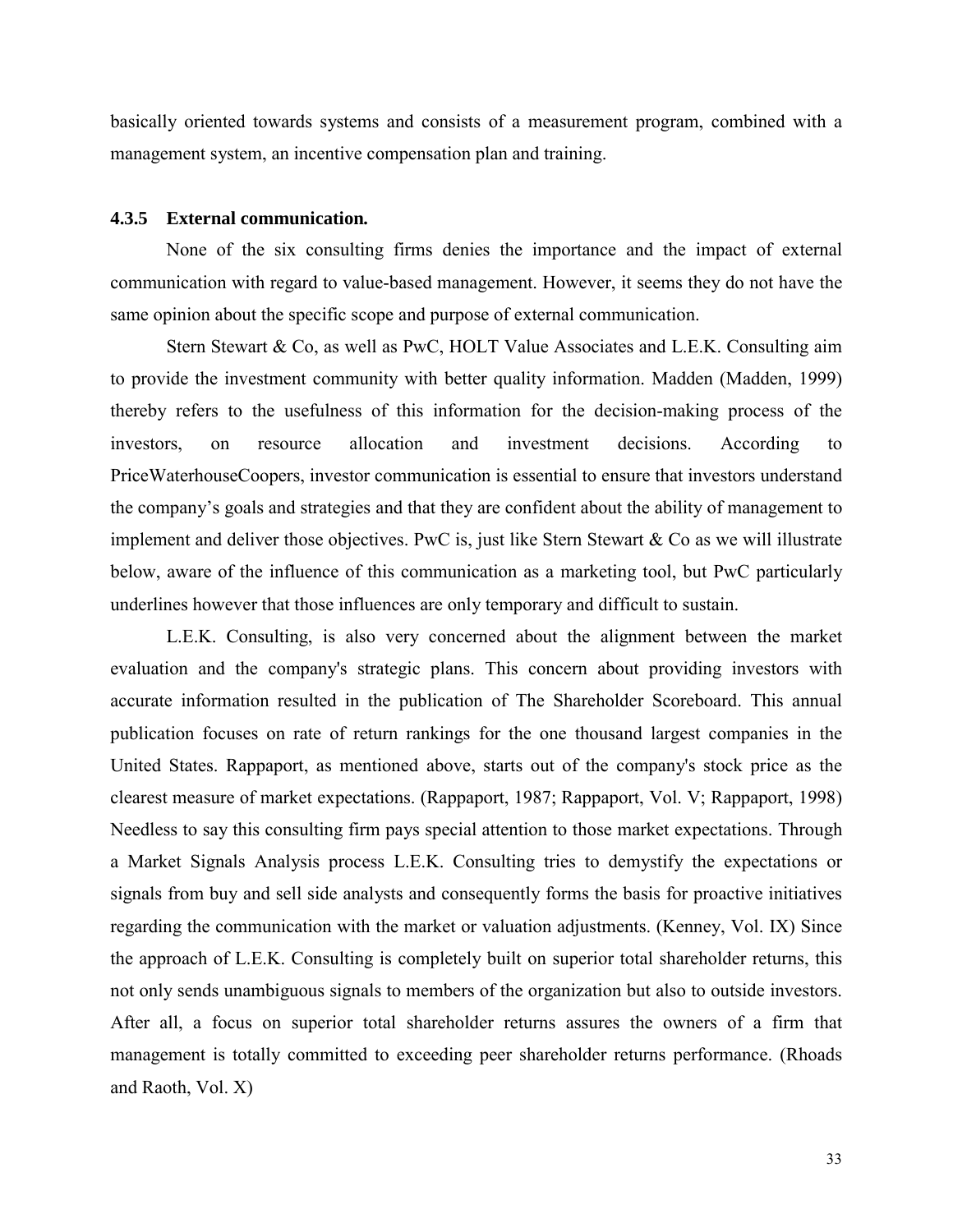basically oriented towards systems and consists of a measurement program, combined with a management system, an incentive compensation plan and training.

### 4.3.5 External communication.

None of the six consulting firms denies the importance and the impact of external communication with regard to value-based management. However, it seems they do not have the same opinion about the specific scope and purpose of external communication.

Stern Stewart & Co, as well as PwC, HOLT Value Associates and L.E.K. Consulting aim to provide the investment community with better quality information. Madden (Madden, 1999) thereby refers to the usefulness of this information for the decision-making process of the investors, on resource allocation and investment decisions. According to PriceWaterhouseCoopers, investor communication is essential to ensure that investors understand the company's goals and strategies and that they are confident about the ability of management to implement and deliver those objectives. PwC is, just like Stern Stewart & Co as we will illustrate below, aware of the influence of this communication as a marketing tool, but PwC particularly underlines however that those influences are only temporary and difficult to sustain.

L.E.K. Consulting, is also very concerned about the alignment between the market evaluation and the company's strategic plans. This concern about providing investors with accurate information resulted in the publication of The Shareholder Scoreboard. This annual publication focuses on rate of return rankings for the one thousand largest companies in the United States. Rappaport, as mentioned above, starts out of the company's stock price as the clearest measure of market expectations. (Rappaport, 1987; Rappaport, Vol. V; Rappaport, 1998) Needless to say this consulting firm pays special attention to those market expectations. Through a Market Signals Analysis process L.E.K. Consulting tries to demystify the expectations or signals from buy and sell side analysts and consequently forms the basis for proactive initiatives regarding the communication with the market or valuation adjustments. (Kenney, Vol. IX) Since the approach of L.E.K. Consulting is completely built on superior total shareholder returns, this not only sends unambiguous signals to members of the organization but also to outside investors. After all, a focus on superior total shareholder returns assures the owners of a firm that management is totally committed to exceeding peer shareholder returns performance. (Rhoads and Raoth, Vol. X)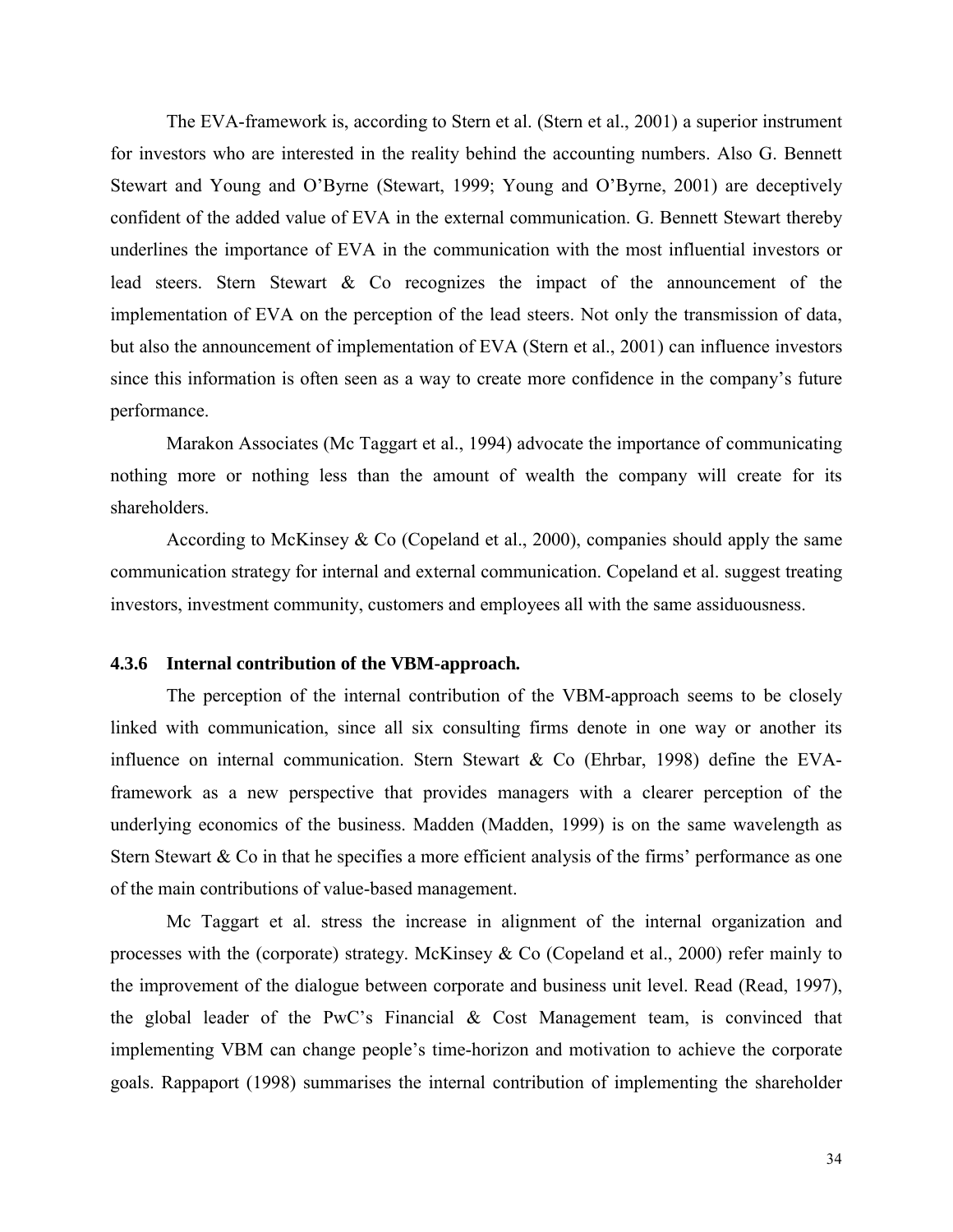The EVA-framework is, according to Stern et al. (Stern et al., 2001) a superior instrument for investors who are interested in the reality behind the accounting numbers. Also G. Bennett Stewart and Young and O'Byrne (Stewart, 1999; Young and O'Byrne, 2001) are deceptively confident of the added value of EVA in the external communication. G. Bennett Stewart thereby underlines the importance of EVA in the communication with the most influential investors or lead steers. Stern Stewart & Co recognizes the impact of the announcement of the implementation of EVA on the perception of the lead steers. Not only the transmission of data, but also the announcement of implementation of EVA (Stern et al., 2001) can influence investors since this information is often seen as a way to create more confidence in the company's future performance.

Marakon Associates (Mc Taggart et al., 1994) advocate the importance of communicating nothing more or nothing less than the amount of wealth the company will create for its shareholders.

According to McKinsey & Co (Copeland et al., 2000), companies should apply the same communication strategy for internal and external communication. Copeland et al. suggest treating investors, investment community, customers and employees all with the same assiduousness.

#### 4.3.6 Internal contribution of the VBM-approach.

The perception of the internal contribution of the VBM-approach seems to be closely linked with communication, since all six consulting firms denote in one way or another its influence on internal communication. Stern Stewart & Co (Ehrbar, 1998) define the EVA-framework as a new perspective that provides managers with a clearer perception of the underlying economics of the business. Madden (Madden, 1999) is on the same wavelength as Stern Stewart & Co in that he specifies a more efficient analysis of the firms' performance as one of the main contributions of value-based management.

Mc Taggart et al. stress the increase in alignment of the internal organization and processes with the (corporate) strategy. McKinsey & Co (Copeland et al., 2000) refer mainly to the improvement of the dialogue between corporate and business unit level. Read (Read, 1997), the global leader of the PwC's Financial & Cost Management team, is convinced that implementing VBM can change people's time-horizon and motivation to achieve the corporate goals. Rappaport (1998) summarises the internal contribution of implementing the shareholder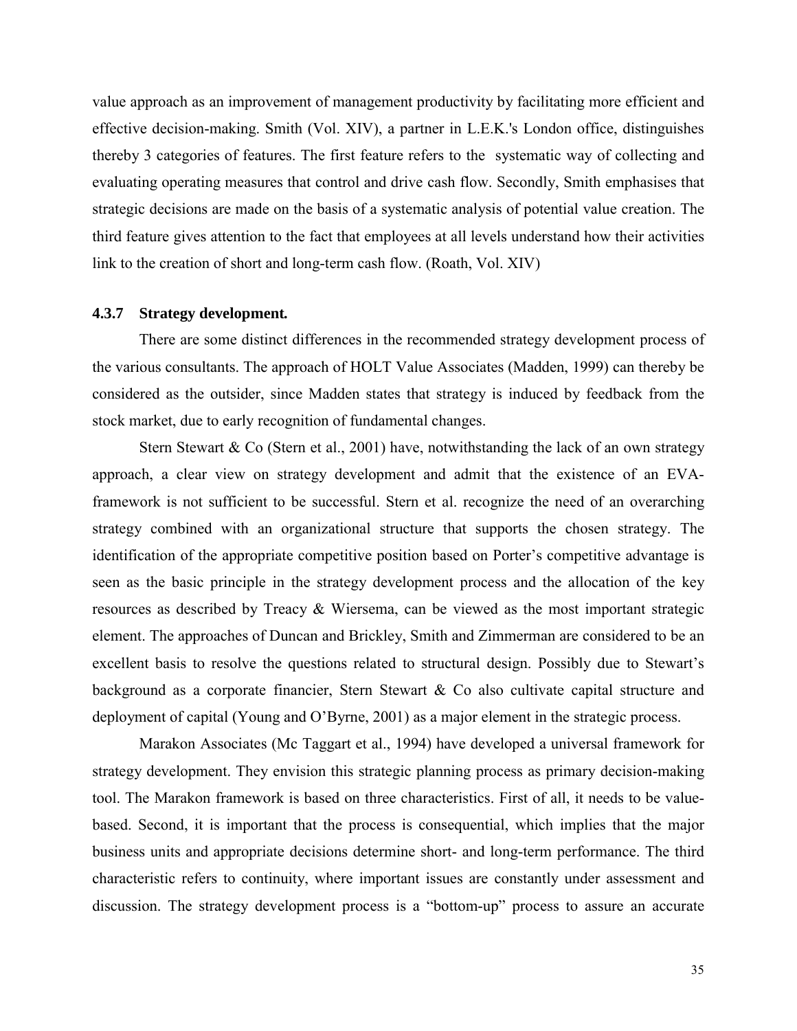value approach as an improvement of management productivity by facilitating more efficient and effective decision-making. Smith (Vol. XIV), a partner in L.E.K.'s London office, distinguishes thereby 3 categories of features. The first feature refers to the systematic way of collecting and evaluating operating measures that control and drive cash flow. Secondly, Smith emphasises that strategic decisions are made on the basis of a systematic analysis of potential value creation. The third feature gives attention to the fact that employees at all levels understand how their activities link to the creation of short and long-term cash flow. (Roath, Vol. XIV)

### 4.3.7 Strategy development.

There are some distinct differences in the recommended strategy development process of the various consultants. The approach of HOLT Value Associates (Madden, 1999) can thereby be considered as the outsider, since Madden states that strategy is induced by feedback from the stock market, due to early recognition of fundamental changes.

Stern Stewart & Co (Stern et al., 2001) have, notwithstanding the lack of an own strategy approach, a clear view on strategy development and admit that the existence of an EVA-framework is not sufficient to be successful. Stern et al. recognize the need of an overarching strategy combined with an organizational structure that supports the chosen strategy. The identification of the appropriate competitive position based on Porter's competitive advantage is seen as the basic principle in the strategy development process and the allocation of the key resources as described by Treacy & Wiersema, can be viewed as the most important strategic element. The approaches of Duncan and Brickley, Smith and Zimmerman are considered to be an excellent basis to resolve the questions related to structural design. Possibly due to Stewart's background as a corporate financier, Stern Stewart & Co also cultivate capital structure and deployment of capital (Young and O'Byrne, 2001) as a major element in the strategic process.

Marakon Associates (Mc Taggart et al., 1994) have developed a universal framework for strategy development. They envision this strategic planning process as primary decision-making tool. The Marakon framework is based on three characteristics. First of all, it needs to be value-based. Second, it is important that the process is consequential, which implies that the major business units and appropriate decisions determine short- and long-term performance. The third characteristic refers to continuity, where important issues are constantly under assessment and discussion. The strategy development process is a "bottom-up" process to assure an accurate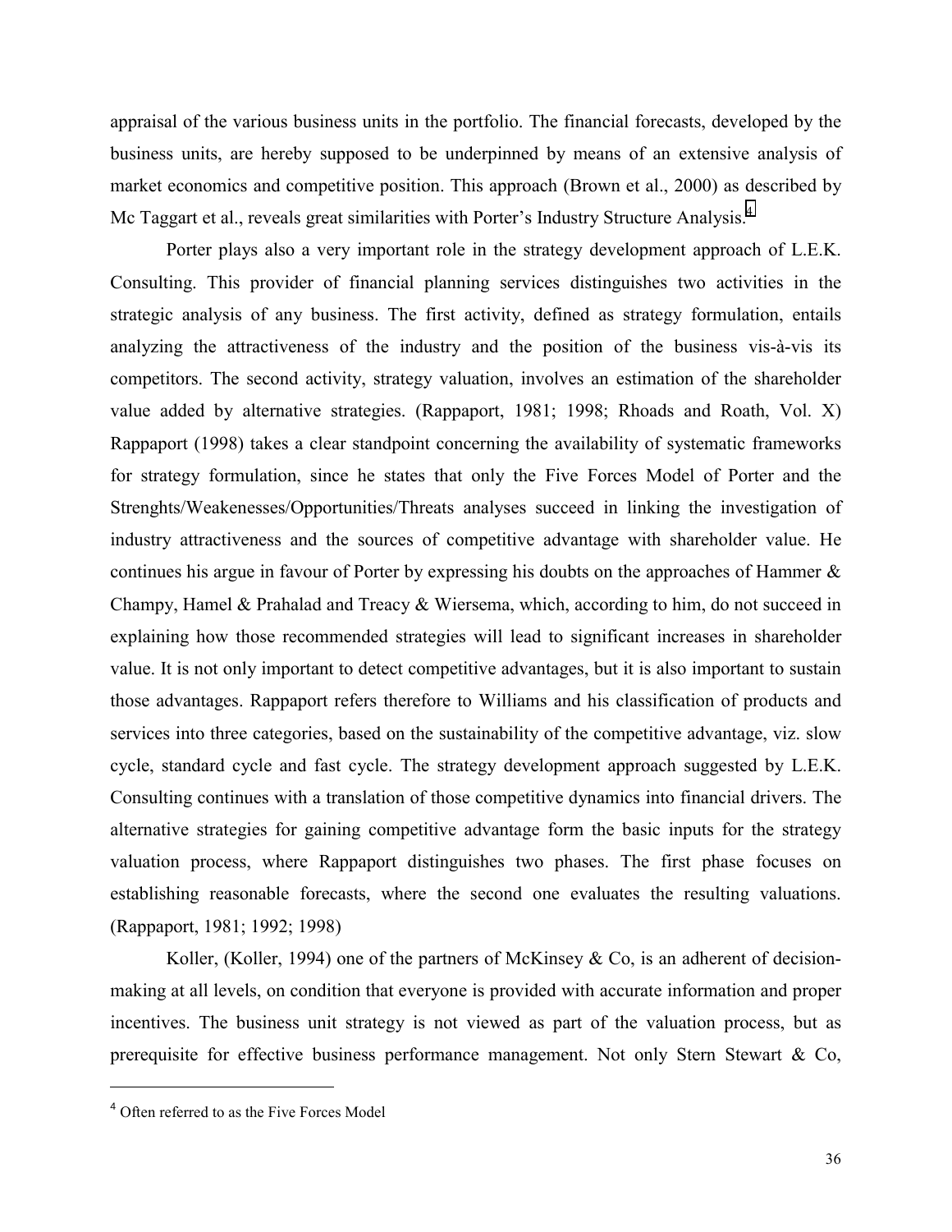appraisal of the various business units in the portfolio. The financial forecasts, developed by the business units, are hereby supposed to be underpinned by means of an extensive analysis of market economics and competitive position. This approach (Brown et al., 2000) as described by Mc Taggart et al., reveals great similarities with Porter's Industry Structure Analysis.[4]

Porter plays also a very important role in the strategy development approach of L.E.K. Consulting. This provider of financial planning services distinguishes two activities in the strategic analysis of any business. The first activity, defined as strategy formulation, entails analyzing the attractiveness of the industry and the position of the business vis-à-vis its competitors. The second activity, strategy valuation, involves an estimation of the shareholder value added by alternative strategies. (Rappaport, 1981; 1998; Rhoads and Roath, Vol. X) Rappaport (1998) takes a clear standpoint concerning the availability of systematic frameworks for strategy formulation, since he states that only the Five Forces Model of Porter and the Strenghts/Weakenesses/Opportunities/Threats analyses succeed in linking the investigation of industry attractiveness and the sources of competitive advantage with shareholder value. He continues his argue in favour of Porter by expressing his doubts on the approaches of Hammer & Champy, Hamel & Prahalad and Treacy & Wiersema, which, according to him, do not succeed in explaining how those recommended strategies will lead to significant increases in shareholder value. It is not only important to detect competitive advantages, but it is also important to sustain those advantages. Rappaport refers therefore to Williams and his classification of products and services into three categories, based on the sustainability of the competitive advantage, viz. slow cycle, standard cycle and fast cycle. The strategy development approach suggested by L.E.K. Consulting continues with a translation of those competitive dynamics into financial drivers. The alternative strategies for gaining competitive advantage form the basic inputs for the strategy valuation process, where Rappaport distinguishes two phases. The first phase focuses on establishing reasonable forecasts, where the second one evaluates the resulting valuations. (Rappaport, 1981; 1992; 1998)

Koller, (Koller, 1994) one of the partners of McKinsey & Co, is an adherent of decision-making at all levels, on condition that everyone is provided with accurate information and proper incentives. The business unit strategy is not viewed as part of the valuation process, but as prerequisite for effective business performance management. Not only Stern Stewart & Co,

---

[4] Often referred to as the Five Forces Model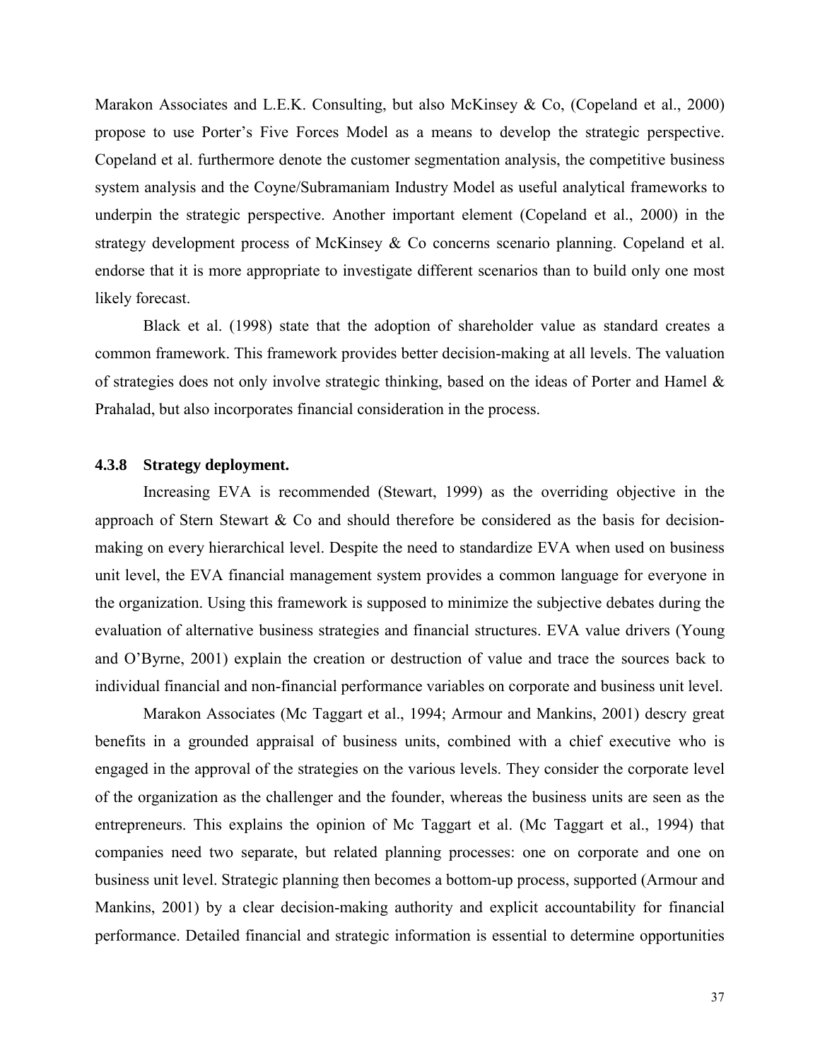Marakon Associates and L.E.K. Consulting, but also McKinsey & Co, (Copeland et al., 2000) propose to use Porter's Five Forces Model as a means to develop the strategic perspective. Copeland et al. furthermore denote the customer segmentation analysis, the competitive business system analysis and the Coyne/Subramaniam Industry Model as useful analytical frameworks to underpin the strategic perspective. Another important element (Copeland et al., 2000) in the strategy development process of McKinsey & Co concerns scenario planning. Copeland et al. endorse that it is more appropriate to investigate different scenarios than to build only one most likely forecast.

Black et al. (1998) state that the adoption of shareholder value as standard creates a common framework. This framework provides better decision-making at all levels. The valuation of strategies does not only involve strategic thinking, based on the ideas of Porter and Hamel & Prahalad, but also incorporates financial consideration in the process.

### 4.3.8 Strategy deployment.

Increasing EVA is recommended (Stewart, 1999) as the overriding objective in the approach of Stern Stewart & Co and should therefore be considered as the basis for decision-making on every hierarchical level. Despite the need to standardize EVA when used on business unit level, the EVA financial management system provides a common language for everyone in the organization. Using this framework is supposed to minimize the subjective debates during the evaluation of alternative business strategies and financial structures. EVA value drivers (Young and O'Byrne, 2001) explain the creation or destruction of value and trace the sources back to individual financial and non-financial performance variables on corporate and business unit level.

Marakon Associates (Mc Taggart et al., 1994; Armour and Mankins, 2001) descry great benefits in a grounded appraisal of business units, combined with a chief executive who is engaged in the approval of the strategies on the various levels. They consider the corporate level of the organization as the challenger and the founder, whereas the business units are seen as the entrepreneurs. This explains the opinion of Mc Taggart et al. (Mc Taggart et al., 1994) that companies need two separate, but related planning processes: one on corporate and one on business unit level. Strategic planning then becomes a bottom-up process, supported (Armour and Mankins, 2001) by a clear decision-making authority and explicit accountability for financial performance. Detailed financial and strategic information is essential to determine opportunities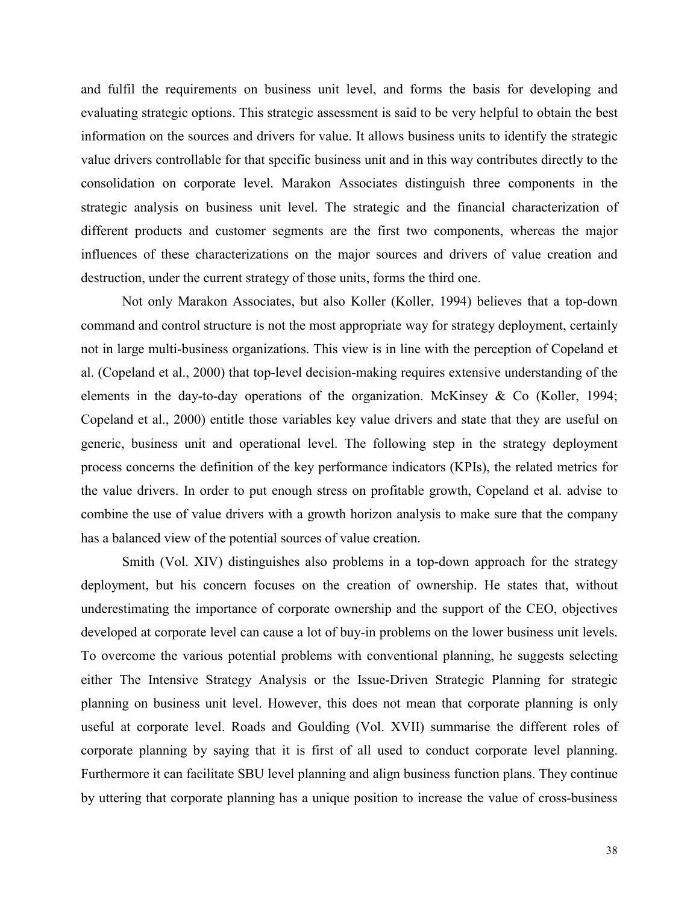and fulfil the requirements on business unit level, and forms the basis for developing and evaluating strategic options. This strategic assessment is said to be very helpful to obtain the best information on the sources and drivers for value. It allows business units to identify the strategic value drivers controllable for that specific business unit and in this way contributes directly to the consolidation on corporate level. Marakon Associates distinguish three components in the strategic analysis on business unit level. The strategic and the financial characterization of different products and customer segments are the first two components, whereas the major influences of these characterizations on the major sources and drivers of value creation and destruction, under the current strategy of those units, forms the third one.

Not only Marakon Associates, but also Koller (Koller, 1994) believes that a top-down command and control structure is not the most appropriate way for strategy deployment, certainly not in large multi-business organizations. This view is in line with the perception of Copeland et al. (Copeland et al., 2000) that top-level decision-making requires extensive understanding of the elements in the day-to-day operations of the organization. McKinsey & Co (Koller, 1994; Copeland et al., 2000) entitle those variables key value drivers and state that they are useful on generic, business unit and operational level. The following step in the strategy deployment process concerns the definition of the key performance indicators (KPIs), the related metrics for the value drivers. In order to put enough stress on profitable growth, Copeland et al. advise to combine the use of value drivers with a growth horizon analysis to make sure that the company has a balanced view of the potential sources of value creation.

Smith (Vol. XIV) distinguishes also problems in a top-down approach for the strategy deployment, but his concern focuses on the creation of ownership. He states that, without underestimating the importance of corporate ownership and the support of the CEO, objectives developed at corporate level can cause a lot of buy-in problems on the lower business unit levels. To overcome the various potential problems with conventional planning, he suggests selecting either The Intensive Strategy Analysis or the Issue-Driven Strategic Planning for strategic planning on business unit level. However, this does not mean that corporate planning is only useful at corporate level. Roads and Goulding (Vol. XVII) summarise the different roles of corporate planning by saying that it is first of all used to conduct corporate level planning. Furthermore it can facilitate SBU level planning and align business function plans. They continue by uttering that corporate planning has a unique position to increase the value of cross-business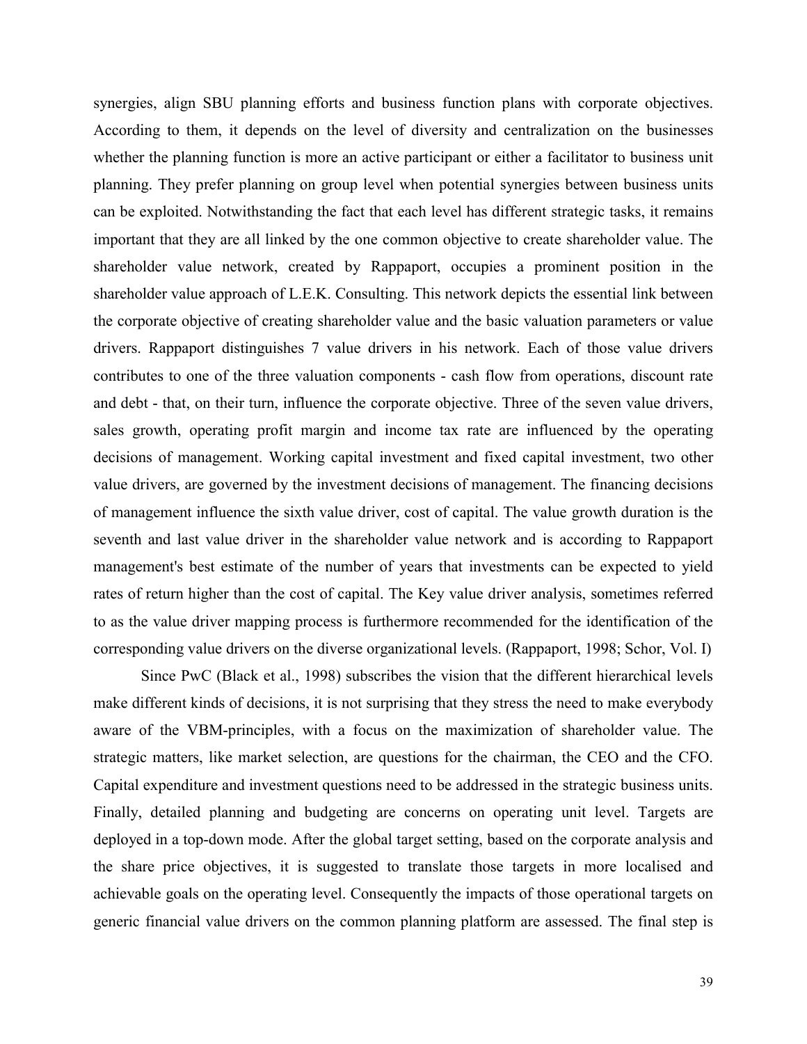synergies, align SBU planning efforts and business function plans with corporate objectives. According to them, it depends on the level of diversity and centralization on the businesses whether the planning function is more an active participant or either a facilitator to business unit planning. They prefer planning on group level when potential synergies between business units can be exploited. Notwithstanding the fact that each level has different strategic tasks, it remains important that they are all linked by the one common objective to create shareholder value. The shareholder value network, created by Rappaport, occupies a prominent position in the shareholder value approach of L.E.K. Consulting. This network depicts the essential link between the corporate objective of creating shareholder value and the basic valuation parameters or value drivers. Rappaport distinguishes 7 value drivers in his network. Each of those value drivers contributes to one of the three valuation components - cash flow from operations, discount rate and debt - that, on their turn, influence the corporate objective. Three of the seven value drivers, sales growth, operating profit margin and income tax rate are influenced by the operating decisions of management. Working capital investment and fixed capital investment, two other value drivers, are governed by the investment decisions of management. The financing decisions of management influence the sixth value driver, cost of capital. The value growth duration is the seventh and last value driver in the shareholder value network and is according to Rappaport management's best estimate of the number of years that investments can be expected to yield rates of return higher than the cost of capital. The Key value driver analysis, sometimes referred to as the value driver mapping process is furthermore recommended for the identification of the corresponding value drivers on the diverse organizational levels. (Rappaport, 1998; Schor, Vol. I)

Since PwC (Black et al., 1998) subscribes the vision that the different hierarchical levels make different kinds of decisions, it is not surprising that they stress the need to make everybody aware of the VBM-principles, with a focus on the maximization of shareholder value. The strategic matters, like market selection, are questions for the chairman, the CEO and the CFO. Capital expenditure and investment questions need to be addressed in the strategic business units. Finally, detailed planning and budgeting are concerns on operating unit level. Targets are deployed in a top-down mode. After the global target setting, based on the corporate analysis and the share price objectives, it is suggested to translate those targets in more localised and achievable goals on the operating level. Consequently the impacts of those operational targets on generic financial value drivers on the common planning platform are assessed. The final step is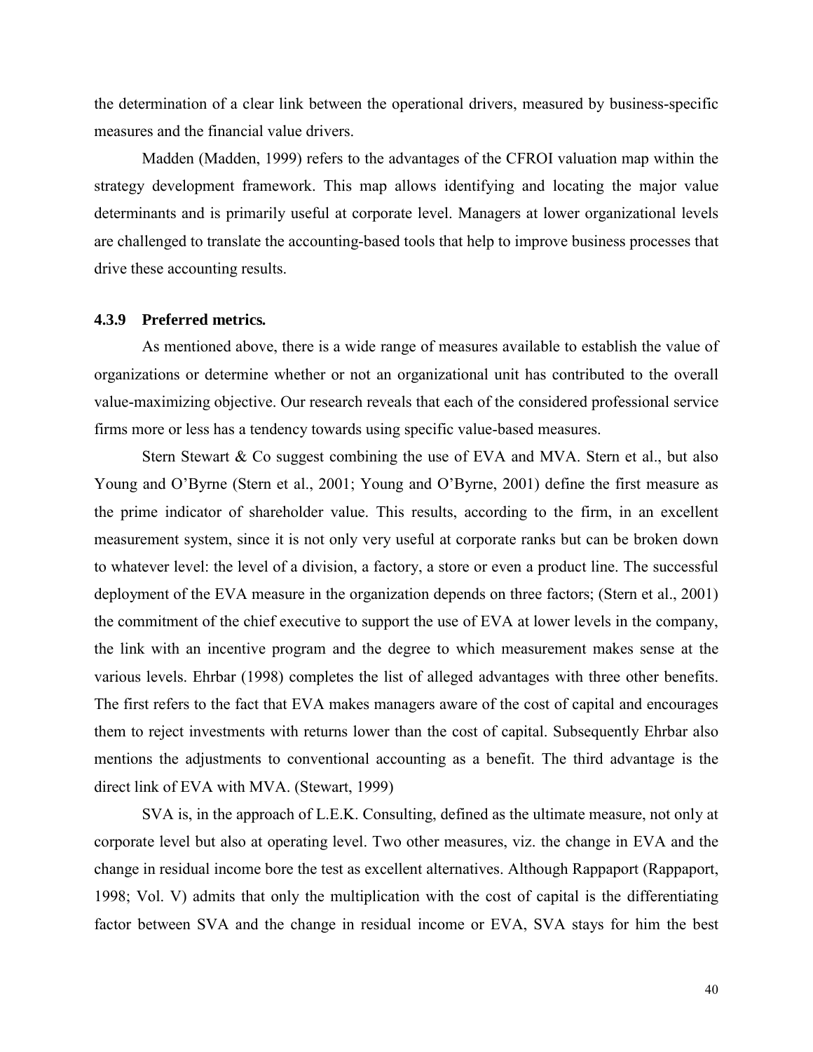the determination of a clear link between the operational drivers, measured by business-specific measures and the financial value drivers.

Madden (Madden, 1999) refers to the advantages of the CFROI valuation map within the strategy development framework. This map allows identifying and locating the major value determinants and is primarily useful at corporate level. Managers at lower organizational levels are challenged to translate the accounting-based tools that help to improve business processes that drive these accounting results.

### 4.3.9 Preferred metrics.

As mentioned above, there is a wide range of measures available to establish the value of organizations or determine whether or not an organizational unit has contributed to the overall value-maximizing objective. Our research reveals that each of the considered professional service firms more or less has a tendency towards using specific value-based measures.

Stern Stewart & Co suggest combining the use of EVA and MVA. Stern et al., but also Young and O'Byrne (Stern et al., 2001; Young and O'Byrne, 2001) define the first measure as the prime indicator of shareholder value. This results, according to the firm, in an excellent measurement system, since it is not only very useful at corporate ranks but can be broken down to whatever level: the level of a division, a factory, a store or even a product line. The successful deployment of the EVA measure in the organization depends on three factors; (Stern et al., 2001) the commitment of the chief executive to support the use of EVA at lower levels in the company, the link with an incentive program and the degree to which measurement makes sense at the various levels. Ehrbar (1998) completes the list of alleged advantages with three other benefits. The first refers to the fact that EVA makes managers aware of the cost of capital and encourages them to reject investments with returns lower than the cost of capital. Subsequently Ehrbar also mentions the adjustments to conventional accounting as a benefit. The third advantage is the direct link of EVA with MVA. (Stewart, 1999)

SVA is, in the approach of L.E.K. Consulting, defined as the ultimate measure, not only at corporate level but also at operating level. Two other measures, viz. the change in EVA and the change in residual income bore the test as excellent alternatives. Although Rappaport (Rappaport, 1998; Vol. V) admits that only the multiplication with the cost of capital is the differentiating factor between SVA and the change in residual income or EVA, SVA stays for him the best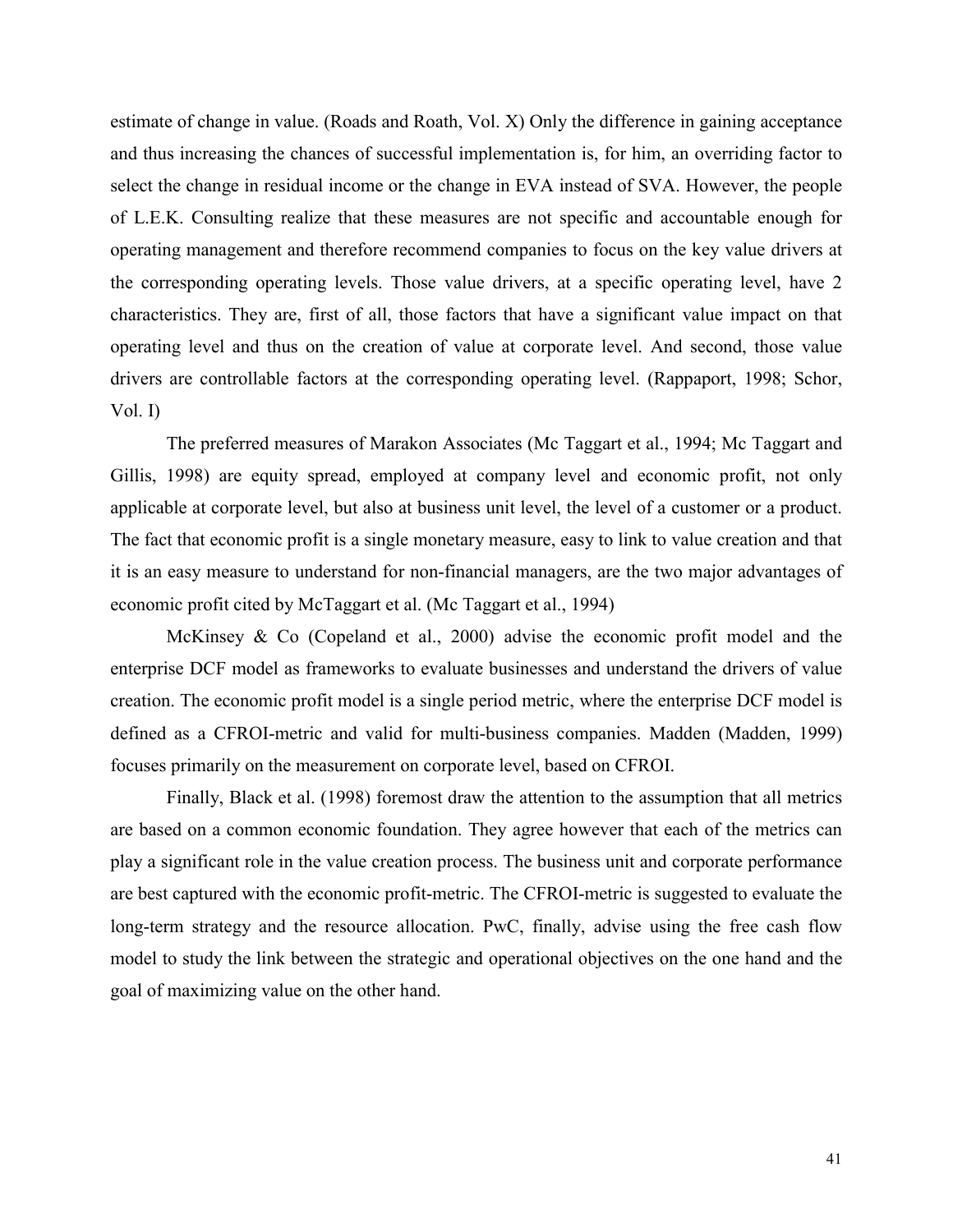estimate of change in value. (Roads and Roath, Vol. X) Only the difference in gaining acceptance and thus increasing the chances of successful implementation is, for him, an overriding factor to select the change in residual income or the change in EVA instead of SVA. However, the people of L.E.K. Consulting realize that these measures are not specific and accountable enough for operating management and therefore recommend companies to focus on the key value drivers at the corresponding operating levels. Those value drivers, at a specific operating level, have 2 characteristics. They are, first of all, those factors that have a significant value impact on that operating level and thus on the creation of value at corporate level. And second, those value drivers are controllable factors at the corresponding operating level. (Rappaport, 1998; Schor, Vol. I)

The preferred measures of Marakon Associates (Mc Taggart et al., 1994; Mc Taggart and Gillis, 1998) are equity spread, employed at company level and economic profit, not only applicable at corporate level, but also at business unit level, the level of a customer or a product. The fact that economic profit is a single monetary measure, easy to link to value creation and that it is an easy measure to understand for non-financial managers, are the two major advantages of economic profit cited by McTaggart et al. (Mc Taggart et al., 1994)

McKinsey & Co (Copeland et al., 2000) advise the economic profit model and the enterprise DCF model as frameworks to evaluate businesses and understand the drivers of value creation. The economic profit model is a single period metric, where the enterprise DCF model is defined as a CFROI-metric and valid for multi-business companies. Madden (Madden, 1999) focuses primarily on the measurement on corporate level, based on CFROI.

Finally, Black et al. (1998) foremost draw the attention to the assumption that all metrics are based on a common economic foundation. They agree however that each of the metrics can play a significant role in the value creation process. The business unit and corporate performance are best captured with the economic profit-metric. The CFROI-metric is suggested to evaluate the long-term strategy and the resource allocation. PwC, finally, advise using the free cash flow model to study the link between the strategic and operational objectives on the one hand and the goal of maximizing value on the other hand.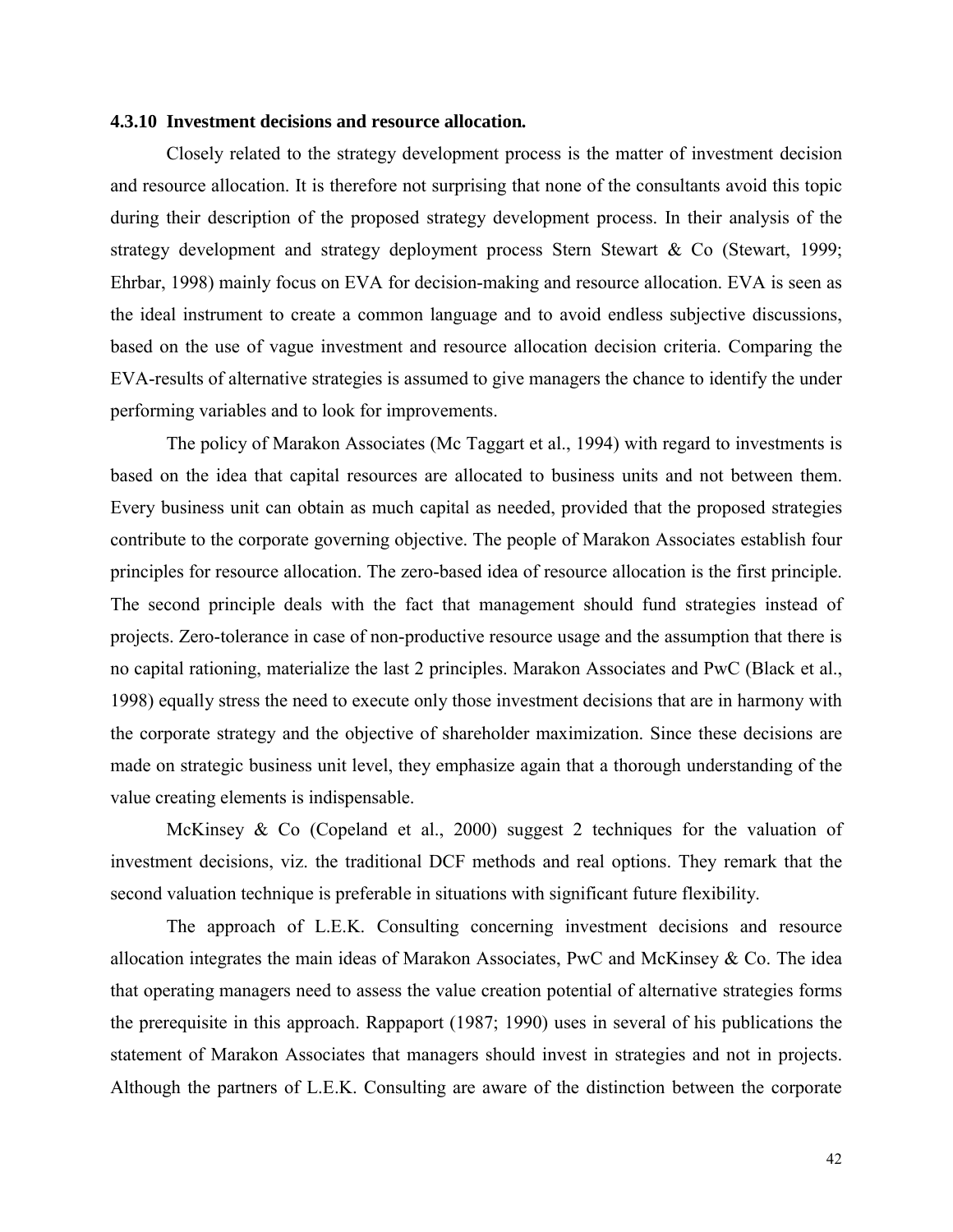### 4.3.10 Investment decisions and resource allocation.

Closely related to the strategy development process is the matter of investment decision and resource allocation. It is therefore not surprising that none of the consultants avoid this topic during their description of the proposed strategy development process. In their analysis of the strategy development and strategy deployment process Stern Stewart & Co (Stewart, 1999; Ehrbar, 1998) mainly focus on EVA for decision-making and resource allocation. EVA is seen as the ideal instrument to create a common language and to avoid endless subjective discussions, based on the use of vague investment and resource allocation decision criteria. Comparing the EVA-results of alternative strategies is assumed to give managers the chance to identify the under performing variables and to look for improvements.

The policy of Marakon Associates (Mc Taggart et al., 1994) with regard to investments is based on the idea that capital resources are allocated to business units and not between them. Every business unit can obtain as much capital as needed, provided that the proposed strategies contribute to the corporate governing objective. The people of Marakon Associates establish four principles for resource allocation. The zero-based idea of resource allocation is the first principle. The second principle deals with the fact that management should fund strategies instead of projects. Zero-tolerance in case of non-productive resource usage and the assumption that there is no capital rationing, materialize the last 2 principles. Marakon Associates and PwC (Black et al., 1998) equally stress the need to execute only those investment decisions that are in harmony with the corporate strategy and the objective of shareholder maximization. Since these decisions are made on strategic business unit level, they emphasize again that a thorough understanding of the value creating elements is indispensable.

McKinsey & Co (Copeland et al., 2000) suggest 2 techniques for the valuation of investment decisions, viz. the traditional DCF methods and real options. They remark that the second valuation technique is preferable in situations with significant future flexibility.

The approach of L.E.K. Consulting concerning investment decisions and resource allocation integrates the main ideas of Marakon Associates, PwC and McKinsey & Co. The idea that operating managers need to assess the value creation potential of alternative strategies forms the prerequisite in this approach. Rappaport (1987; 1990) uses in several of his publications the statement of Marakon Associates that managers should invest in strategies and not in projects. Although the partners of L.E.K. Consulting are aware of the distinction between the corporate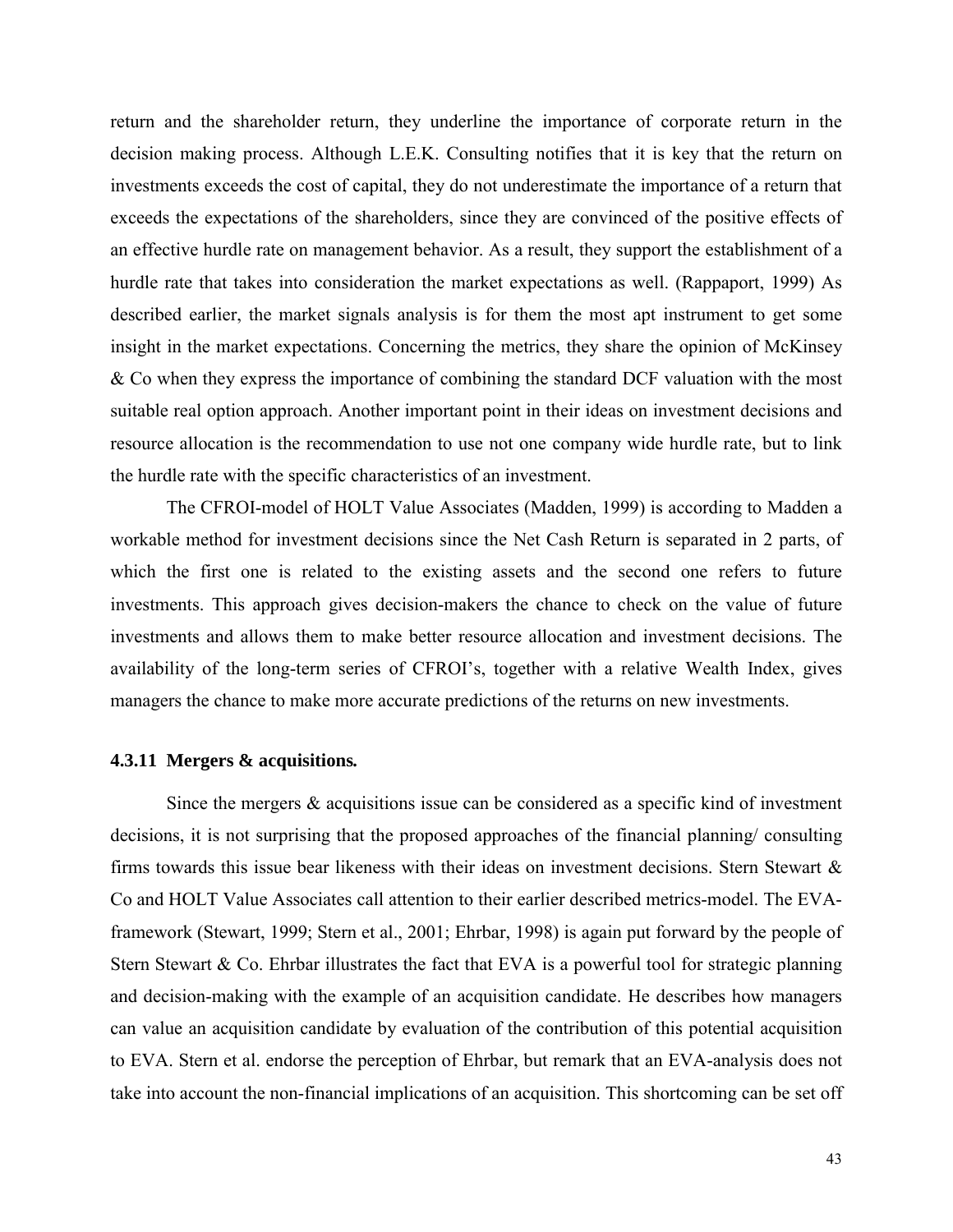return and the shareholder return, they underline the importance of corporate return in the decision making process. Although L.E.K. Consulting notifies that it is key that the return on investments exceeds the cost of capital, they do not underestimate the importance of a return that exceeds the expectations of the shareholders, since they are convinced of the positive effects of an effective hurdle rate on management behavior. As a result, they support the establishment of a hurdle rate that takes into consideration the market expectations as well. (Rappaport, 1999) As described earlier, the market signals analysis is for them the most apt instrument to get some insight in the market expectations. Concerning the metrics, they share the opinion of McKinsey & Co when they express the importance of combining the standard DCF valuation with the most suitable real option approach. Another important point in their ideas on investment decisions and resource allocation is the recommendation to use not one company wide hurdle rate, but to link the hurdle rate with the specific characteristics of an investment.

The CFROI-model of HOLT Value Associates (Madden, 1999) is according to Madden a workable method for investment decisions since the Net Cash Return is separated in 2 parts, of which the first one is related to the existing assets and the second one refers to future investments. This approach gives decision-makers the chance to check on the value of future investments and allows them to make better resource allocation and investment decisions. The availability of the long-term series of CFROI's, together with a relative Wealth Index, gives managers the chance to make more accurate predictions of the returns on new investments.

#### 4.3.11 Mergers & acquisitions.

Since the mergers & acquisitions issue can be considered as a specific kind of investment decisions, it is not surprising that the proposed approaches of the financial planning/ consulting firms towards this issue bear likeness with their ideas on investment decisions. Stern Stewart & Co and HOLT Value Associates call attention to their earlier described metrics-model. The EVA-framework (Stewart, 1999; Stern et al., 2001; Ehrbar, 1998) is again put forward by the people of Stern Stewart & Co. Ehrbar illustrates the fact that EVA is a powerful tool for strategic planning and decision-making with the example of an acquisition candidate. He describes how managers can value an acquisition candidate by evaluation of the contribution of this potential acquisition to EVA. Stern et al. endorse the perception of Ehrbar, but remark that an EVA-analysis does not take into account the non-financial implications of an acquisition. This shortcoming can be set off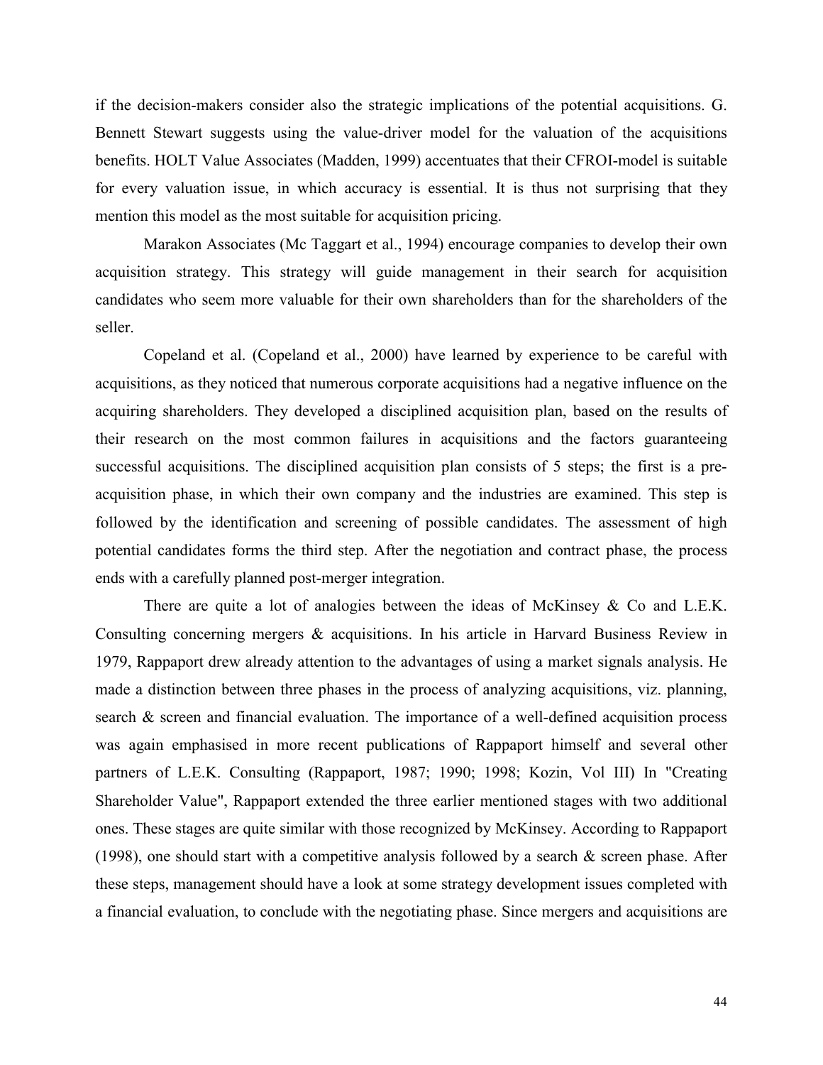if the decision-makers consider also the strategic implications of the potential acquisitions. G. Bennett Stewart suggests using the value-driver model for the valuation of the acquisitions benefits. HOLT Value Associates (Madden, 1999) accentuates that their CFROI-model is suitable for every valuation issue, in which accuracy is essential. It is thus not surprising that they mention this model as the most suitable for acquisition pricing.

Marakon Associates (Mc Taggart et al., 1994) encourage companies to develop their own acquisition strategy. This strategy will guide management in their search for acquisition candidates who seem more valuable for their own shareholders than for the shareholders of the seller.

Copeland et al. (Copeland et al., 2000) have learned by experience to be careful with acquisitions, as they noticed that numerous corporate acquisitions had a negative influence on the acquiring shareholders. They developed a disciplined acquisition plan, based on the results of their research on the most common failures in acquisitions and the factors guaranteeing successful acquisitions. The disciplined acquisition plan consists of 5 steps; the first is a pre-acquisition phase, in which their own company and the industries are examined. This step is followed by the identification and screening of possible candidates. The assessment of high potential candidates forms the third step. After the negotiation and contract phase, the process ends with a carefully planned post-merger integration.

There are quite a lot of analogies between the ideas of McKinsey & Co and L.E.K. Consulting concerning mergers & acquisitions. In his article in Harvard Business Review in 1979, Rappaport drew already attention to the advantages of using a market signals analysis. He made a distinction between three phases in the process of analyzing acquisitions, viz. planning, search & screen and financial evaluation. The importance of a well-defined acquisition process was again emphasised in more recent publications of Rappaport himself and several other partners of L.E.K. Consulting (Rappaport, 1987; 1990; 1998; Kozin, Vol III) In "Creating Shareholder Value", Rappaport extended the three earlier mentioned stages with two additional ones. These stages are quite similar with those recognized by McKinsey. According to Rappaport (1998), one should start with a competitive analysis followed by a search & screen phase. After these steps, management should have a look at some strategy development issues completed with a financial evaluation, to conclude with the negotiating phase. Since mergers and acquisitions are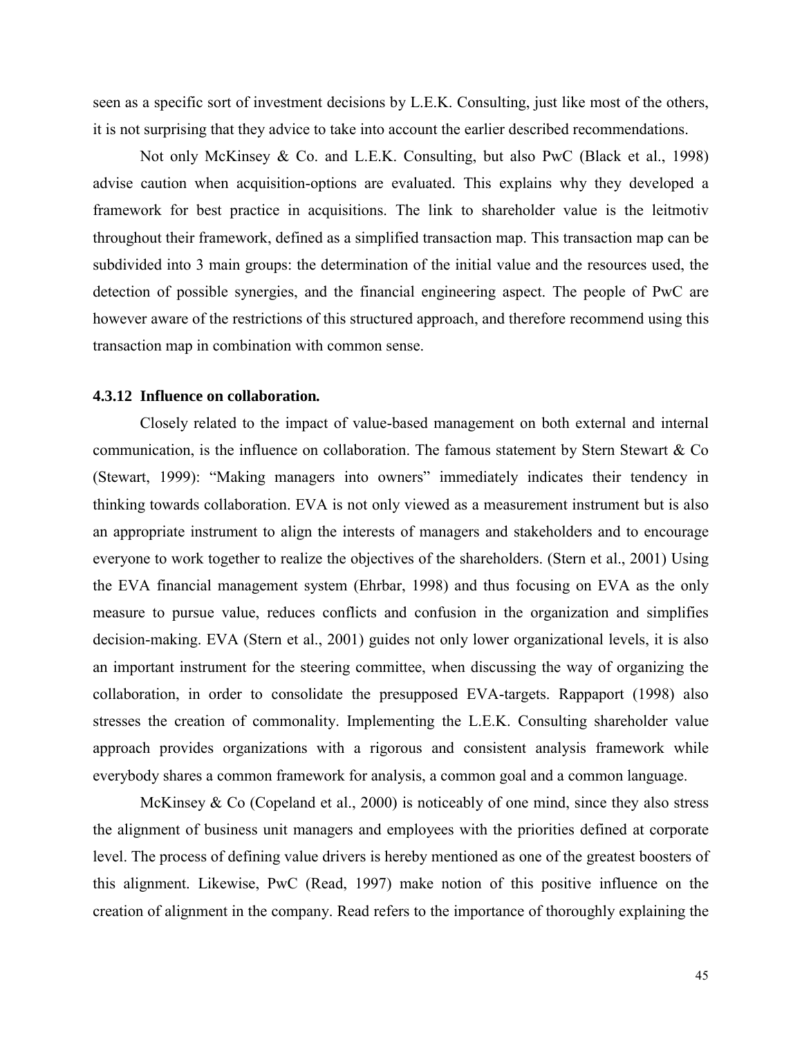seen as a specific sort of investment decisions by L.E.K. Consulting, just like most of the others, it is not surprising that they advice to take into account the earlier described recommendations.

Not only McKinsey & Co. and L.E.K. Consulting, but also PwC (Black et al., 1998) advise caution when acquisition-options are evaluated. This explains why they developed a framework for best practice in acquisitions. The link to shareholder value is the leitmotiv throughout their framework, defined as a simplified transaction map. This transaction map can be subdivided into 3 main groups: the determination of the initial value and the resources used, the detection of possible synergies, and the financial engineering aspect. The people of PwC are however aware of the restrictions of this structured approach, and therefore recommend using this transaction map in combination with common sense.

#### 4.3.12 Influence on collaboration.

Closely related to the impact of value-based management on both external and internal communication, is the influence on collaboration. The famous statement by Stern Stewart & Co (Stewart, 1999): "Making managers into owners" immediately indicates their tendency in thinking towards collaboration. EVA is not only viewed as a measurement instrument but is also an appropriate instrument to align the interests of managers and stakeholders and to encourage everyone to work together to realize the objectives of the shareholders. (Stern et al., 2001) Using the EVA financial management system (Ehrbar, 1998) and thus focusing on EVA as the only measure to pursue value, reduces conflicts and confusion in the organization and simplifies decision-making. EVA (Stern et al., 2001) guides not only lower organizational levels, it is also an important instrument for the steering committee, when discussing the way of organizing the collaboration, in order to consolidate the presupposed EVA-targets. Rappaport (1998) also stresses the creation of commonality. Implementing the L.E.K. Consulting shareholder value approach provides organizations with a rigorous and consistent analysis framework while everybody shares a common framework for analysis, a common goal and a common language.

McKinsey & Co (Copeland et al., 2000) is noticeably of one mind, since they also stress the alignment of business unit managers and employees with the priorities defined at corporate level. The process of defining value drivers is hereby mentioned as one of the greatest boosters of this alignment. Likewise, PwC (Read, 1997) make notion of this positive influence on the creation of alignment in the company. Read refers to the importance of thoroughly explaining the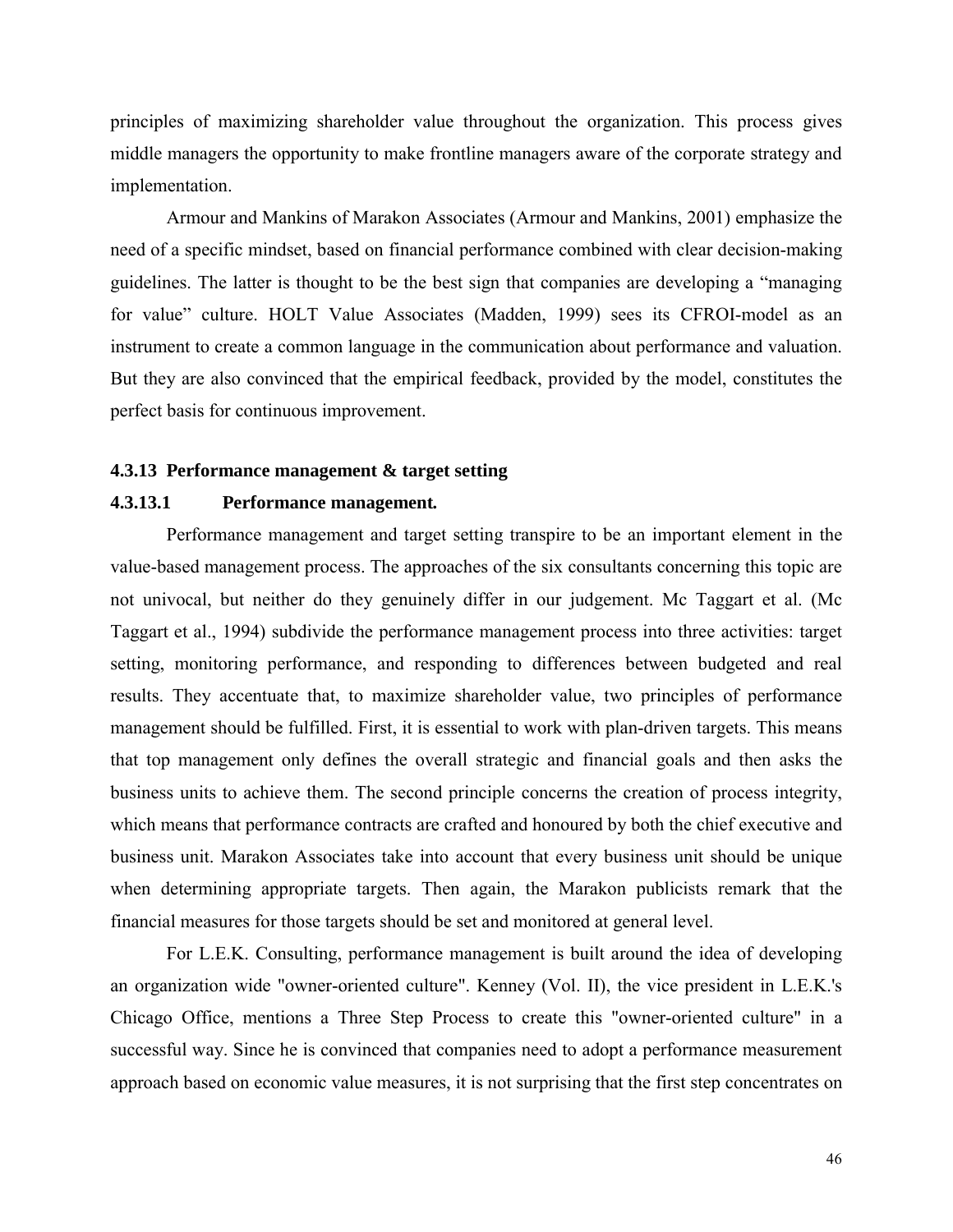principles of maximizing shareholder value throughout the organization. This process gives middle managers the opportunity to make frontline managers aware of the corporate strategy and implementation.

Armour and Mankins of Marakon Associates (Armour and Mankins, 2001) emphasize the need of a specific mindset, based on financial performance combined with clear decision-making guidelines. The latter is thought to be the best sign that companies are developing a "managing for value" culture. HOLT Value Associates (Madden, 1999) sees its CFROI-model as an instrument to create a common language in the communication about performance and valuation. But they are also convinced that the empirical feedback, provided by the model, constitutes the perfect basis for continuous improvement.

### 4.3.13 Performance management & target setting

#### 4.3.13.1 Performance management.

Performance management and target setting transpire to be an important element in the value-based management process. The approaches of the six consultants concerning this topic are not univocal, but neither do they genuinely differ in our judgement. Mc Taggart et al. (Mc Taggart et al., 1994) subdivide the performance management process into three activities: target setting, monitoring performance, and responding to differences between budgeted and real results. They accentuate that, to maximize shareholder value, two principles of performance management should be fulfilled. First, it is essential to work with plan-driven targets. This means that top management only defines the overall strategic and financial goals and then asks the business units to achieve them. The second principle concerns the creation of process integrity, which means that performance contracts are crafted and honoured by both the chief executive and business unit. Marakon Associates take into account that every business unit should be unique when determining appropriate targets. Then again, the Marakon publicists remark that the financial measures for those targets should be set and monitored at general level.

For L.E.K. Consulting, performance management is built around the idea of developing an organization wide "owner-oriented culture". Kenney (Vol. II), the vice president in L.E.K.'s Chicago Office, mentions a Three Step Process to create this "owner-oriented culture" in a successful way. Since he is convinced that companies need to adopt a performance measurement approach based on economic value measures, it is not surprising that the first step concentrates on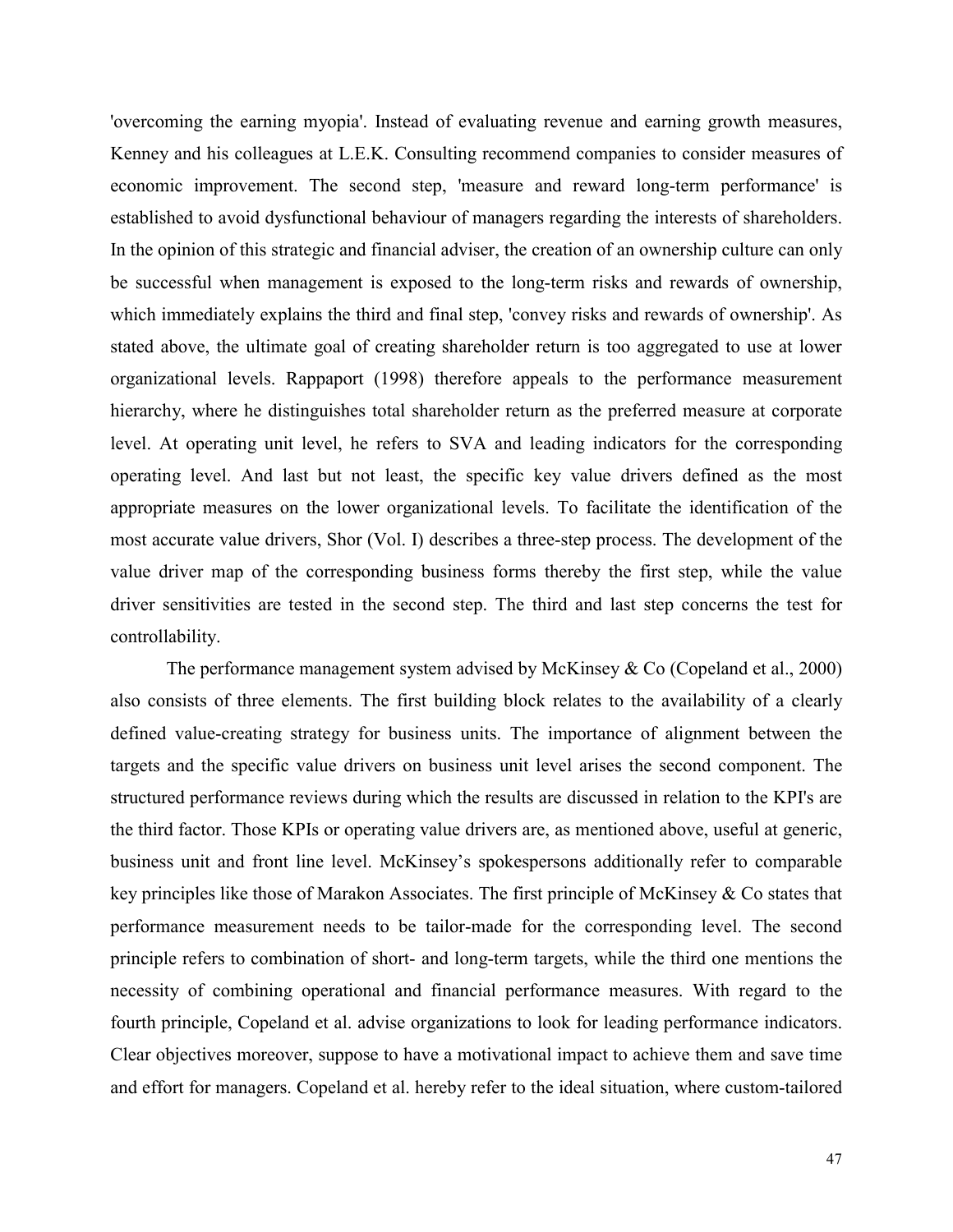'overcoming the earning myopia'. Instead of evaluating revenue and earning growth measures, Kenney and his colleagues at L.E.K. Consulting recommend companies to consider measures of economic improvement. The second step, 'measure and reward long-term performance' is established to avoid dysfunctional behaviour of managers regarding the interests of shareholders. In the opinion of this strategic and financial adviser, the creation of an ownership culture can only be successful when management is exposed to the long-term risks and rewards of ownership, which immediately explains the third and final step, 'convey risks and rewards of ownership'. As stated above, the ultimate goal of creating shareholder return is too aggregated to use at lower organizational levels. Rappaport (1998) therefore appeals to the performance measurement hierarchy, where he distinguishes total shareholder return as the preferred measure at corporate level. At operating unit level, he refers to SVA and leading indicators for the corresponding operating level. And last but not least, the specific key value drivers defined as the most appropriate measures on the lower organizational levels. To facilitate the identification of the most accurate value drivers, Shor (Vol. I) describes a three-step process. The development of the value driver map of the corresponding business forms thereby the first step, while the value driver sensitivities are tested in the second step. The third and last step concerns the test for controllability.

The performance management system advised by McKinsey & Co (Copeland et al., 2000) also consists of three elements. The first building block relates to the availability of a clearly defined value-creating strategy for business units. The importance of alignment between the targets and the specific value drivers on business unit level arises the second component. The structured performance reviews during which the results are discussed in relation to the KPI's are the third factor. Those KPIs or operating value drivers are, as mentioned above, useful at generic, business unit and front line level. McKinsey's spokespersons additionally refer to comparable key principles like those of Marakon Associates. The first principle of McKinsey & Co states that performance measurement needs to be tailor-made for the corresponding level. The second principle refers to combination of short- and long-term targets, while the third one mentions the necessity of combining operational and financial performance measures. With regard to the fourth principle, Copeland et al. advise organizations to look for leading performance indicators. Clear objectives moreover, suppose to have a motivational impact to achieve them and save time and effort for managers. Copeland et al. hereby refer to the ideal situation, where custom-tailored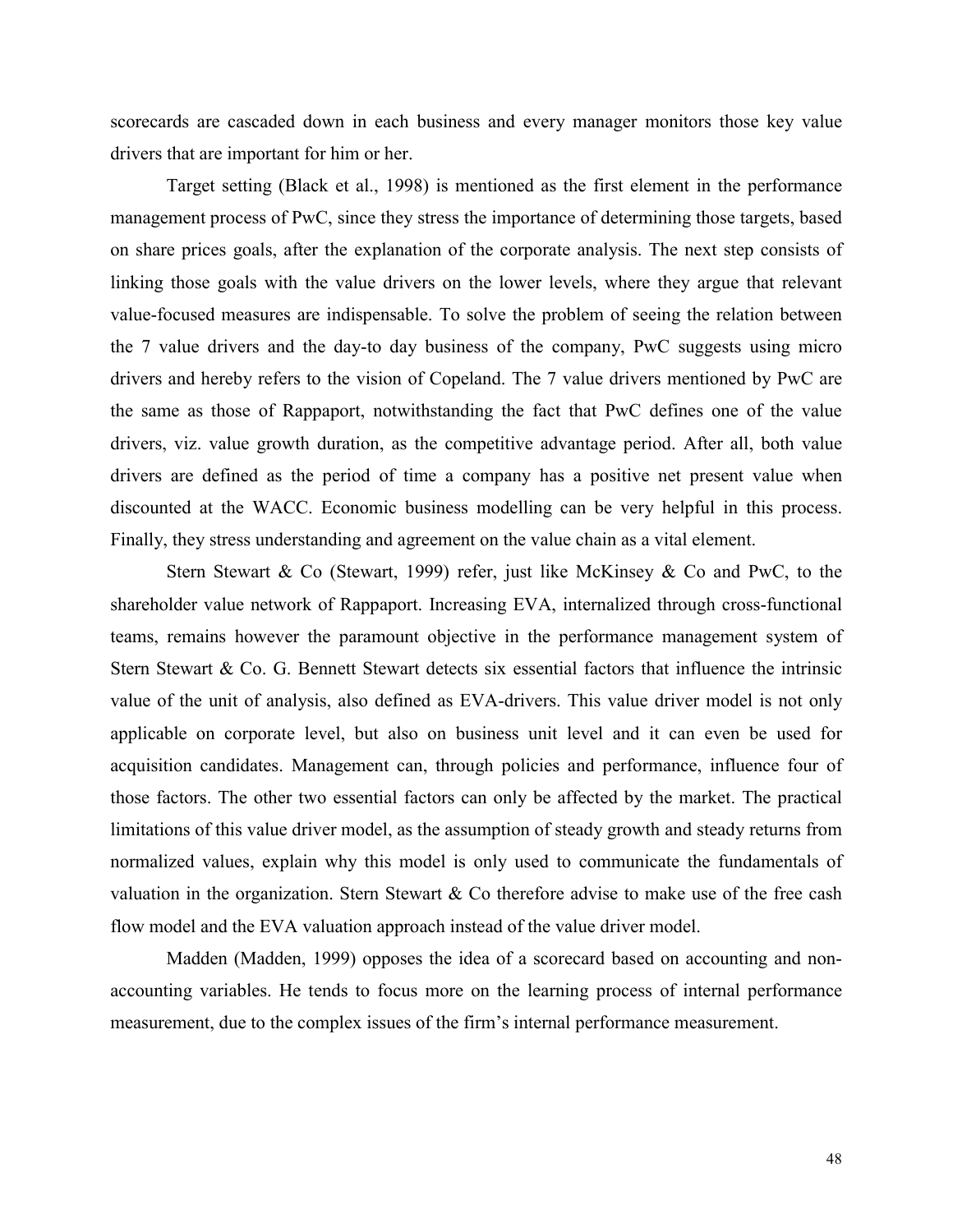scorecards are cascaded down in each business and every manager monitors those key value drivers that are important for him or her.

Target setting (Black et al., 1998) is mentioned as the first element in the performance management process of PwC, since they stress the importance of determining those targets, based on share prices goals, after the explanation of the corporate analysis. The next step consists of linking those goals with the value drivers on the lower levels, where they argue that relevant value-focused measures are indispensable. To solve the problem of seeing the relation between the 7 value drivers and the day-to day business of the company, PwC suggests using micro drivers and hereby refers to the vision of Copeland. The 7 value drivers mentioned by PwC are the same as those of Rappaport, notwithstanding the fact that PwC defines one of the value drivers, viz. value growth duration, as the competitive advantage period. After all, both value drivers are defined as the period of time a company has a positive net present value when discounted at the WACC. Economic business modelling can be very helpful in this process. Finally, they stress understanding and agreement on the value chain as a vital element.

Stern Stewart & Co (Stewart, 1999) refer, just like McKinsey & Co and PwC, to the shareholder value network of Rappaport. Increasing EVA, internalized through cross-functional teams, remains however the paramount objective in the performance management system of Stern Stewart & Co. G. Bennett Stewart detects six essential factors that influence the intrinsic value of the unit of analysis, also defined as EVA-drivers. This value driver model is not only applicable on corporate level, but also on business unit level and it can even be used for acquisition candidates. Management can, through policies and performance, influence four of those factors. The other two essential factors can only be affected by the market. The practical limitations of this value driver model, as the assumption of steady growth and steady returns from normalized values, explain why this model is only used to communicate the fundamentals of valuation in the organization. Stern Stewart & Co therefore advise to make use of the free cash flow model and the EVA valuation approach instead of the value driver model.

Madden (Madden, 1999) opposes the idea of a scorecard based on accounting and non-accounting variables. He tends to focus more on the learning process of internal performance measurement, due to the complex issues of the firm's internal performance measurement.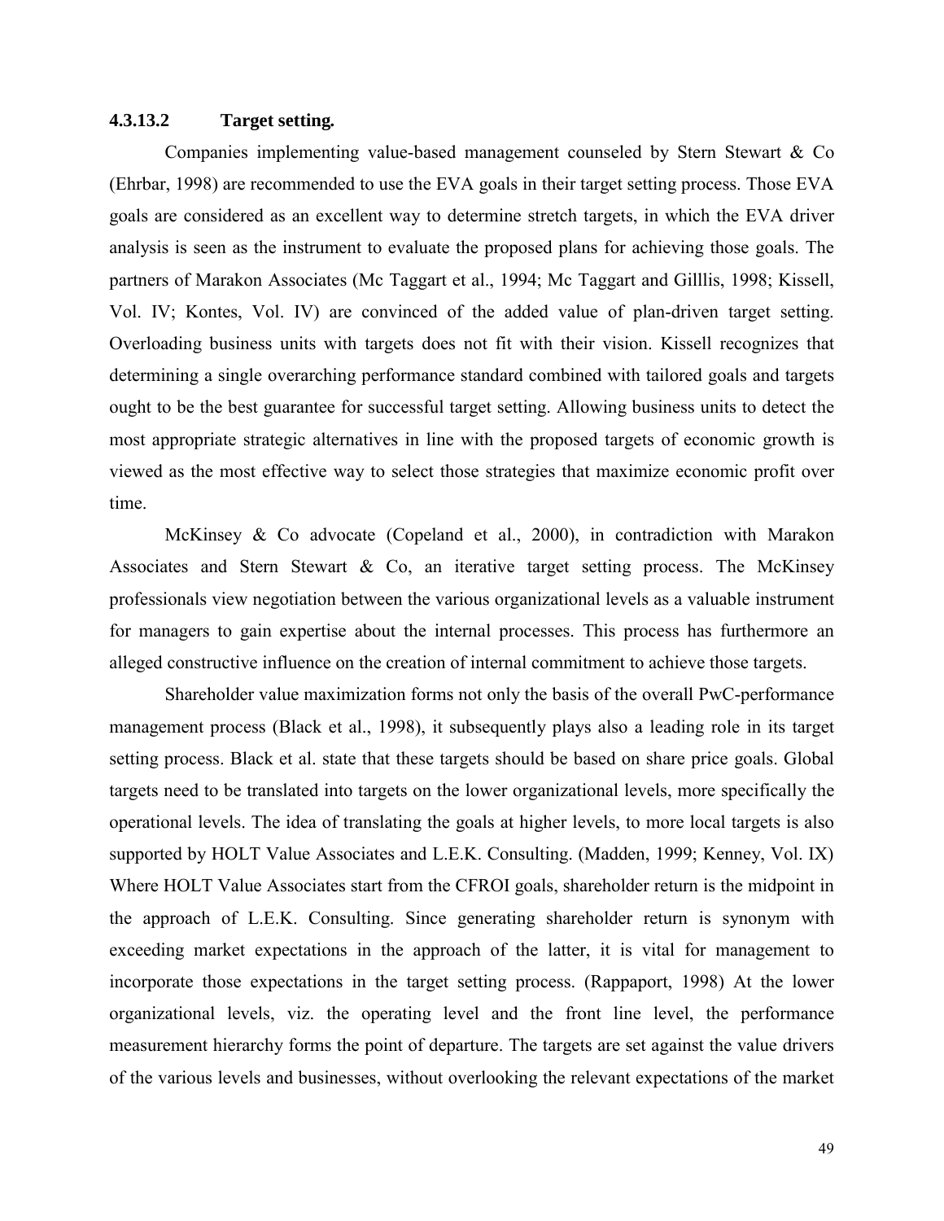#### 4.3.13.2 Target setting.

Companies implementing value-based management counseled by Stern Stewart & Co (Ehrbar, 1998) are recommended to use the EVA goals in their target setting process. Those EVA goals are considered as an excellent way to determine stretch targets, in which the EVA driver analysis is seen as the instrument to evaluate the proposed plans for achieving those goals. The partners of Marakon Associates (Mc Taggart et al., 1994; Mc Taggart and Gilllis, 1998; Kissell, Vol. IV; Kontes, Vol. IV) are convinced of the added value of plan-driven target setting. Overloading business units with targets does not fit with their vision. Kissell recognizes that determining a single overarching performance standard combined with tailored goals and targets ought to be the best guarantee for successful target setting. Allowing business units to detect the most appropriate strategic alternatives in line with the proposed targets of economic growth is viewed as the most effective way to select those strategies that maximize economic profit over time.

McKinsey & Co advocate (Copeland et al., 2000), in contradiction with Marakon Associates and Stern Stewart & Co, an iterative target setting process. The McKinsey professionals view negotiation between the various organizational levels as a valuable instrument for managers to gain expertise about the internal processes. This process has furthermore an alleged constructive influence on the creation of internal commitment to achieve those targets.

Shareholder value maximization forms not only the basis of the overall PwC-performance management process (Black et al., 1998), it subsequently plays also a leading role in its target setting process. Black et al. state that these targets should be based on share price goals. Global targets need to be translated into targets on the lower organizational levels, more specifically the operational levels. The idea of translating the goals at higher levels, to more local targets is also supported by HOLT Value Associates and L.E.K. Consulting. (Madden, 1999; Kenney, Vol. IX) Where HOLT Value Associates start from the CFROI goals, shareholder return is the midpoint in the approach of L.E.K. Consulting. Since generating shareholder return is synonym with exceeding market expectations in the approach of the latter, it is vital for management to incorporate those expectations in the target setting process. (Rappaport, 1998) At the lower organizational levels, viz. the operating level and the front line level, the performance measurement hierarchy forms the point of departure. The targets are set against the value drivers of the various levels and businesses, without overlooking the relevant expectations of the market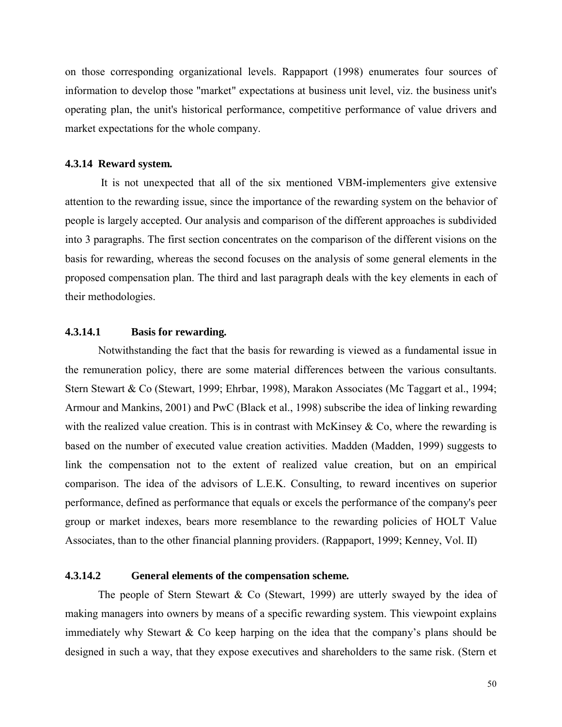on those corresponding organizational levels. Rappaport (1998) enumerates four sources of information to develop those "market" expectations at business unit level, viz. the business unit's operating plan, the unit's historical performance, competitive performance of value drivers and market expectations for the whole company.

### 4.3.14 Reward system.

It is not unexpected that all of the six mentioned VBM-implementers give extensive attention to the rewarding issue, since the importance of the rewarding system on the behavior of people is largely accepted. Our analysis and comparison of the different approaches is subdivided into 3 paragraphs. The first section concentrates on the comparison of the different visions on the basis for rewarding, whereas the second focuses on the analysis of some general elements in the proposed compensation plan. The third and last paragraph deals with the key elements in each of their methodologies.

#### 4.3.14.1 Basis for rewarding.

Notwithstanding the fact that the basis for rewarding is viewed as a fundamental issue in the remuneration policy, there are some material differences between the various consultants. Stern Stewart & Co (Stewart, 1999; Ehrbar, 1998), Marakon Associates (Mc Taggart et al., 1994; Armour and Mankins, 2001) and PwC (Black et al., 1998) subscribe the idea of linking rewarding with the realized value creation. This is in contrast with McKinsey & Co, where the rewarding is based on the number of executed value creation activities. Madden (Madden, 1999) suggests to link the compensation not to the extent of realized value creation, but on an empirical comparison. The idea of the advisors of L.E.K. Consulting, to reward incentives on superior performance, defined as performance that equals or excels the performance of the company's peer group or market indexes, bears more resemblance to the rewarding policies of HOLT Value Associates, than to the other financial planning providers. (Rappaport, 1999; Kenney, Vol. II)

#### 4.3.14.2 General elements of the compensation scheme.

The people of Stern Stewart & Co (Stewart, 1999) are utterly swayed by the idea of making managers into owners by means of a specific rewarding system. This viewpoint explains immediately why Stewart & Co keep harping on the idea that the company's plans should be designed in such a way, that they expose executives and shareholders to the same risk. (Stern et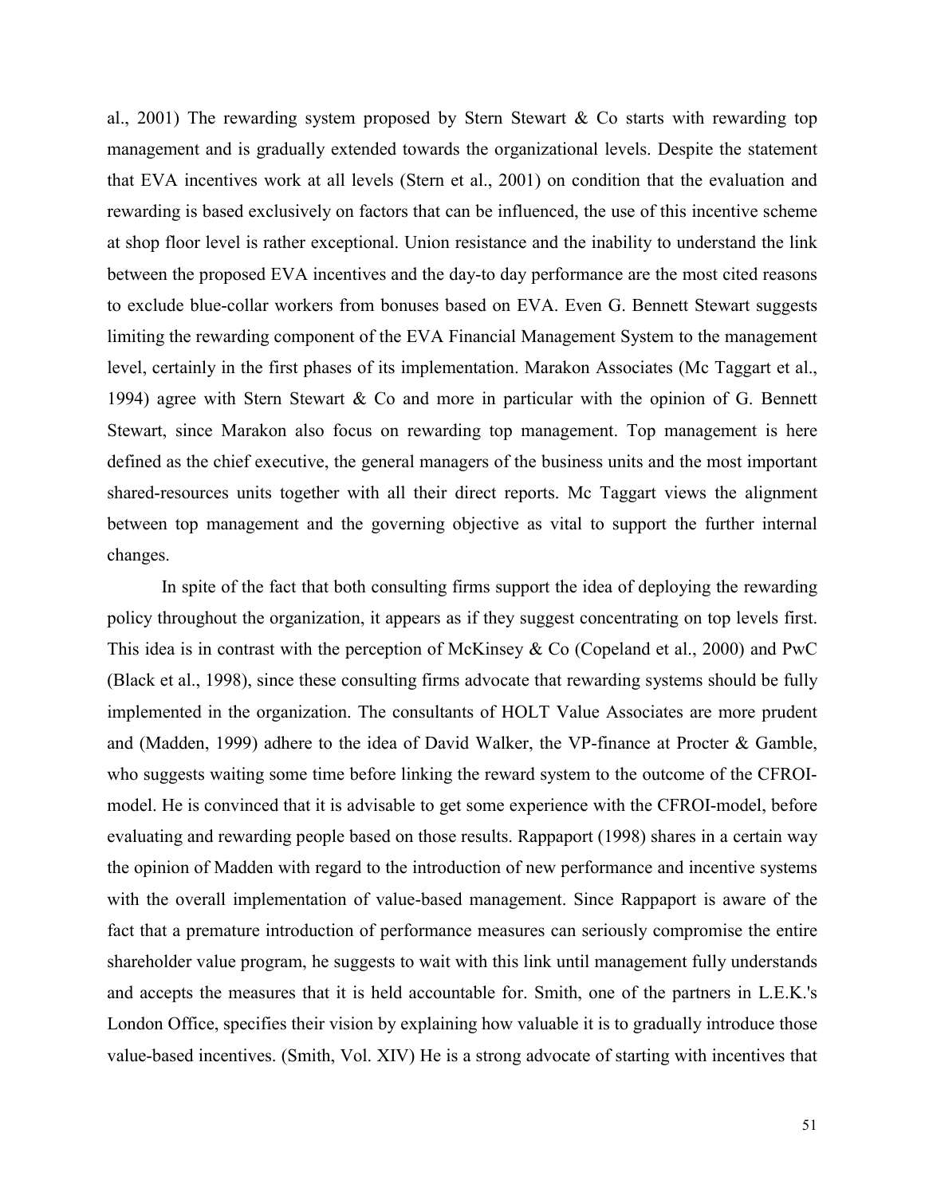al., 2001) The rewarding system proposed by Stern Stewart & Co starts with rewarding top management and is gradually extended towards the organizational levels. Despite the statement that EVA incentives work at all levels (Stern et al., 2001) on condition that the evaluation and rewarding is based exclusively on factors that can be influenced, the use of this incentive scheme at shop floor level is rather exceptional. Union resistance and the inability to understand the link between the proposed EVA incentives and the day-to day performance are the most cited reasons to exclude blue-collar workers from bonuses based on EVA. Even G. Bennett Stewart suggests limiting the rewarding component of the EVA Financial Management System to the management level, certainly in the first phases of its implementation. Marakon Associates (Mc Taggart et al., 1994) agree with Stern Stewart & Co and more in particular with the opinion of G. Bennett Stewart, since Marakon also focus on rewarding top management. Top management is here defined as the chief executive, the general managers of the business units and the most important shared-resources units together with all their direct reports. Mc Taggart views the alignment between top management and the governing objective as vital to support the further internal changes.

In spite of the fact that both consulting firms support the idea of deploying the rewarding policy throughout the organization, it appears as if they suggest concentrating on top levels first. This idea is in contrast with the perception of McKinsey & Co (Copeland et al., 2000) and PwC (Black et al., 1998), since these consulting firms advocate that rewarding systems should be fully implemented in the organization. The consultants of HOLT Value Associates are more prudent and (Madden, 1999) adhere to the idea of David Walker, the VP-finance at Procter & Gamble, who suggests waiting some time before linking the reward system to the outcome of the CFROI-model. He is convinced that it is advisable to get some experience with the CFROI-model, before evaluating and rewarding people based on those results. Rappaport (1998) shares in a certain way the opinion of Madden with regard to the introduction of new performance and incentive systems with the overall implementation of value-based management. Since Rappaport is aware of the fact that a premature introduction of performance measures can seriously compromise the entire shareholder value program, he suggests to wait with this link until management fully understands and accepts the measures that it is held accountable for. Smith, one of the partners in L.E.K.'s London Office, specifies their vision by explaining how valuable it is to gradually introduce those value-based incentives. (Smith, Vol. XIV) He is a strong advocate of starting with incentives that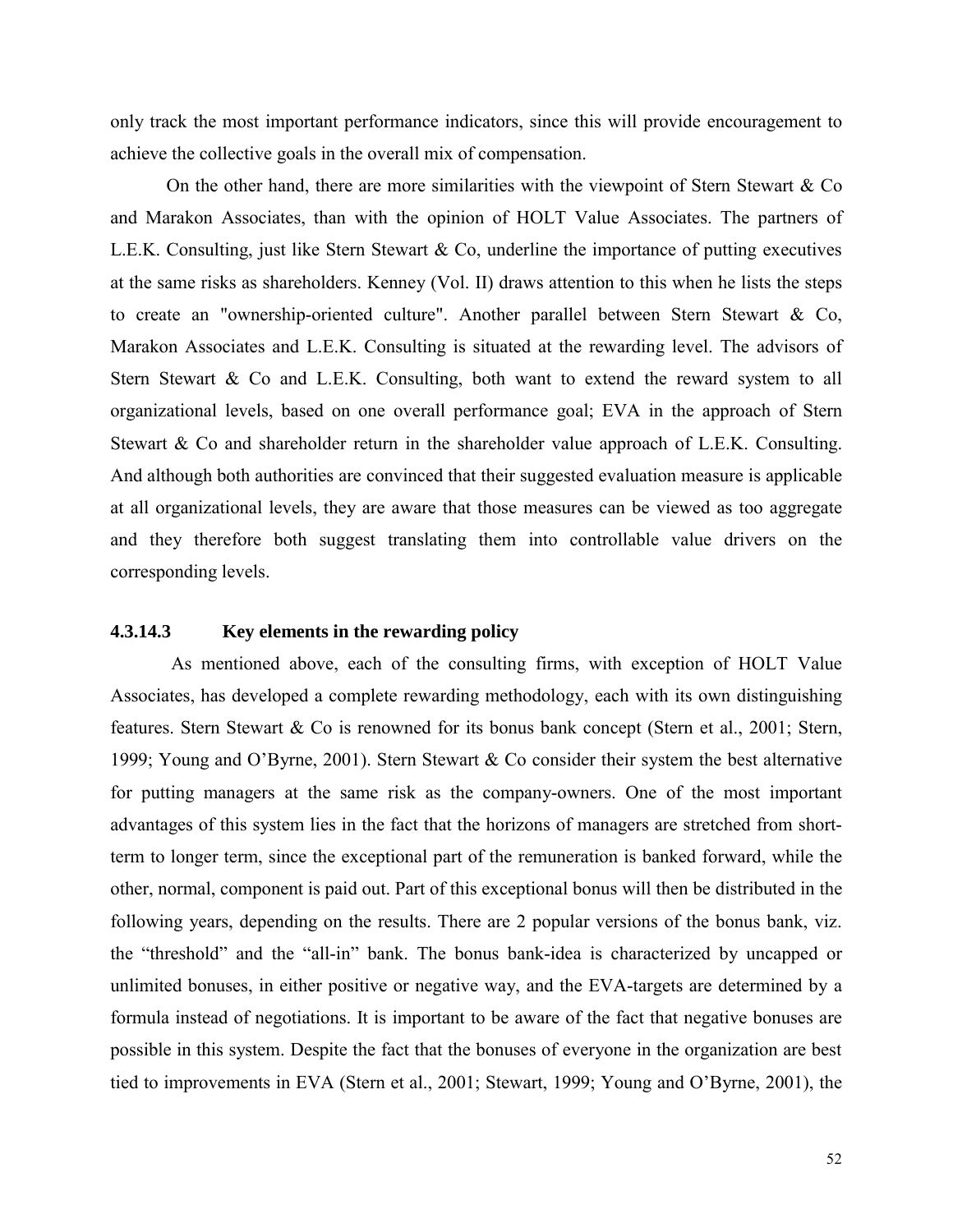only track the most important performance indicators, since this will provide encouragement to achieve the collective goals in the overall mix of compensation.

On the other hand, there are more similarities with the viewpoint of Stern Stewart & Co and Marakon Associates, than with the opinion of HOLT Value Associates. The partners of L.E.K. Consulting, just like Stern Stewart & Co, underline the importance of putting executives at the same risks as shareholders. Kenney (Vol. II) draws attention to this when he lists the steps to create an "ownership-oriented culture". Another parallel between Stern Stewart & Co, Marakon Associates and L.E.K. Consulting is situated at the rewarding level. The advisors of Stern Stewart & Co and L.E.K. Consulting, both want to extend the reward system to all organizational levels, based on one overall performance goal; EVA in the approach of Stern Stewart & Co and shareholder return in the shareholder value approach of L.E.K. Consulting. And although both authorities are convinced that their suggested evaluation measure is applicable at all organizational levels, they are aware that those measures can be viewed as too aggregate and they therefore both suggest translating them into controllable value drivers on the corresponding levels.

#### 4.3.14.3 Key elements in the rewarding policy

As mentioned above, each of the consulting firms, with exception of HOLT Value Associates, has developed a complete rewarding methodology, each with its own distinguishing features. Stern Stewart & Co is renowned for its bonus bank concept (Stern et al., 2001; Stern, 1999; Young and O'Byrne, 2001). Stern Stewart & Co consider their system the best alternative for putting managers at the same risk as the company-owners. One of the most important advantages of this system lies in the fact that the horizons of managers are stretched from short-term to longer term, since the exceptional part of the remuneration is banked forward, while the other, normal, component is paid out. Part of this exceptional bonus will then be distributed in the following years, depending on the results. There are 2 popular versions of the bonus bank, viz. the "threshold" and the "all-in" bank. The bonus bank-idea is characterized by uncapped or unlimited bonuses, in either positive or negative way, and the EVA-targets are determined by a formula instead of negotiations. It is important to be aware of the fact that negative bonuses are possible in this system. Despite the fact that the bonuses of everyone in the organization are best tied to improvements in EVA (Stern et al., 2001; Stewart, 1999; Young and O'Byrne, 2001), the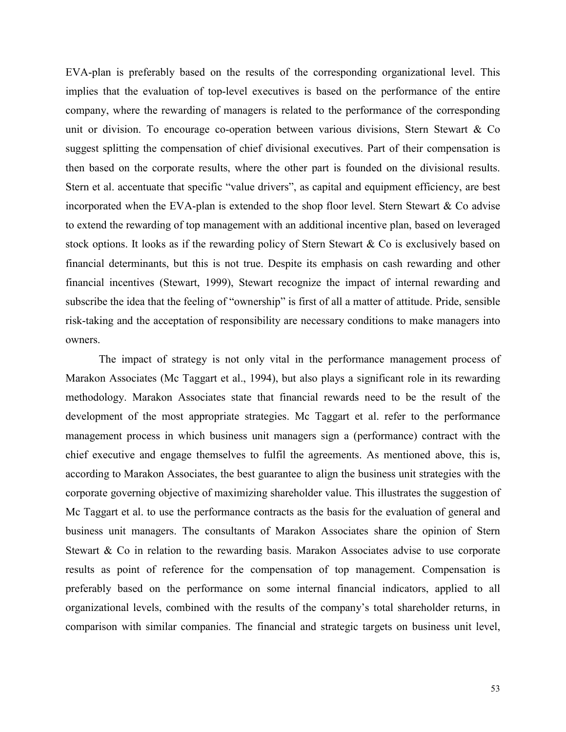EVA-plan is preferably based on the results of the corresponding organizational level. This implies that the evaluation of top-level executives is based on the performance of the entire company, where the rewarding of managers is related to the performance of the corresponding unit or division. To encourage co-operation between various divisions, Stern Stewart & Co suggest splitting the compensation of chief divisional executives. Part of their compensation is then based on the corporate results, where the other part is founded on the divisional results. Stern et al. accentuate that specific "value drivers", as capital and equipment efficiency, are best incorporated when the EVA-plan is extended to the shop floor level. Stern Stewart & Co advise to extend the rewarding of top management with an additional incentive plan, based on leveraged stock options. It looks as if the rewarding policy of Stern Stewart & Co is exclusively based on financial determinants, but this is not true. Despite its emphasis on cash rewarding and other financial incentives (Stewart, 1999), Stewart recognize the impact of internal rewarding and subscribe the idea that the feeling of "ownership" is first of all a matter of attitude. Pride, sensible risk-taking and the acceptation of responsibility are necessary conditions to make managers into owners.

The impact of strategy is not only vital in the performance management process of Marakon Associates (Mc Taggart et al., 1994), but also plays a significant role in its rewarding methodology. Marakon Associates state that financial rewards need to be the result of the development of the most appropriate strategies. Mc Taggart et al. refer to the performance management process in which business unit managers sign a (performance) contract with the chief executive and engage themselves to fulfil the agreements. As mentioned above, this is, according to Marakon Associates, the best guarantee to align the business unit strategies with the corporate governing objective of maximizing shareholder value. This illustrates the suggestion of Mc Taggart et al. to use the performance contracts as the basis for the evaluation of general and business unit managers. The consultants of Marakon Associates share the opinion of Stern Stewart & Co in relation to the rewarding basis. Marakon Associates advise to use corporate results as point of reference for the compensation of top management. Compensation is preferably based on the performance on some internal financial indicators, applied to all organizational levels, combined with the results of the company's total shareholder returns, in comparison with similar companies. The financial and strategic targets on business unit level,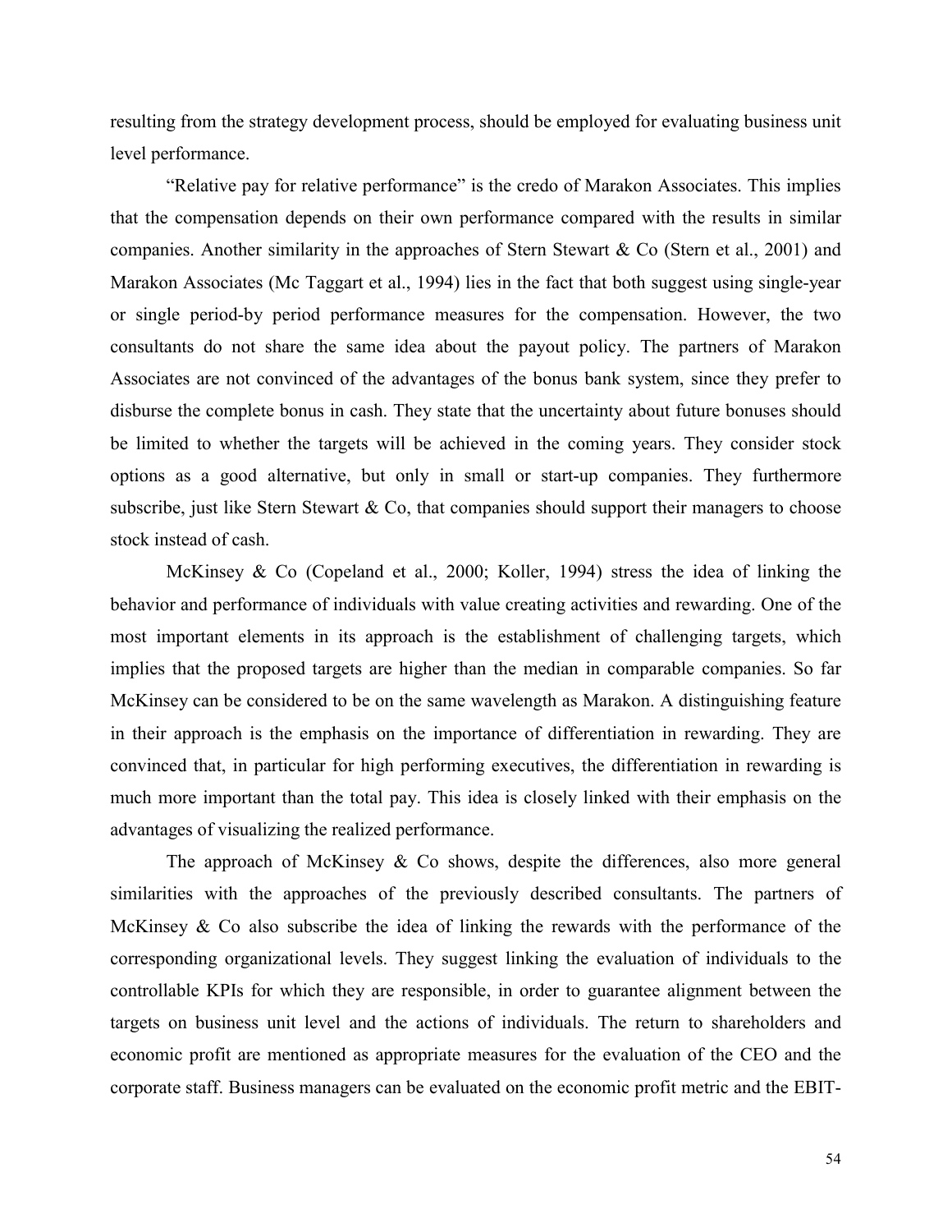resulting from the strategy development process, should be employed for evaluating business unit level performance.

"Relative pay for relative performance" is the credo of Marakon Associates. This implies that the compensation depends on their own performance compared with the results in similar companies. Another similarity in the approaches of Stern Stewart & Co (Stern et al., 2001) and Marakon Associates (Mc Taggart et al., 1994) lies in the fact that both suggest using single-year or single period-by period performance measures for the compensation. However, the two consultants do not share the same idea about the payout policy. The partners of Marakon Associates are not convinced of the advantages of the bonus bank system, since they prefer to disburse the complete bonus in cash. They state that the uncertainty about future bonuses should be limited to whether the targets will be achieved in the coming years. They consider stock options as a good alternative, but only in small or start-up companies. They furthermore subscribe, just like Stern Stewart & Co, that companies should support their managers to choose stock instead of cash.

McKinsey & Co (Copeland et al., 2000; Koller, 1994) stress the idea of linking the behavior and performance of individuals with value creating activities and rewarding. One of the most important elements in its approach is the establishment of challenging targets, which implies that the proposed targets are higher than the median in comparable companies. So far McKinsey can be considered to be on the same wavelength as Marakon. A distinguishing feature in their approach is the emphasis on the importance of differentiation in rewarding. They are convinced that, in particular for high performing executives, the differentiation in rewarding is much more important than the total pay. This idea is closely linked with their emphasis on the advantages of visualizing the realized performance.

The approach of McKinsey & Co shows, despite the differences, also more general similarities with the approaches of the previously described consultants. The partners of McKinsey & Co also subscribe the idea of linking the rewards with the performance of the corresponding organizational levels. They suggest linking the evaluation of individuals to the controllable KPIs for which they are responsible, in order to guarantee alignment between the targets on business unit level and the actions of individuals. The return to shareholders and economic profit are mentioned as appropriate measures for the evaluation of the CEO and the corporate staff. Business managers can be evaluated on the economic profit metric and the EBIT-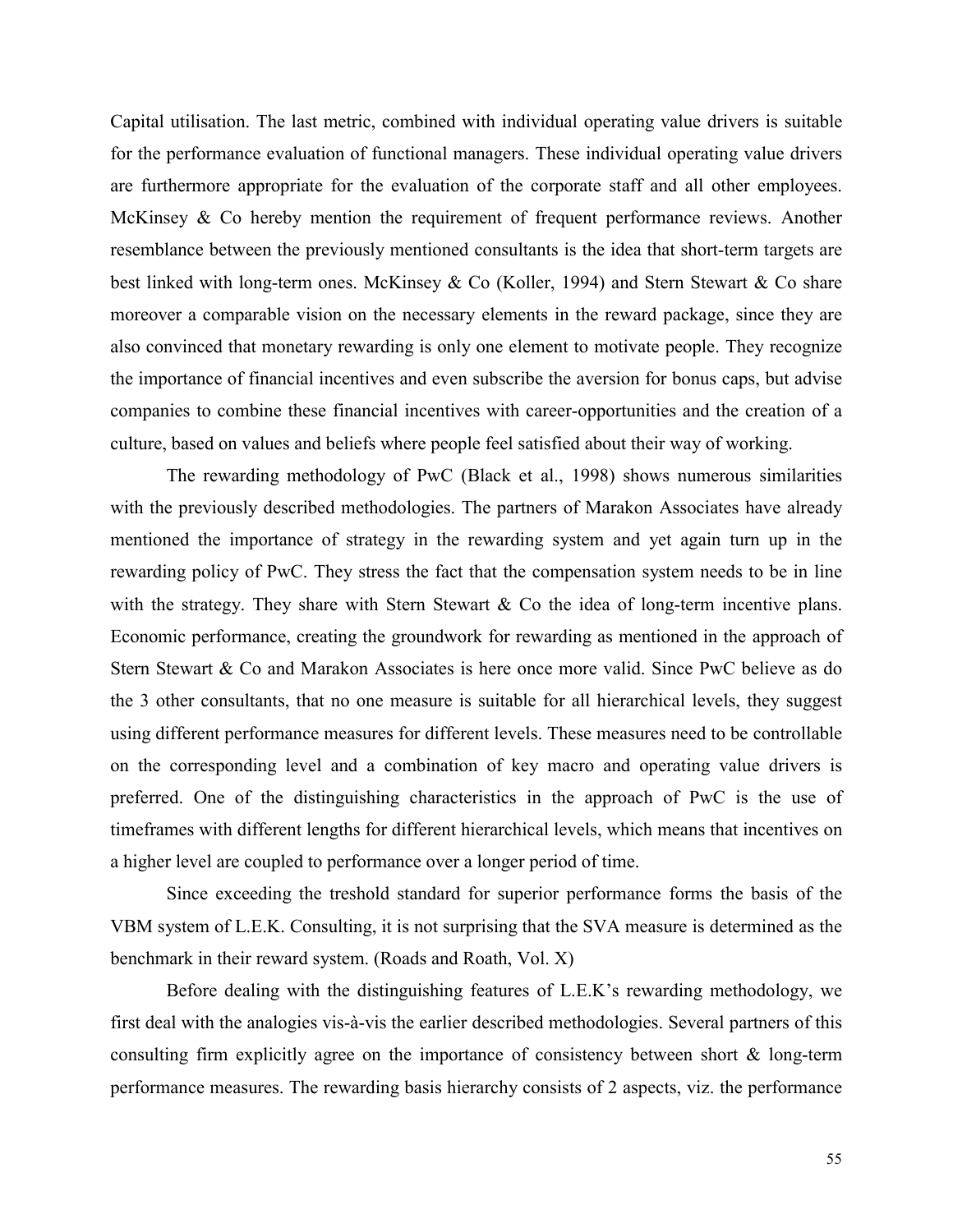Capital utilisation. The last metric, combined with individual operating value drivers is suitable for the performance evaluation of functional managers. These individual operating value drivers are furthermore appropriate for the evaluation of the corporate staff and all other employees. McKinsey & Co hereby mention the requirement of frequent performance reviews. Another resemblance between the previously mentioned consultants is the idea that short-term targets are best linked with long-term ones. McKinsey & Co (Koller, 1994) and Stern Stewart & Co share moreover a comparable vision on the necessary elements in the reward package, since they are also convinced that monetary rewarding is only one element to motivate people. They recognize the importance of financial incentives and even subscribe the aversion for bonus caps, but advise companies to combine these financial incentives with career-opportunities and the creation of a culture, based on values and beliefs where people feel satisfied about their way of working.

The rewarding methodology of PwC (Black et al., 1998) shows numerous similarities with the previously described methodologies. The partners of Marakon Associates have already mentioned the importance of strategy in the rewarding system and yet again turn up in the rewarding policy of PwC. They stress the fact that the compensation system needs to be in line with the strategy. They share with Stern Stewart & Co the idea of long-term incentive plans. Economic performance, creating the groundwork for rewarding as mentioned in the approach of Stern Stewart & Co and Marakon Associates is here once more valid. Since PwC believe as do the 3 other consultants, that no one measure is suitable for all hierarchical levels, they suggest using different performance measures for different levels. These measures need to be controllable on the corresponding level and a combination of key macro and operating value drivers is preferred. One of the distinguishing characteristics in the approach of PwC is the use of timeframes with different lengths for different hierarchical levels, which means that incentives on a higher level are coupled to performance over a longer period of time.

Since exceeding the treshold standard for superior performance forms the basis of the VBM system of L.E.K. Consulting, it is not surprising that the SVA measure is determined as the benchmark in their reward system. (Roads and Roath, Vol. X)

Before dealing with the distinguishing features of L.E.K's rewarding methodology, we first deal with the analogies vis-à-vis the earlier described methodologies. Several partners of this consulting firm explicitly agree on the importance of consistency between short & long-term performance measures. The rewarding basis hierarchy consists of 2 aspects, viz. the performance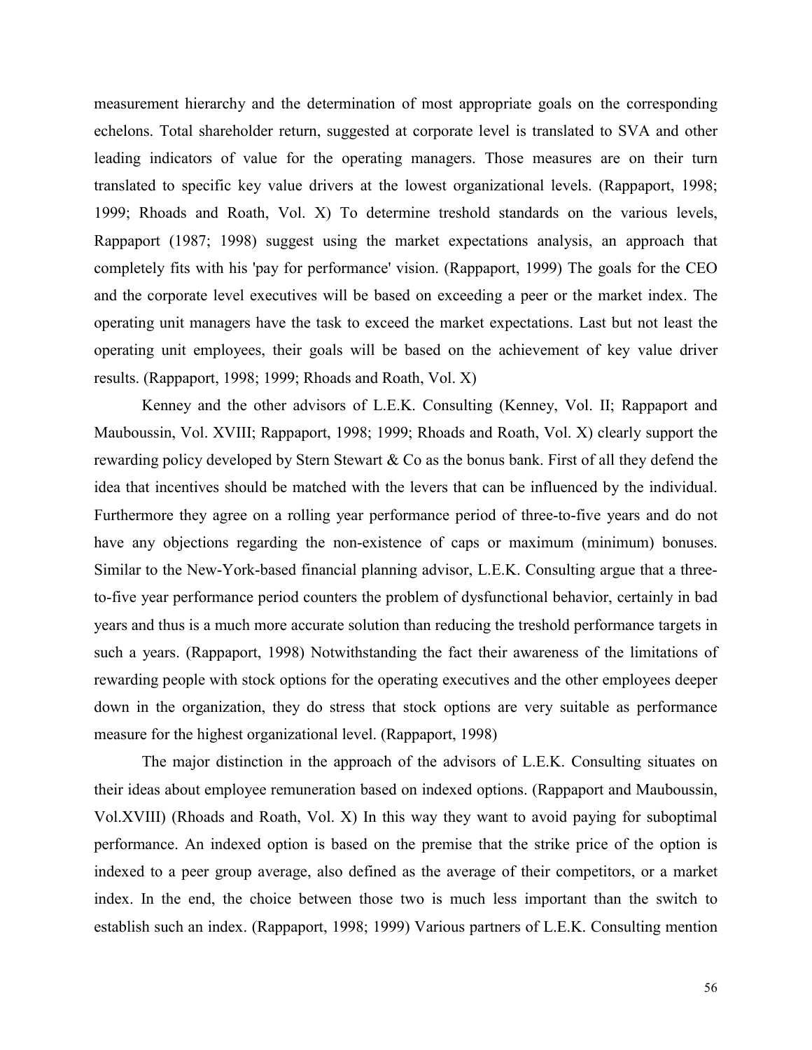measurement hierarchy and the determination of most appropriate goals on the corresponding echelons. Total shareholder return, suggested at corporate level is translated to SVA and other leading indicators of value for the operating managers. Those measures are on their turn translated to specific key value drivers at the lowest organizational levels. (Rappaport, 1998; 1999; Rhoads and Roath, Vol. X) To determine treshold standards on the various levels, Rappaport (1987; 1998) suggest using the market expectations analysis, an approach that completely fits with his 'pay for performance' vision. (Rappaport, 1999) The goals for the CEO and the corporate level executives will be based on exceeding a peer or the market index. The operating unit managers have the task to exceed the market expectations. Last but not least the operating unit employees, their goals will be based on the achievement of key value driver results. (Rappaport, 1998; 1999; Rhoads and Roath, Vol. X)

Kenney and the other advisors of L.E.K. Consulting (Kenney, Vol. II; Rappaport and Mauboussin, Vol. XVIII; Rappaport, 1998; 1999; Rhoads and Roath, Vol. X) clearly support the rewarding policy developed by Stern Stewart & Co as the bonus bank. First of all they defend the idea that incentives should be matched with the levers that can be influenced by the individual. Furthermore they agree on a rolling year performance period of three-to-five years and do not have any objections regarding the non-existence of caps or maximum (minimum) bonuses. Similar to the New-York-based financial planning advisor, L.E.K. Consulting argue that a three-to-five year performance period counters the problem of dysfunctional behavior, certainly in bad years and thus is a much more accurate solution than reducing the treshold performance targets in such a years. (Rappaport, 1998) Notwithstanding the fact their awareness of the limitations of rewarding people with stock options for the operating executives and the other employees deeper down in the organization, they do stress that stock options are very suitable as performance measure for the highest organizational level. (Rappaport, 1998)

The major distinction in the approach of the advisors of L.E.K. Consulting situates on their ideas about employee remuneration based on indexed options. (Rappaport and Mauboussin, Vol.XVIII) (Rhoads and Roath, Vol. X) In this way they want to avoid paying for suboptimal performance. An indexed option is based on the premise that the strike price of the option is indexed to a peer group average, also defined as the average of their competitors, or a market index. In the end, the choice between those two is much less important than the switch to establish such an index. (Rappaport, 1998; 1999) Various partners of L.E.K. Consulting mention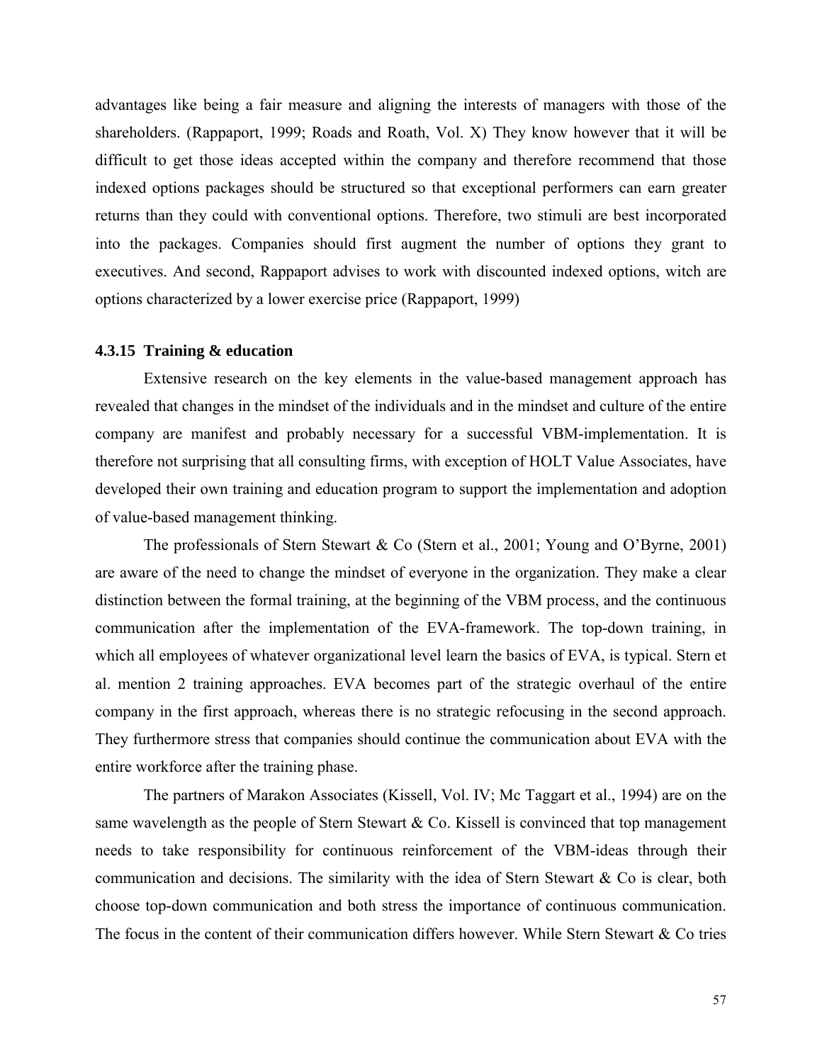advantages like being a fair measure and aligning the interests of managers with those of the shareholders. (Rappaport, 1999; Roads and Roath, Vol. X) They know however that it will be difficult to get those ideas accepted within the company and therefore recommend that those indexed options packages should be structured so that exceptional performers can earn greater returns than they could with conventional options. Therefore, two stimuli are best incorporated into the packages. Companies should first augment the number of options they grant to executives. And second, Rappaport advises to work with discounted indexed options, witch are options characterized by a lower exercise price (Rappaport, 1999)

### 4.3.15 Training & education

Extensive research on the key elements in the value-based management approach has revealed that changes in the mindset of the individuals and in the mindset and culture of the entire company are manifest and probably necessary for a successful VBM-implementation. It is therefore not surprising that all consulting firms, with exception of HOLT Value Associates, have developed their own training and education program to support the implementation and adoption of value-based management thinking.

The professionals of Stern Stewart & Co (Stern et al., 2001; Young and O'Byrne, 2001) are aware of the need to change the mindset of everyone in the organization. They make a clear distinction between the formal training, at the beginning of the VBM process, and the continuous communication after the implementation of the EVA-framework. The top-down training, in which all employees of whatever organizational level learn the basics of EVA, is typical. Stern et al. mention 2 training approaches. EVA becomes part of the strategic overhaul of the entire company in the first approach, whereas there is no strategic refocusing in the second approach. They furthermore stress that companies should continue the communication about EVA with the entire workforce after the training phase.

The partners of Marakon Associates (Kissell, Vol. IV; Mc Taggart et al., 1994) are on the same wavelength as the people of Stern Stewart & Co. Kissell is convinced that top management needs to take responsibility for continuous reinforcement of the VBM-ideas through their communication and decisions. The similarity with the idea of Stern Stewart & Co is clear, both choose top-down communication and both stress the importance of continuous communication. The focus in the content of their communication differs however. While Stern Stewart & Co tries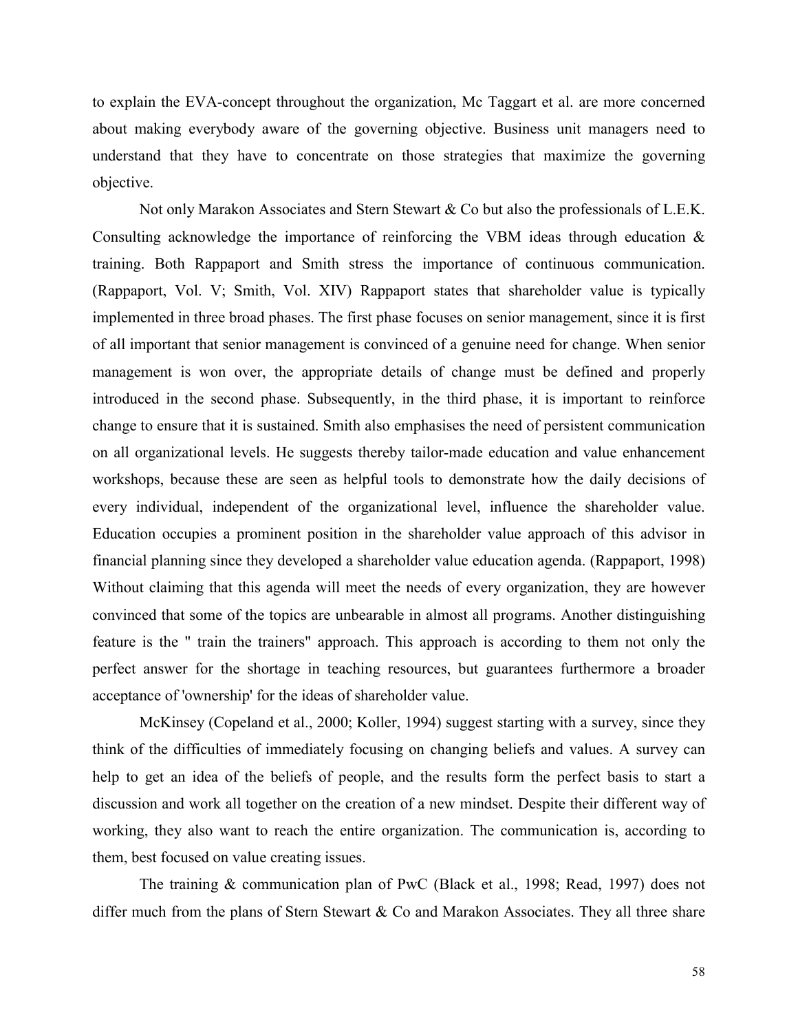to explain the EVA-concept throughout the organization, Mc Taggart et al. are more concerned about making everybody aware of the governing objective. Business unit managers need to understand that they have to concentrate on those strategies that maximize the governing objective.

Not only Marakon Associates and Stern Stewart & Co but also the professionals of L.E.K. Consulting acknowledge the importance of reinforcing the VBM ideas through education & training. Both Rappaport and Smith stress the importance of continuous communication. (Rappaport, Vol. V; Smith, Vol. XIV) Rappaport states that shareholder value is typically implemented in three broad phases. The first phase focuses on senior management, since it is first of all important that senior management is convinced of a genuine need for change. When senior management is won over, the appropriate details of change must be defined and properly introduced in the second phase. Subsequently, in the third phase, it is important to reinforce change to ensure that it is sustained. Smith also emphasises the need of persistent communication on all organizational levels. He suggests thereby tailor-made education and value enhancement workshops, because these are seen as helpful tools to demonstrate how the daily decisions of every individual, independent of the organizational level, influence the shareholder value. Education occupies a prominent position in the shareholder value approach of this advisor in financial planning since they developed a shareholder value education agenda. (Rappaport, 1998) Without claiming that this agenda will meet the needs of every organization, they are however convinced that some of the topics are unbearable in almost all programs. Another distinguishing feature is the " train the trainers" approach. This approach is according to them not only the perfect answer for the shortage in teaching resources, but guarantees furthermore a broader acceptance of 'ownership' for the ideas of shareholder value.

McKinsey (Copeland et al., 2000; Koller, 1994) suggest starting with a survey, since they think of the difficulties of immediately focusing on changing beliefs and values. A survey can help to get an idea of the beliefs of people, and the results form the perfect basis to start a discussion and work all together on the creation of a new mindset. Despite their different way of working, they also want to reach the entire organization. The communication is, according to them, best focused on value creating issues.

The training & communication plan of PwC (Black et al., 1998; Read, 1997) does not differ much from the plans of Stern Stewart & Co and Marakon Associates. They all three share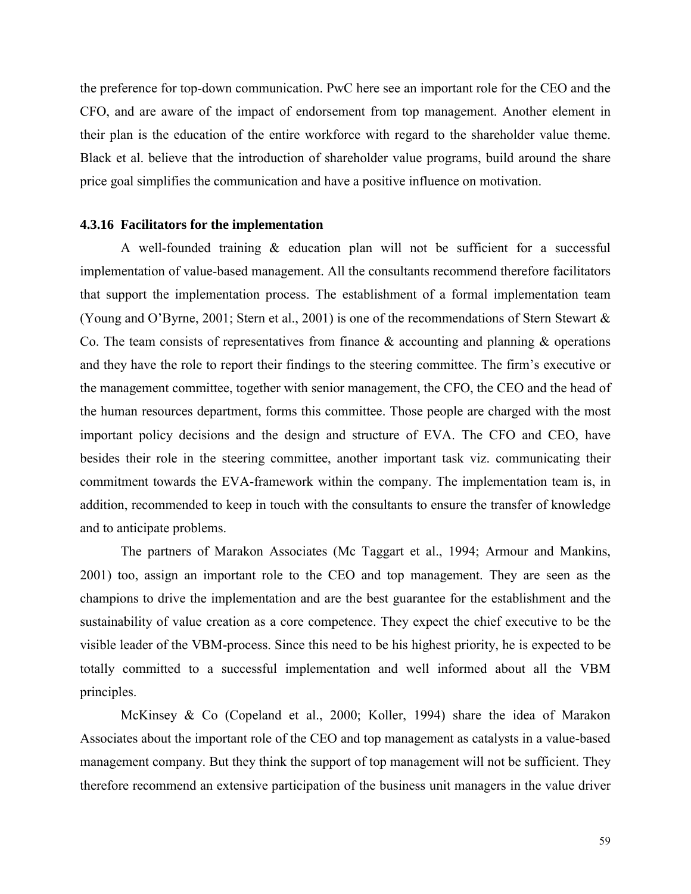the preference for top-down communication. PwC here see an important role for the CEO and the CFO, and are aware of the impact of endorsement from top management. Another element in their plan is the education of the entire workforce with regard to the shareholder value theme. Black et al. believe that the introduction of shareholder value programs, build around the share price goal simplifies the communication and have a positive influence on motivation.

### 4.3.16 Facilitators for the implementation

A well-founded training & education plan will not be sufficient for a successful implementation of value-based management. All the consultants recommend therefore facilitators that support the implementation process. The establishment of a formal implementation team (Young and O'Byrne, 2001; Stern et al., 2001) is one of the recommendations of Stern Stewart & Co. The team consists of representatives from finance & accounting and planning & operations and they have the role to report their findings to the steering committee. The firm's executive or the management committee, together with senior management, the CFO, the CEO and the head of the human resources department, forms this committee. Those people are charged with the most important policy decisions and the design and structure of EVA. The CFO and CEO, have besides their role in the steering committee, another important task viz. communicating their commitment towards the EVA-framework within the company. The implementation team is, in addition, recommended to keep in touch with the consultants to ensure the transfer of knowledge and to anticipate problems.

The partners of Marakon Associates (Mc Taggart et al., 1994; Armour and Mankins, 2001) too, assign an important role to the CEO and top management. They are seen as the champions to drive the implementation and are the best guarantee for the establishment and the sustainability of value creation as a core competence. They expect the chief executive to be the visible leader of the VBM-process. Since this need to be his highest priority, he is expected to be totally committed to a successful implementation and well informed about all the VBM principles.

McKinsey & Co (Copeland et al., 2000; Koller, 1994) share the idea of Marakon Associates about the important role of the CEO and top management as catalysts in a value-based management company. But they think the support of top management will not be sufficient. They therefore recommend an extensive participation of the business unit managers in the value driver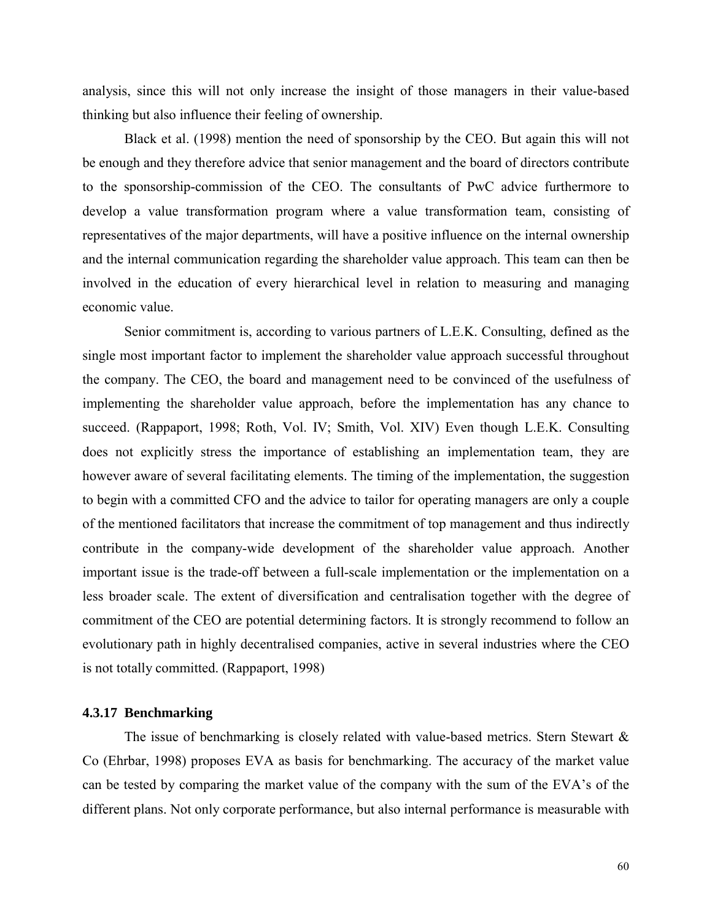analysis, since this will not only increase the insight of those managers in their value-based thinking but also influence their feeling of ownership.

Black et al. (1998) mention the need of sponsorship by the CEO. But again this will not be enough and they therefore advice that senior management and the board of directors contribute to the sponsorship-commission of the CEO. The consultants of PwC advice furthermore to develop a value transformation program where a value transformation team, consisting of representatives of the major departments, will have a positive influence on the internal ownership and the internal communication regarding the shareholder value approach. This team can then be involved in the education of every hierarchical level in relation to measuring and managing economic value.

Senior commitment is, according to various partners of L.E.K. Consulting, defined as the single most important factor to implement the shareholder value approach successful throughout the company. The CEO, the board and management need to be convinced of the usefulness of implementing the shareholder value approach, before the implementation has any chance to succeed. (Rappaport, 1998; Roth, Vol. IV; Smith, Vol. XIV) Even though L.E.K. Consulting does not explicitly stress the importance of establishing an implementation team, they are however aware of several facilitating elements. The timing of the implementation, the suggestion to begin with a committed CFO and the advice to tailor for operating managers are only a couple of the mentioned facilitators that increase the commitment of top management and thus indirectly contribute in the company-wide development of the shareholder value approach. Another important issue is the trade-off between a full-scale implementation or the implementation on a less broader scale. The extent of diversification and centralisation together with the degree of commitment of the CEO are potential determining factors. It is strongly recommend to follow an evolutionary path in highly decentralised companies, active in several industries where the CEO is not totally committed. (Rappaport, 1998)

### 4.3.17 Benchmarking

The issue of benchmarking is closely related with value-based metrics. Stern Stewart & Co (Ehrbar, 1998) proposes EVA as basis for benchmarking. The accuracy of the market value can be tested by comparing the market value of the company with the sum of the EVA's of the different plans. Not only corporate performance, but also internal performance is measurable with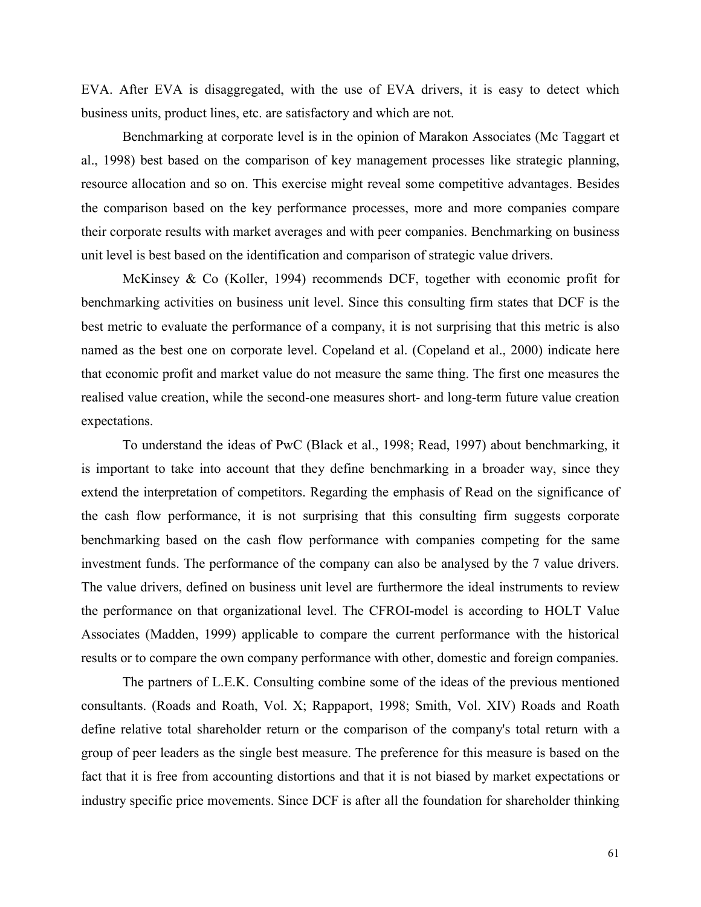EVA. After EVA is disaggregated, with the use of EVA drivers, it is easy to detect which business units, product lines, etc. are satisfactory and which are not.

Benchmarking at corporate level is in the opinion of Marakon Associates (Mc Taggart et al., 1998) best based on the comparison of key management processes like strategic planning, resource allocation and so on. This exercise might reveal some competitive advantages. Besides the comparison based on the key performance processes, more and more companies compare their corporate results with market averages and with peer companies. Benchmarking on business unit level is best based on the identification and comparison of strategic value drivers.

McKinsey & Co (Koller, 1994) recommends DCF, together with economic profit for benchmarking activities on business unit level. Since this consulting firm states that DCF is the best metric to evaluate the performance of a company, it is not surprising that this metric is also named as the best one on corporate level. Copeland et al. (Copeland et al., 2000) indicate here that economic profit and market value do not measure the same thing. The first one measures the realised value creation, while the second-one measures short- and long-term future value creation expectations.

To understand the ideas of PwC (Black et al., 1998; Read, 1997) about benchmarking, it is important to take into account that they define benchmarking in a broader way, since they extend the interpretation of competitors. Regarding the emphasis of Read on the significance of the cash flow performance, it is not surprising that this consulting firm suggests corporate benchmarking based on the cash flow performance with companies competing for the same investment funds. The performance of the company can also be analysed by the 7 value drivers. The value drivers, defined on business unit level are furthermore the ideal instruments to review the performance on that organizational level. The CFROI-model is according to HOLT Value Associates (Madden, 1999) applicable to compare the current performance with the historical results or to compare the own company performance with other, domestic and foreign companies.

The partners of L.E.K. Consulting combine some of the ideas of the previous mentioned consultants. (Roads and Roath, Vol. X; Rappaport, 1998; Smith, Vol. XIV) Roads and Roath define relative total shareholder return or the comparison of the company's total return with a group of peer leaders as the single best measure. The preference for this measure is based on the fact that it is free from accounting distortions and that it is not biased by market expectations or industry specific price movements. Since DCF is after all the foundation for shareholder thinking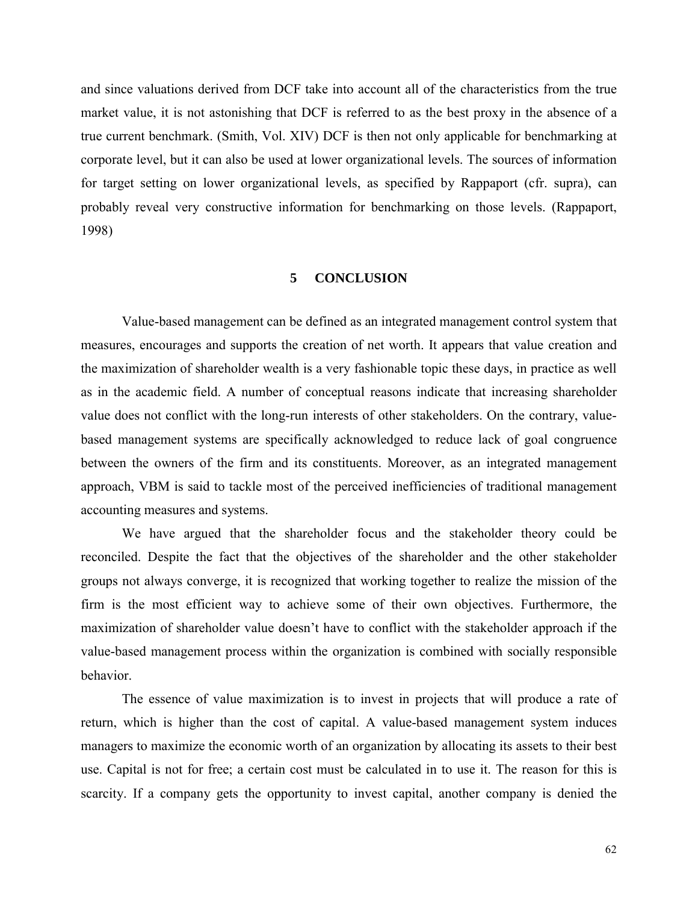and since valuations derived from DCF take into account all of the characteristics from the true market value, it is not astonishing that DCF is referred to as the best proxy in the absence of a true current benchmark. (Smith, Vol. XIV) DCF is then not only applicable for benchmarking at corporate level, but it can also be used at lower organizational levels. The sources of information for target setting on lower organizational levels, as specified by Rappaport (cfr. supra), can probably reveal very constructive information for benchmarking on those levels. (Rappaport, 1998)

# 5 CONCLUSION

Value-based management can be defined as an integrated management control system that measures, encourages and supports the creation of net worth. It appears that value creation and the maximization of shareholder wealth is a very fashionable topic these days, in practice as well as in the academic field. A number of conceptual reasons indicate that increasing shareholder value does not conflict with the long-run interests of other stakeholders. On the contrary, value-based management systems are specifically acknowledged to reduce lack of goal congruence between the owners of the firm and its constituents. Moreover, as an integrated management approach, VBM is said to tackle most of the perceived inefficiencies of traditional management accounting measures and systems.

We have argued that the shareholder focus and the stakeholder theory could be reconciled. Despite the fact that the objectives of the shareholder and the other stakeholder groups not always converge, it is recognized that working together to realize the mission of the firm is the most efficient way to achieve some of their own objectives. Furthermore, the maximization of shareholder value doesn't have to conflict with the stakeholder approach if the value-based management process within the organization is combined with socially responsible behavior.

The essence of value maximization is to invest in projects that will produce a rate of return, which is higher than the cost of capital. A value-based management system induces managers to maximize the economic worth of an organization by allocating its assets to their best use. Capital is not for free; a certain cost must be calculated in to use it. The reason for this is scarcity. If a company gets the opportunity to invest capital, another company is denied the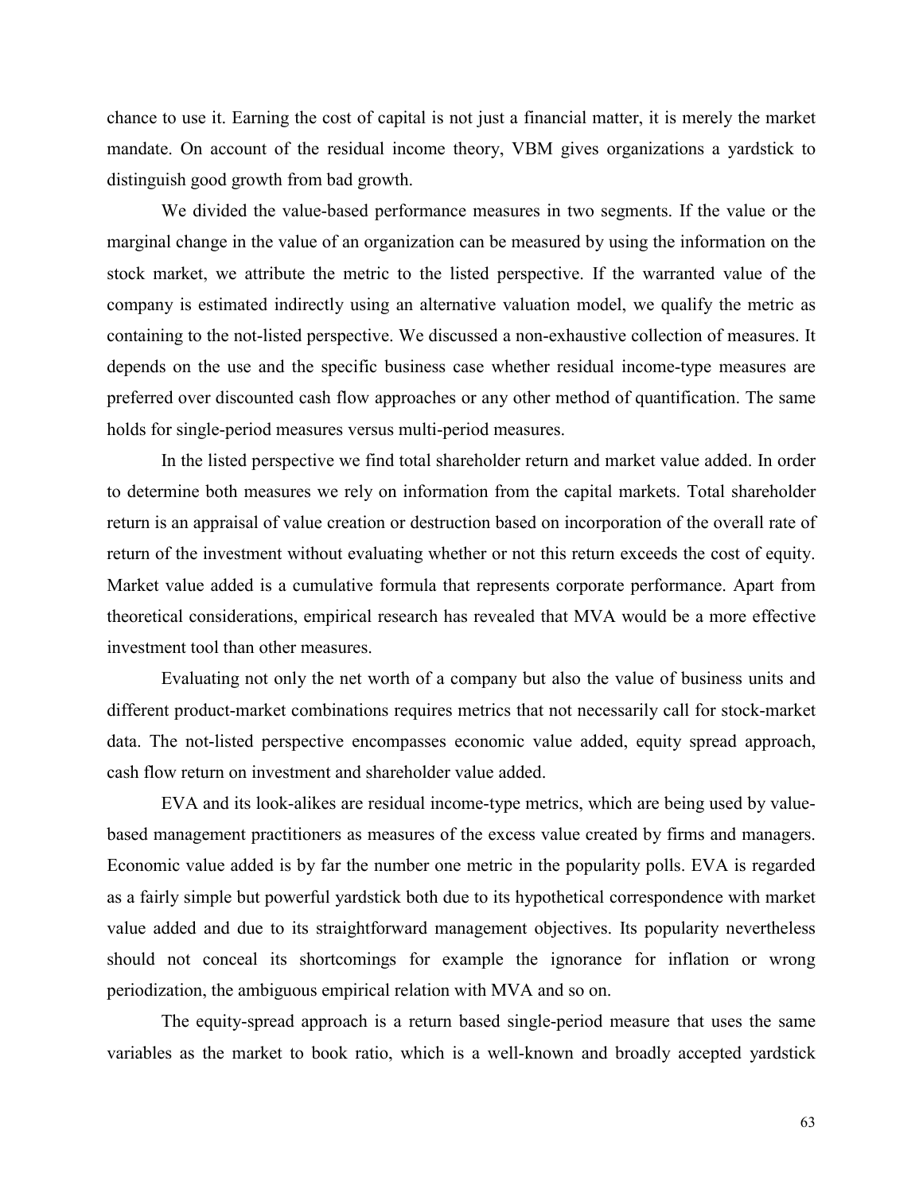chance to use it. Earning the cost of capital is not just a financial matter, it is merely the market mandate. On account of the residual income theory, VBM gives organizations a yardstick to distinguish good growth from bad growth.

We divided the value-based performance measures in two segments. If the value or the marginal change in the value of an organization can be measured by using the information on the stock market, we attribute the metric to the listed perspective. If the warranted value of the company is estimated indirectly using an alternative valuation model, we qualify the metric as containing to the not-listed perspective. We discussed a non-exhaustive collection of measures. It depends on the use and the specific business case whether residual income-type measures are preferred over discounted cash flow approaches or any other method of quantification. The same holds for single-period measures versus multi-period measures.

In the listed perspective we find total shareholder return and market value added. In order to determine both measures we rely on information from the capital markets. Total shareholder return is an appraisal of value creation or destruction based on incorporation of the overall rate of return of the investment without evaluating whether or not this return exceeds the cost of equity. Market value added is a cumulative formula that represents corporate performance. Apart from theoretical considerations, empirical research has revealed that MVA would be a more effective investment tool than other measures.

Evaluating not only the net worth of a company but also the value of business units and different product-market combinations requires metrics that not necessarily call for stock-market data. The not-listed perspective encompasses economic value added, equity spread approach, cash flow return on investment and shareholder value added.

EVA and its look-alikes are residual income-type metrics, which are being used by value-based management practitioners as measures of the excess value created by firms and managers. Economic value added is by far the number one metric in the popularity polls. EVA is regarded as a fairly simple but powerful yardstick both due to its hypothetical correspondence with market value added and due to its straightforward management objectives. Its popularity nevertheless should not conceal its shortcomings for example the ignorance for inflation or wrong periodization, the ambiguous empirical relation with MVA and so on.

The equity-spread approach is a return based single-period measure that uses the same variables as the market to book ratio, which is a well-known and broadly accepted yardstick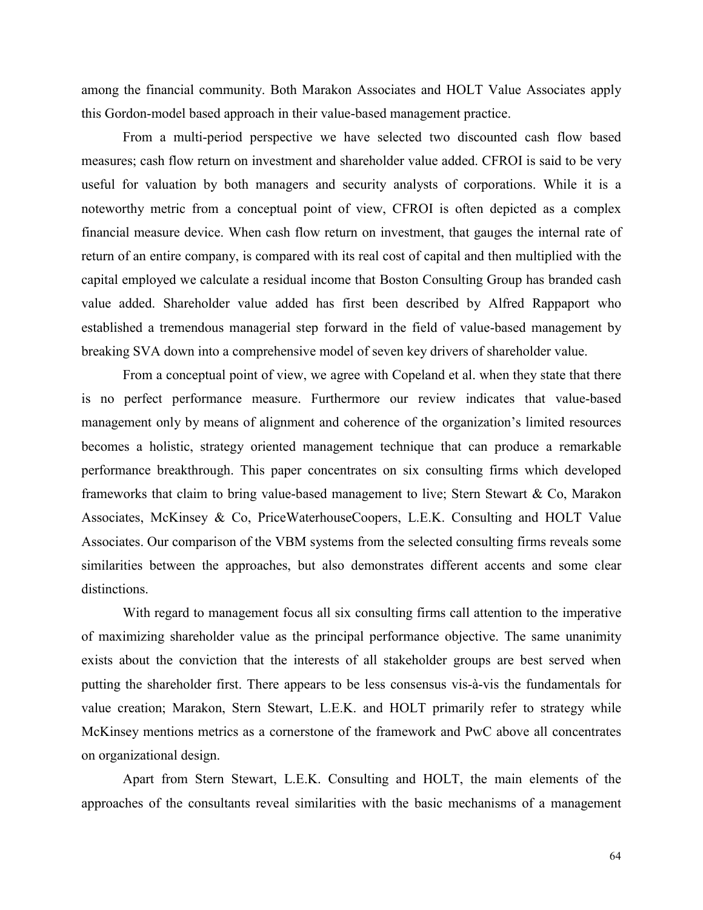among the financial community. Both Marakon Associates and HOLT Value Associates apply this Gordon-model based approach in their value-based management practice.

From a multi-period perspective we have selected two discounted cash flow based measures; cash flow return on investment and shareholder value added. CFROI is said to be very useful for valuation by both managers and security analysts of corporations. While it is a noteworthy metric from a conceptual point of view, CFROI is often depicted as a complex financial measure device. When cash flow return on investment, that gauges the internal rate of return of an entire company, is compared with its real cost of capital and then multiplied with the capital employed we calculate a residual income that Boston Consulting Group has branded cash value added. Shareholder value added has first been described by Alfred Rappaport who established a tremendous managerial step forward in the field of value-based management by breaking SVA down into a comprehensive model of seven key drivers of shareholder value.

From a conceptual point of view, we agree with Copeland et al. when they state that there is no perfect performance measure. Furthermore our review indicates that value-based management only by means of alignment and coherence of the organization's limited resources becomes a holistic, strategy oriented management technique that can produce a remarkable performance breakthrough. This paper concentrates on six consulting firms which developed frameworks that claim to bring value-based management to live; Stern Stewart & Co, Marakon Associates, McKinsey & Co, PriceWaterhouseCoopers, L.E.K. Consulting and HOLT Value Associates. Our comparison of the VBM systems from the selected consulting firms reveals some similarities between the approaches, but also demonstrates different accents and some clear distinctions.

With regard to management focus all six consulting firms call attention to the imperative of maximizing shareholder value as the principal performance objective. The same unanimity exists about the conviction that the interests of all stakeholder groups are best served when putting the shareholder first. There appears to be less consensus vis-à-vis the fundamentals for value creation; Marakon, Stern Stewart, L.E.K. and HOLT primarily refer to strategy while McKinsey mentions metrics as a cornerstone of the framework and PwC above all concentrates on organizational design.

Apart from Stern Stewart, L.E.K. Consulting and HOLT, the main elements of the approaches of the consultants reveal similarities with the basic mechanisms of a management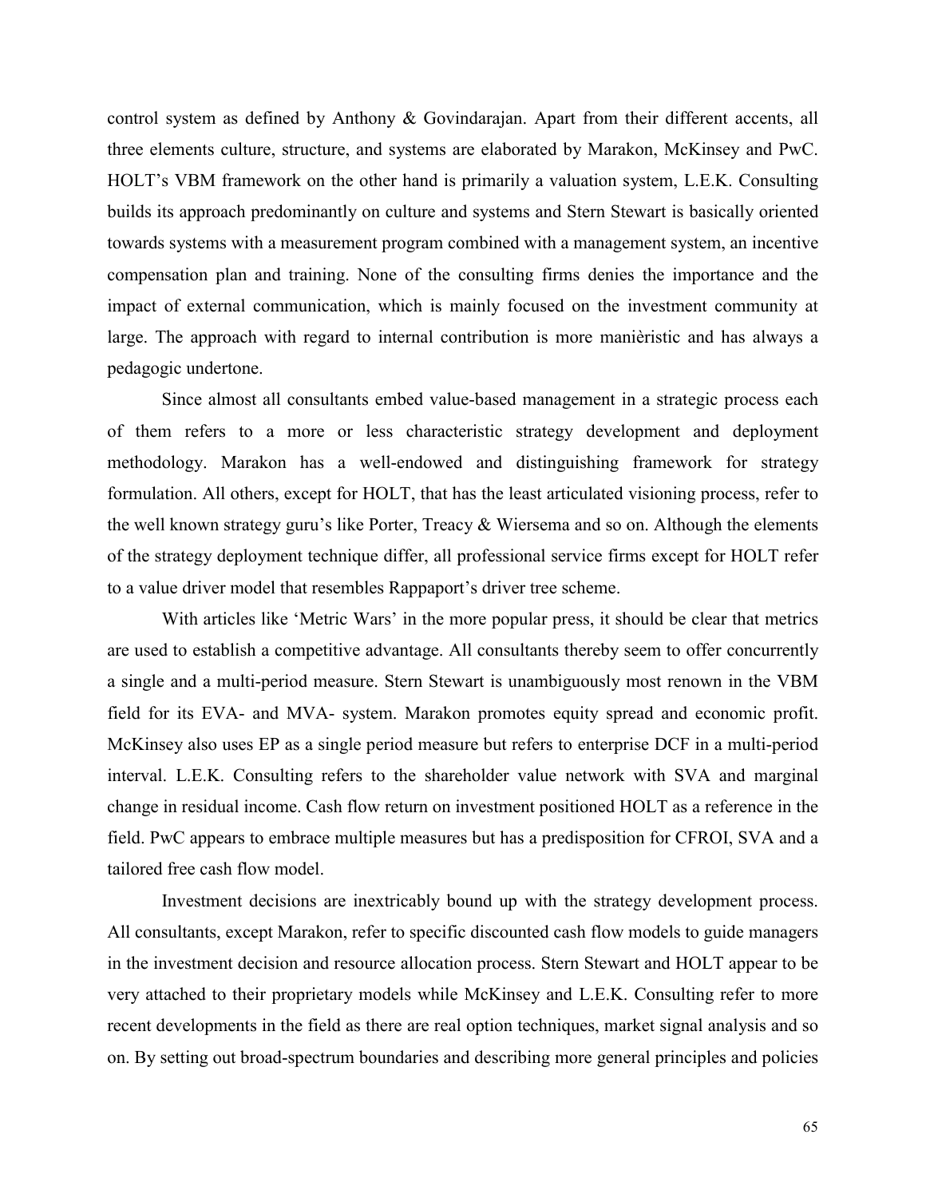control system as defined by Anthony & Govindarajan. Apart from their different accents, all three elements culture, structure, and systems are elaborated by Marakon, McKinsey and PwC. HOLT's VBM framework on the other hand is primarily a valuation system, L.E.K. Consulting builds its approach predominantly on culture and systems and Stern Stewart is basically oriented towards systems with a measurement program combined with a management system, an incentive compensation plan and training. None of the consulting firms denies the importance and the impact of external communication, which is mainly focused on the investment community at large. The approach with regard to internal contribution is more manièristic and has always a pedagogic undertone.

Since almost all consultants embed value-based management in a strategic process each of them refers to a more or less characteristic strategy development and deployment methodology. Marakon has a well-endowed and distinguishing framework for strategy formulation. All others, except for HOLT, that has the least articulated visioning process, refer to the well known strategy guru's like Porter, Treacy & Wiersema and so on. Although the elements of the strategy deployment technique differ, all professional service firms except for HOLT refer to a value driver model that resembles Rappaport's driver tree scheme.

With articles like 'Metric Wars' in the more popular press, it should be clear that metrics are used to establish a competitive advantage. All consultants thereby seem to offer concurrently a single and a multi-period measure. Stern Stewart is unambiguously most renown in the VBM field for its EVA- and MVA- system. Marakon promotes equity spread and economic profit. McKinsey also uses EP as a single period measure but refers to enterprise DCF in a multi-period interval. L.E.K. Consulting refers to the shareholder value network with SVA and marginal change in residual income. Cash flow return on investment positioned HOLT as a reference in the field. PwC appears to embrace multiple measures but has a predisposition for CFROI, SVA and a tailored free cash flow model.

Investment decisions are inextricably bound up with the strategy development process. All consultants, except Marakon, refer to specific discounted cash flow models to guide managers in the investment decision and resource allocation process. Stern Stewart and HOLT appear to be very attached to their proprietary models while McKinsey and L.E.K. Consulting refer to more recent developments in the field as there are real option techniques, market signal analysis and so on. By setting out broad-spectrum boundaries and describing more general principles and policies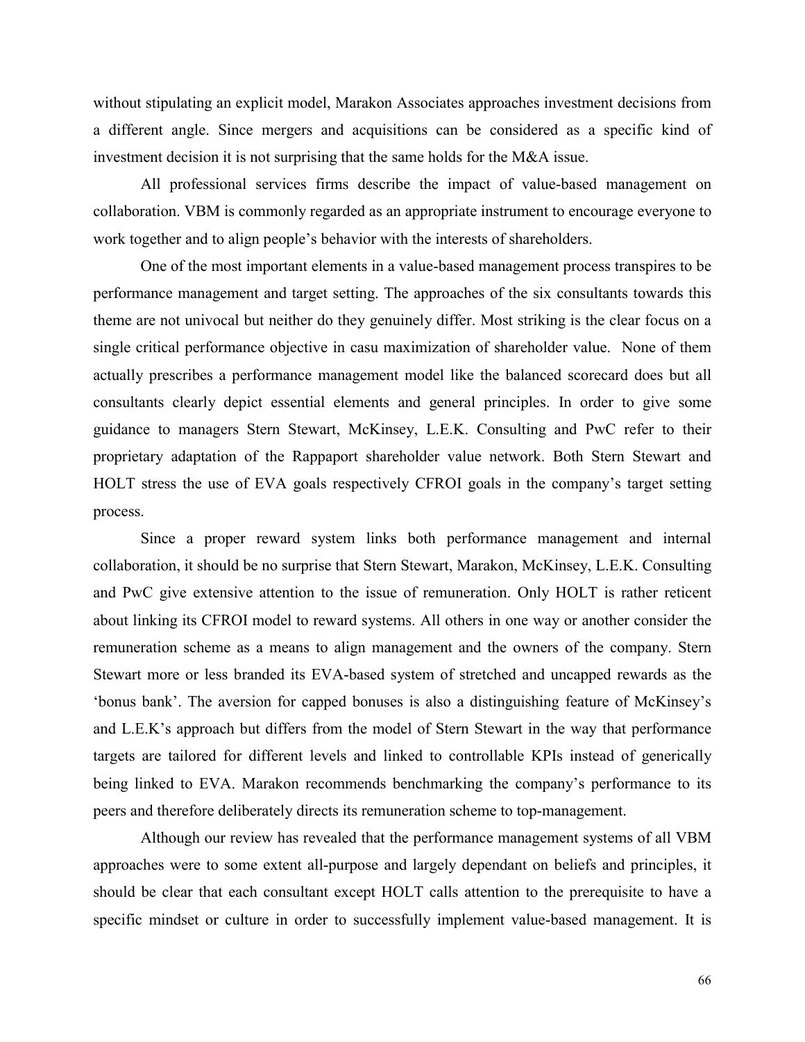without stipulating an explicit model, Marakon Associates approaches investment decisions from a different angle. Since mergers and acquisitions can be considered as a specific kind of investment decision it is not surprising that the same holds for the M&A issue.

All professional services firms describe the impact of value-based management on collaboration. VBM is commonly regarded as an appropriate instrument to encourage everyone to work together and to align people's behavior with the interests of shareholders.

One of the most important elements in a value-based management process transpires to be performance management and target setting. The approaches of the six consultants towards this theme are not univocal but neither do they genuinely differ. Most striking is the clear focus on a single critical performance objective in casu maximization of shareholder value. None of them actually prescribes a performance management model like the balanced scorecard does but all consultants clearly depict essential elements and general principles. In order to give some guidance to managers Stern Stewart, McKinsey, L.E.K. Consulting and PwC refer to their proprietary adaptation of the Rappaport shareholder value network. Both Stern Stewart and HOLT stress the use of EVA goals respectively CFROI goals in the company's target setting process.

Since a proper reward system links both performance management and internal collaboration, it should be no surprise that Stern Stewart, Marakon, McKinsey, L.E.K. Consulting and PwC give extensive attention to the issue of remuneration. Only HOLT is rather reticent about linking its CFROI model to reward systems. All others in one way or another consider the remuneration scheme as a means to align management and the owners of the company. Stern Stewart more or less branded its EVA-based system of stretched and uncapped rewards as the 'bonus bank'. The aversion for capped bonuses is also a distinguishing feature of McKinsey's and L.E.K's approach but differs from the model of Stern Stewart in the way that performance targets are tailored for different levels and linked to controllable KPIs instead of generically being linked to EVA. Marakon recommends benchmarking the company's performance to its peers and therefore deliberately directs its remuneration scheme to top-management.

Although our review has revealed that the performance management systems of all VBM approaches were to some extent all-purpose and largely dependant on beliefs and principles, it should be clear that each consultant except HOLT calls attention to the prerequisite to have a specific mindset or culture in order to successfully implement value-based management. It is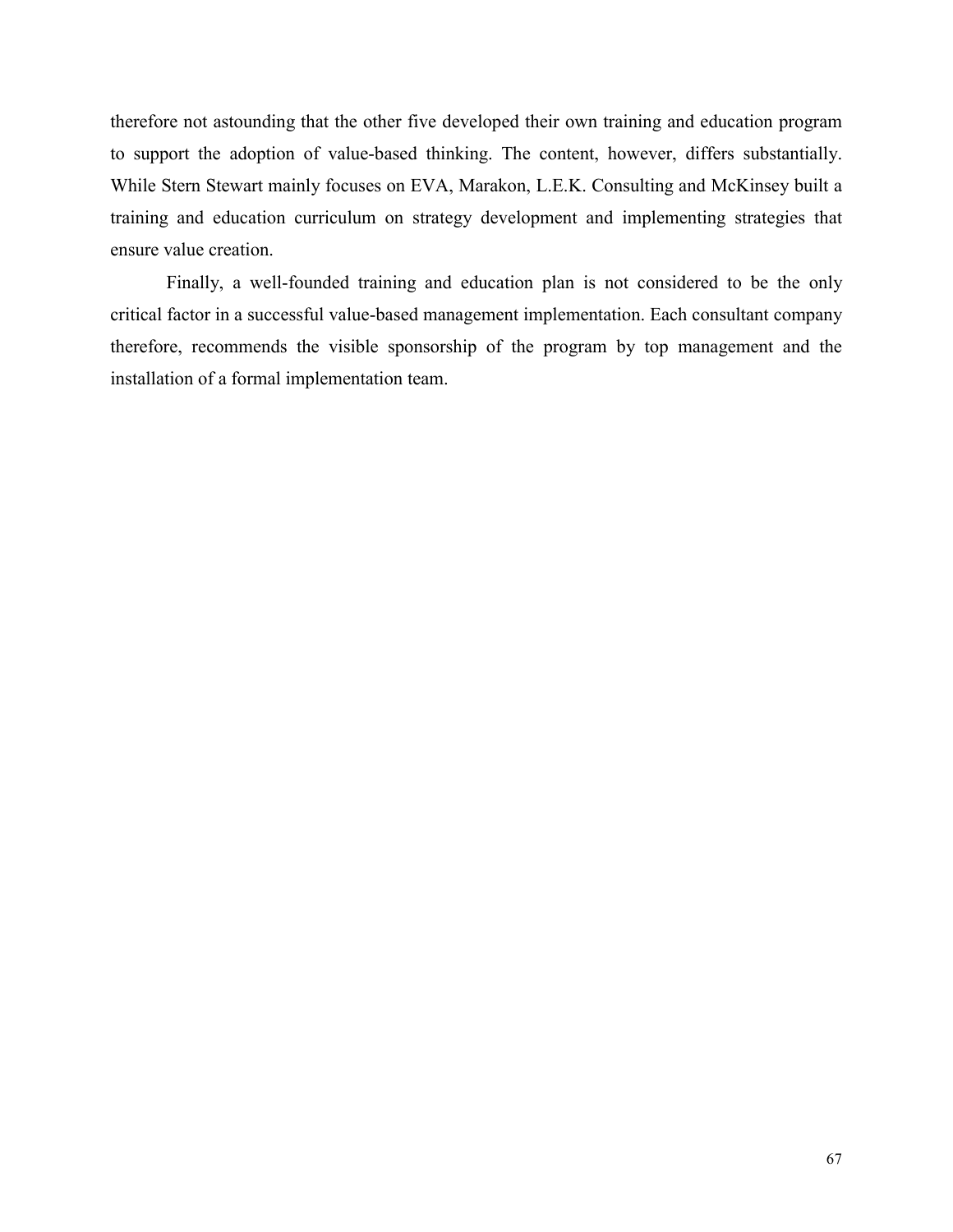therefore not astounding that the other five developed their own training and education program to support the adoption of value-based thinking. The content, however, differs substantially. While Stern Stewart mainly focuses on EVA, Marakon, L.E.K. Consulting and McKinsey built a training and education curriculum on strategy development and implementing strategies that ensure value creation.

Finally, a well-founded training and education plan is not considered to be the only critical factor in a successful value-based management implementation. Each consultant company therefore, recommends the visible sponsorship of the program by top management and the installation of a formal implementation team.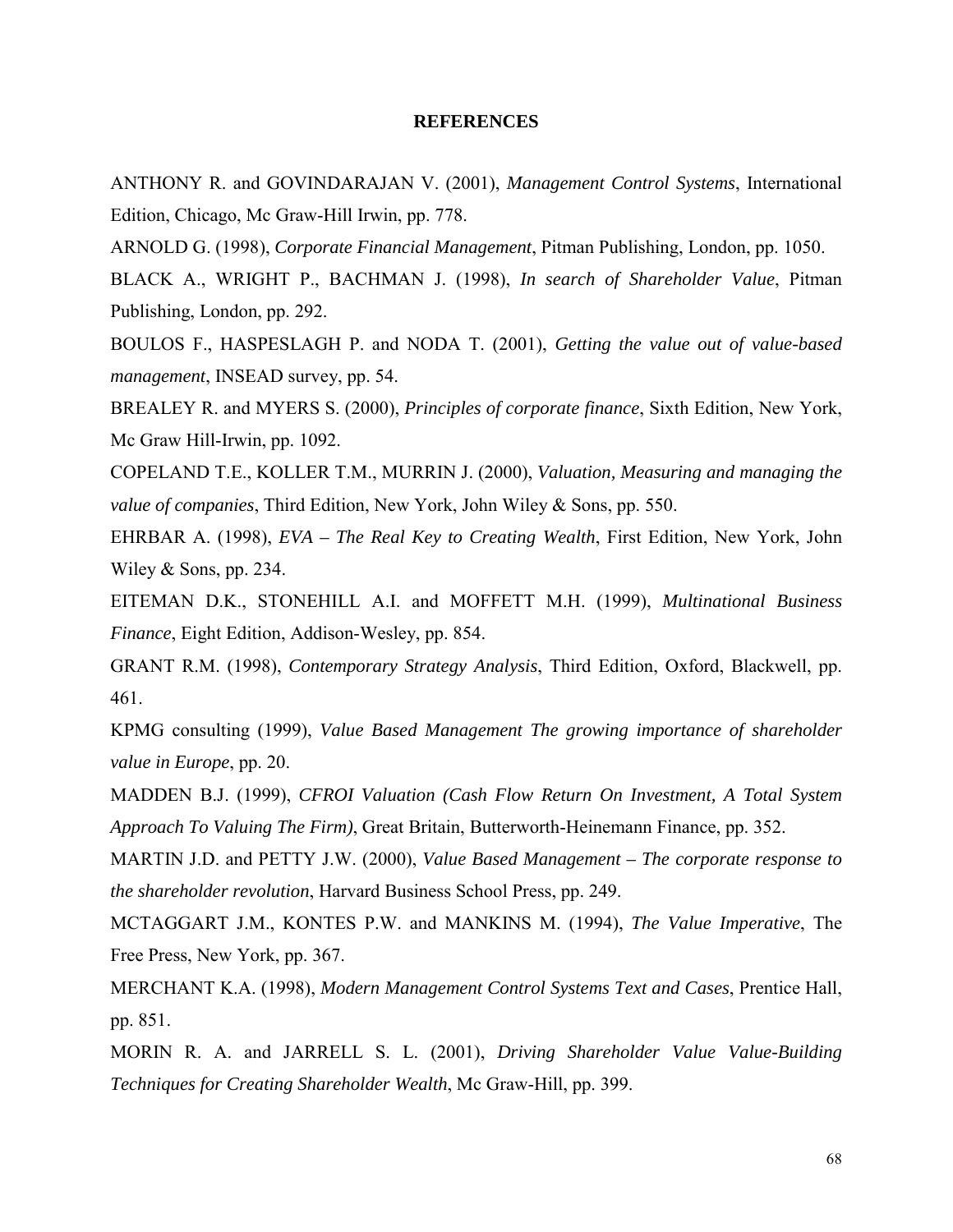# REFERENCES

ANTHONY R. and GOVINDARAJAN V. (2001), *Management Control Systems*, International Edition, Chicago, Mc Graw-Hill Irwin, pp. 778.

ARNOLD G. (1998), *Corporate Financial Management*, Pitman Publishing, London, pp. 1050.

BLACK A., WRIGHT P., BACHMAN J. (1998), *In search of Shareholder Value*, Pitman Publishing, London, pp. 292.

BOULOS F., HASPESLAGH P. and NODA T. (2001), *Getting the value out of value-based management*, INSEAD survey, pp. 54.

BREALEY R. and MYERS S. (2000), *Principles of corporate finance*, Sixth Edition, New York, Mc Graw Hill-Irwin, pp. 1092.

COPELAND T.E., KOLLER T.M., MURRIN J. (2000), *Valuation, Measuring and managing the value of companies*, Third Edition, New York, John Wiley & Sons, pp. 550.

EHRBAR A. (1998), *EVA – The Real Key to Creating Wealth*, First Edition, New York, John Wiley & Sons, pp. 234.

EITEMAN D.K., STONEHILL A.I. and MOFFETT M.H. (1999), *Multinational Business Finance*, Eight Edition, Addison-Wesley, pp. 854.

GRANT R.M. (1998), *Contemporary Strategy Analysis*, Third Edition, Oxford, Blackwell, pp. 461.

KPMG consulting (1999), *Value Based Management The growing importance of shareholder value in Europe*, pp. 20.

MADDEN B.J. (1999), *CFROI Valuation (Cash Flow Return On Investment, A Total System Approach To Valuing The Firm)*, Great Britain, Butterworth-Heinemann Finance, pp. 352.

MARTIN J.D. and PETTY J.W. (2000), *Value Based Management – The corporate response to the shareholder revolution*, Harvard Business School Press, pp. 249.

MCTAGGART J.M., KONTES P.W. and MANKINS M. (1994), *The Value Imperative*, The Free Press, New York, pp. 367.

MERCHANT K.A. (1998), *Modern Management Control Systems Text and Cases*, Prentice Hall, pp. 851.

MORIN R. A. and JARRELL S. L. (2001), *Driving Shareholder Value Value-Building Techniques for Creating Shareholder Wealth*, Mc Graw-Hill, pp. 399.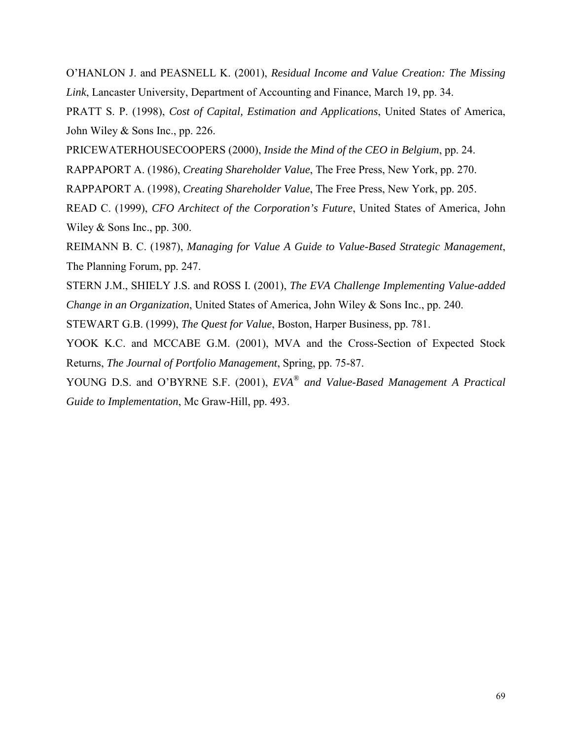O'HANLON J. and PEASNELL K. (2001), *Residual Income and Value Creation: The Missing Link*, Lancaster University, Department of Accounting and Finance, March 19, pp. 34.

PRATT S. P. (1998), *Cost of Capital, Estimation and Applications*, United States of America, John Wiley & Sons Inc., pp. 226.

PRICEWATERHOUSECOOPERS (2000), *Inside the Mind of the CEO in Belgium*, pp. 24.

RAPPAPORT A. (1986), *Creating Shareholder Value*, The Free Press, New York, pp. 270.

RAPPAPORT A. (1998), *Creating Shareholder Value*, The Free Press, New York, pp. 205.

READ C. (1999), *CFO Architect of the Corporation's Future*, United States of America, John Wiley & Sons Inc., pp. 300.

REIMANN B. C. (1987), *Managing for Value A Guide to Value-Based Strategic Management*, The Planning Forum, pp. 247.

STERN J.M., SHIELY J.S. and ROSS I. (2001), *The EVA Challenge Implementing Value-added Change in an Organization*, United States of America, John Wiley & Sons Inc., pp. 240.

STEWART G.B. (1999), *The Quest for Value*, Boston, Harper Business, pp. 781.

YOOK K.C. and MCCABE G.M. (2001), MVA and the Cross-Section of Expected Stock Returns, *The Journal of Portfolio Management*, Spring, pp. 75-87.

YOUNG D.S. and O'BYRNE S.F. (2001), *EVA® and Value-Based Management A Practical Guide to Implementation*, Mc Graw-Hill, pp. 493.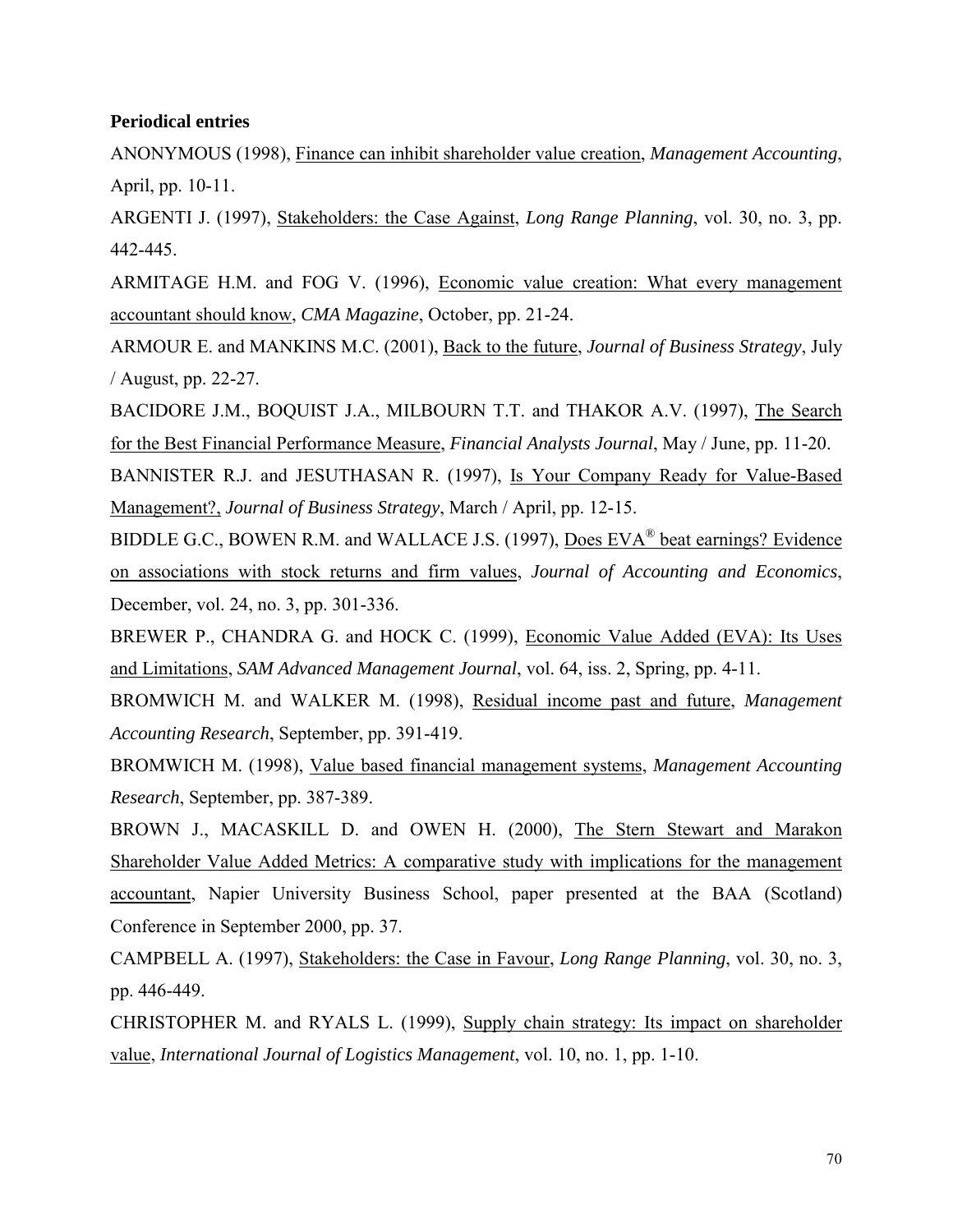**Periodical entries**

ANONYMOUS (1998), Finance can inhibit shareholder value creation, *Management Accounting*, April, pp. 10-11.

ARGENTI J. (1997), Stakeholders: the Case Against, *Long Range Planning*, vol. 30, no. 3, pp. 442-445.

ARMITAGE H.M. and FOG V. (1996), Economic value creation: What every management accountant should know, *CMA Magazine*, October, pp. 21-24.

ARMOUR E. and MANKINS M.C. (2001), Back to the future, *Journal of Business Strategy*, July / August, pp. 22-27.

BACIDORE J.M., BOQUIST J.A., MILBOURN T.T. and THAKOR A.V. (1997), The Search for the Best Financial Performance Measure, *Financial Analysts Journal*, May / June, pp. 11-20.

BANNISTER R.J. and JESUTHASAN R. (1997), Is Your Company Ready for Value-Based Management?, *Journal of Business Strategy*, March / April, pp. 12-15.

BIDDLE G.C., BOWEN R.M. and WALLACE J.S. (1997), Does EVA® beat earnings? Evidence on associations with stock returns and firm values, *Journal of Accounting and Economics*, December, vol. 24, no. 3, pp. 301-336.

BREWER P., CHANDRA G. and HOCK C. (1999), Economic Value Added (EVA): Its Uses and Limitations, *SAM Advanced Management Journal*, vol. 64, iss. 2, Spring, pp. 4-11.

BROMWICH M. and WALKER M. (1998), Residual income past and future, *Management Accounting Research*, September, pp. 391-419.

BROMWICH M. (1998), Value based financial management systems, *Management Accounting Research*, September, pp. 387-389.

BROWN J., MACASKILL D. and OWEN H. (2000), The Stern Stewart and Marakon Shareholder Value Added Metrics: A comparative study with implications for the management accountant, Napier University Business School, paper presented at the BAA (Scotland) Conference in September 2000, pp. 37.

CAMPBELL A. (1997), Stakeholders: the Case in Favour, *Long Range Planning*, vol. 30, no. 3, pp. 446-449.

CHRISTOPHER M. and RYALS L. (1999), Supply chain strategy: Its impact on shareholder value, *International Journal of Logistics Management*, vol. 10, no. 1, pp. 1-10.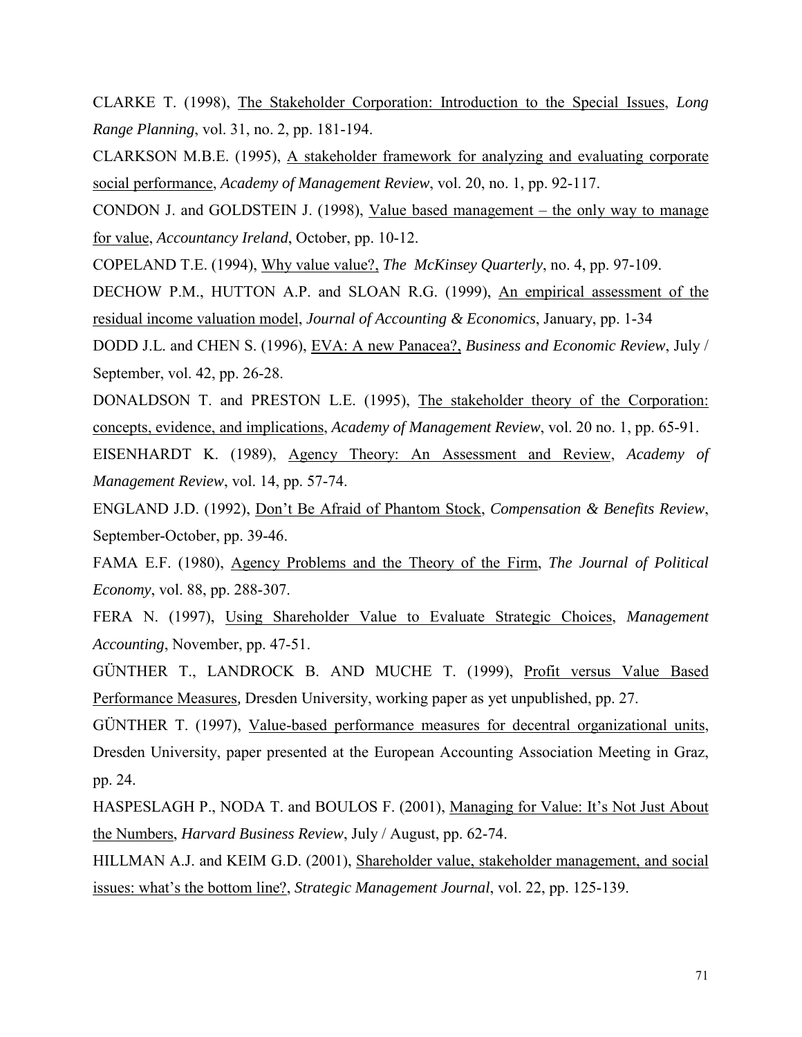CLARKE T. (1998), The Stakeholder Corporation: Introduction to the Special Issues, *Long Range Planning*, vol. 31, no. 2, pp. 181-194.

CLARKSON M.B.E. (1995), A stakeholder framework for analyzing and evaluating corporate social performance, *Academy of Management Review*, vol. 20, no. 1, pp. 92-117.

CONDON J. and GOLDSTEIN J. (1998), Value based management – the only way to manage for value, *Accountancy Ireland*, October, pp. 10-12.

COPELAND T.E. (1994), Why value value?, *The McKinsey Quarterly*, no. 4, pp. 97-109.

DECHOW P.M., HUTTON A.P. and SLOAN R.G. (1999), An empirical assessment of the residual income valuation model, *Journal of Accounting & Economics*, January, pp. 1-34

DODD J.L. and CHEN S. (1996), EVA: A new Panacea?, *Business and Economic Review*, July / September, vol. 42, pp. 26-28.

DONALDSON T. and PRESTON L.E. (1995), The stakeholder theory of the Corporation: concepts, evidence, and implications, *Academy of Management Review*, vol. 20 no. 1, pp. 65-91.

EISENHARDT K. (1989), Agency Theory: An Assessment and Review, *Academy of Management Review*, vol. 14, pp. 57-74.

ENGLAND J.D. (1992), Don't Be Afraid of Phantom Stock, *Compensation & Benefits Review*, September-October, pp. 39-46.

FAMA E.F. (1980), Agency Problems and the Theory of the Firm, *The Journal of Political Economy*, vol. 88, pp. 288-307.

FERA N. (1997), Using Shareholder Value to Evaluate Strategic Choices, *Management Accounting*, November, pp. 47-51.

GÜNTHER T., LANDROCK B. AND MUCHE T. (1999), Profit versus Value Based Performance Measures, Dresden University, working paper as yet unpublished, pp. 27.

GÜNTHER T. (1997), Value-based performance measures for decentral organizational units, Dresden University, paper presented at the European Accounting Association Meeting in Graz, pp. 24.

HASPESLAGH P., NODA T. and BOULOS F. (2001), Managing for Value: It's Not Just About the Numbers, *Harvard Business Review*, July / August, pp. 62-74.

HILLMAN A.J. and KEIM G.D. (2001), Shareholder value, stakeholder management, and social issues: what's the bottom line?, *Strategic Management Journal*, vol. 22, pp. 125-139.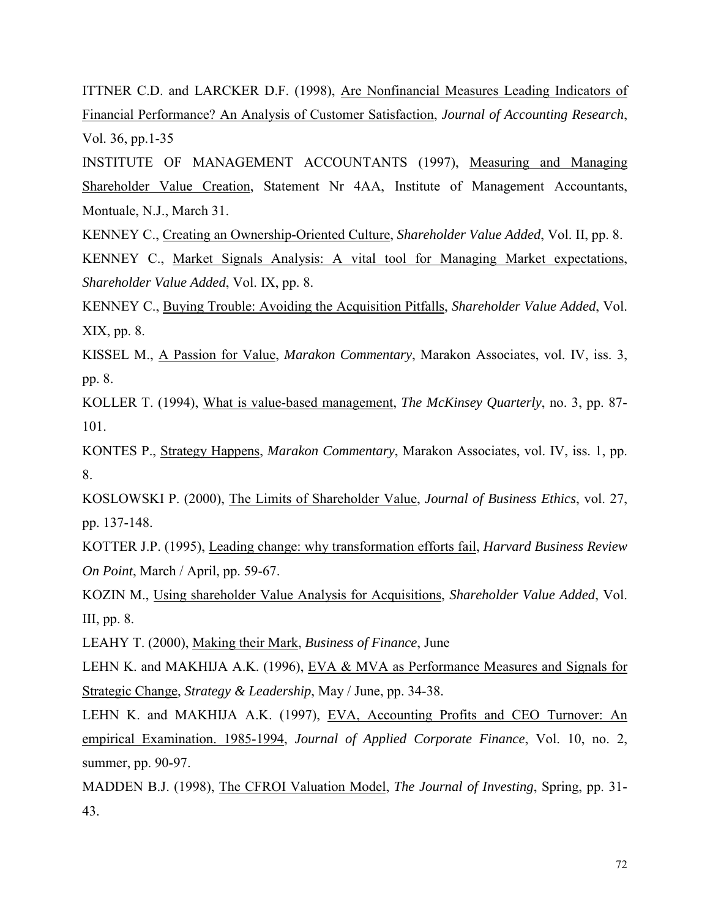ITTNER C.D. and LARCKER D.F. (1998), Are Nonfinancial Measures Leading Indicators of Financial Performance? An Analysis of Customer Satisfaction, *Journal of Accounting Research*, Vol. 36, pp.1-35

INSTITUTE OF MANAGEMENT ACCOUNTANTS (1997), Measuring and Managing Shareholder Value Creation, Statement Nr 4AA, Institute of Management Accountants, Montuale, N.J., March 31.

KENNEY C., Creating an Ownership-Oriented Culture, *Shareholder Value Added*, Vol. II, pp. 8.

KENNEY C., Market Signals Analysis: A vital tool for Managing Market expectations, *Shareholder Value Added*, Vol. IX, pp. 8.

KENNEY C., Buying Trouble: Avoiding the Acquisition Pitfalls, *Shareholder Value Added*, Vol. XIX, pp. 8.

KISSEL M., A Passion for Value, *Marakon Commentary*, Marakon Associates, vol. IV, iss. 3, pp. 8.

KOLLER T. (1994), What is value-based management, *The McKinsey Quarterly*, no. 3, pp. 87-101.

KONTES P., Strategy Happens, *Marakon Commentary*, Marakon Associates, vol. IV, iss. 1, pp. 8.

KOSLOWSKI P. (2000), The Limits of Shareholder Value, *Journal of Business Ethics*, vol. 27, pp. 137-148.

KOTTER J.P. (1995), Leading change: why transformation efforts fail, *Harvard Business Review On Point*, March / April, pp. 59-67.

KOZIN M., Using shareholder Value Analysis for Acquisitions, *Shareholder Value Added*, Vol. III, pp. 8.

LEAHY T. (2000), Making their Mark, *Business of Finance*, June

LEHN K. and MAKHIJA A.K. (1996), EVA & MVA as Performance Measures and Signals for Strategic Change, *Strategy & Leadership*, May / June, pp. 34-38.

LEHN K. and MAKHIJA A.K. (1997), EVA, Accounting Profits and CEO Turnover: An empirical Examination. 1985-1994, *Journal of Applied Corporate Finance*, Vol. 10, no. 2, summer, pp. 90-97.

MADDEN B.J. (1998), The CFROI Valuation Model, *The Journal of Investing*, Spring, pp. 31-43.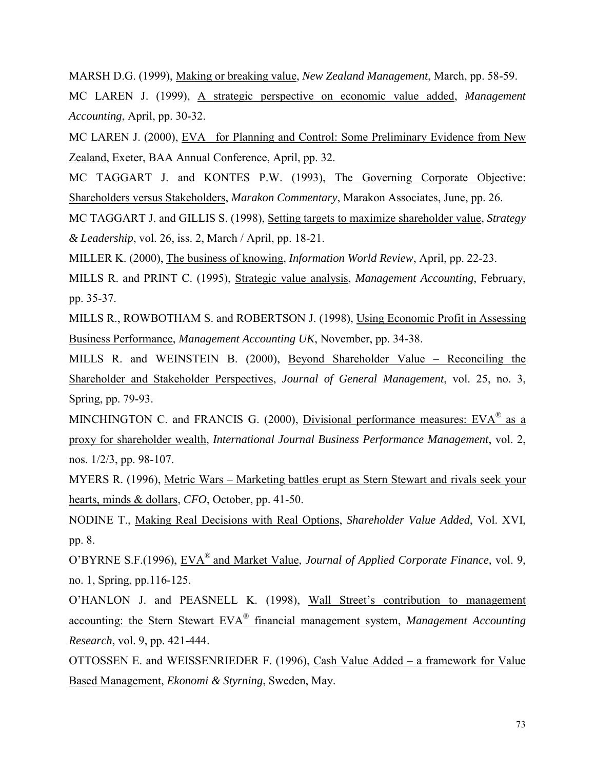MARSH D.G. (1999), Making or breaking value, *New Zealand Management*, March, pp. 58-59.

MC LAREN J. (1999), A strategic perspective on economic value added, *Management Accounting*, April, pp. 30-32.

MC LAREN J. (2000), EVA for Planning and Control: Some Preliminary Evidence from New Zealand, Exeter, BAA Annual Conference, April, pp. 32.

MC TAGGART J. and KONTES P.W. (1993), The Governing Corporate Objective: Shareholders versus Stakeholders, *Marakon Commentary*, Marakon Associates, June, pp. 26.

MC TAGGART J. and GILLIS S. (1998), Setting targets to maximize shareholder value, *Strategy & Leadership*, vol. 26, iss. 2, March / April, pp. 18-21.

MILLER K. (2000), The business of knowing, *Information World Review*, April, pp. 22-23.

MILLS R. and PRINT C. (1995), Strategic value analysis, *Management Accounting*, February, pp. 35-37.

MILLS R., ROWBOTHAM S. and ROBERTSON J. (1998), Using Economic Profit in Assessing Business Performance, *Management Accounting UK*, November, pp. 34-38.

MILLS R. and WEINSTEIN B. (2000), Beyond Shareholder Value – Reconciling the Shareholder and Stakeholder Perspectives, *Journal of General Management*, vol. 25, no. 3, Spring, pp. 79-93.

MINCHINGTON C. and FRANCIS G. (2000), Divisional performance measures: EVA® as a proxy for shareholder wealth, *International Journal Business Performance Management*, vol. 2, nos. 1/2/3, pp. 98-107.

MYERS R. (1996), Metric Wars – Marketing battles erupt as Stern Stewart and rivals seek your hearts, minds & dollars, *CFO*, October, pp. 41-50.

NODINE T., Making Real Decisions with Real Options, *Shareholder Value Added*, Vol. XVI, pp. 8.

O'BYRNE S.F.(1996), EVA® and Market Value, *Journal of Applied Corporate Finance,* vol. 9, no. 1, Spring, pp.116-125.

O'HANLON J. and PEASNELL K. (1998), Wall Street's contribution to management accounting: the Stern Stewart EVA® financial management system, *Management Accounting Research*, vol. 9, pp. 421-444.

OTTOSSEN E. and WEISSENRIEDER F. (1996), Cash Value Added – a framework for Value Based Management, *Ekonomi & Styrning*, Sweden, May.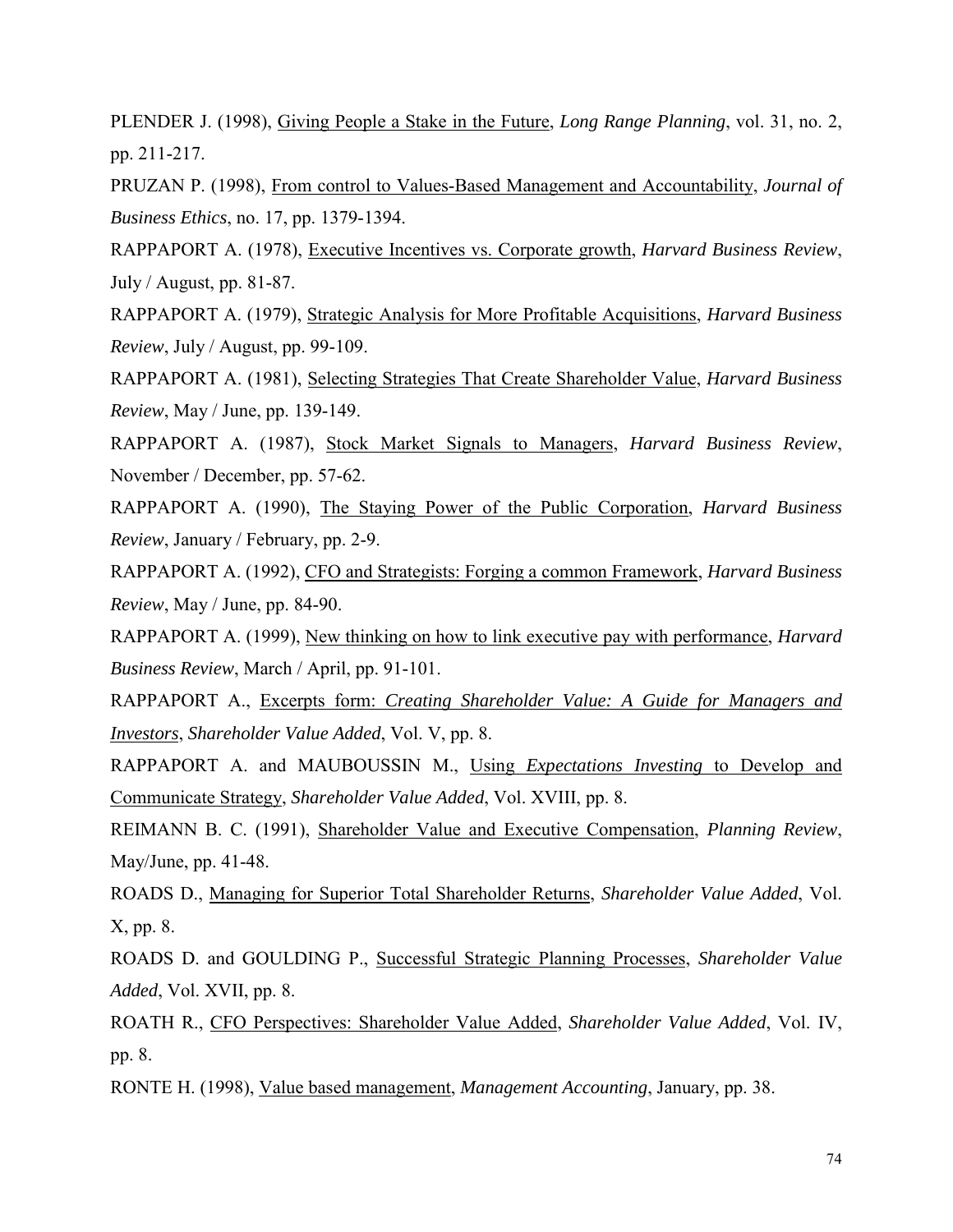PLENDER J. (1998), Giving People a Stake in the Future, *Long Range Planning*, vol. 31, no. 2, pp. 211-217.

PRUZAN P. (1998), From control to Values-Based Management and Accountability, *Journal of Business Ethics*, no. 17, pp. 1379-1394.

RAPPAPORT A. (1978), Executive Incentives vs. Corporate growth, *Harvard Business Review*, July / August, pp. 81-87.

RAPPAPORT A. (1979), Strategic Analysis for More Profitable Acquisitions, *Harvard Business Review*, July / August, pp. 99-109.

RAPPAPORT A. (1981), Selecting Strategies That Create Shareholder Value, *Harvard Business Review*, May / June, pp. 139-149.

RAPPAPORT A. (1987), Stock Market Signals to Managers, *Harvard Business Review*, November / December, pp. 57-62.

RAPPAPORT A. (1990), The Staying Power of the Public Corporation, *Harvard Business Review*, January / February, pp. 2-9.

RAPPAPORT A. (1992), CFO and Strategists: Forging a common Framework, *Harvard Business Review*, May / June, pp. 84-90.

RAPPAPORT A. (1999), New thinking on how to link executive pay with performance, *Harvard Business Review*, March / April, pp. 91-101.

RAPPAPORT A., Excerpts form: *Creating Shareholder Value: A Guide for Managers and Investors*, *Shareholder Value Added*, Vol. V, pp. 8.

RAPPAPORT A. and MAUBOUSSIN M., Using *Expectations Investing* to Develop and Communicate Strategy, *Shareholder Value Added*, Vol. XVIII, pp. 8.

REIMANN B. C. (1991), Shareholder Value and Executive Compensation, *Planning Review*, May/June, pp. 41-48.

ROADS D., Managing for Superior Total Shareholder Returns, *Shareholder Value Added*, Vol. X, pp. 8.

ROADS D. and GOULDING P., Successful Strategic Planning Processes, *Shareholder Value Added*, Vol. XVII, pp. 8.

ROATH R., CFO Perspectives: Shareholder Value Added, *Shareholder Value Added*, Vol. IV, pp. 8.

RONTE H. (1998), Value based management, *Management Accounting*, January, pp. 38.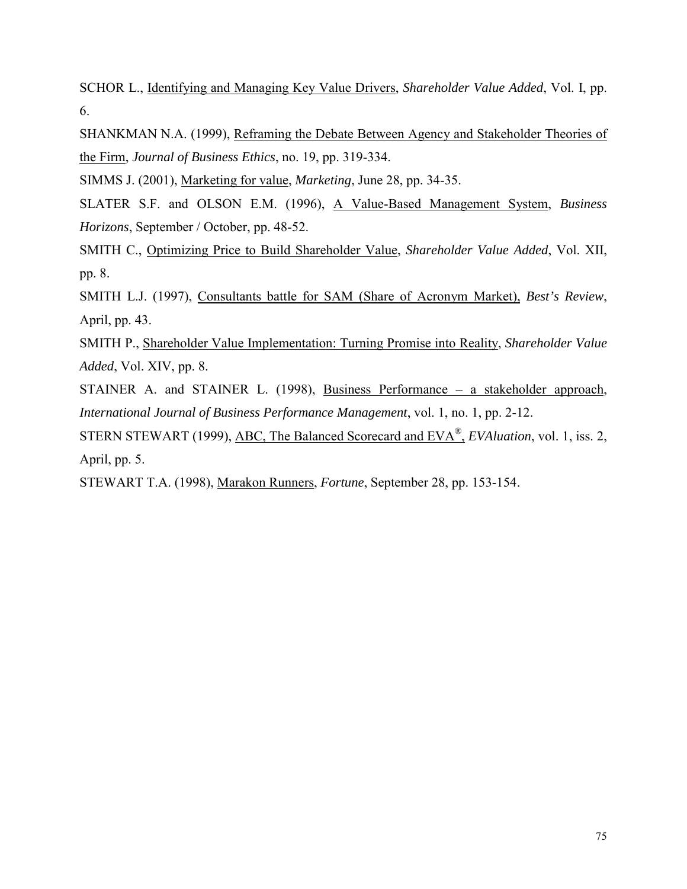SCHOR L., Identifying and Managing Key Value Drivers, *Shareholder Value Added*, Vol. I, pp. 6.

SHANKMAN N.A. (1999), Reframing the Debate Between Agency and Stakeholder Theories of the Firm, *Journal of Business Ethics*, no. 19, pp. 319-334.

SIMMS J. (2001), Marketing for value, *Marketing*, June 28, pp. 34-35.

SLATER S.F. and OLSON E.M. (1996), A Value-Based Management System, *Business Horizons*, September / October, pp. 48-52.

SMITH C., Optimizing Price to Build Shareholder Value, *Shareholder Value Added*, Vol. XII, pp. 8.

SMITH L.J. (1997), Consultants battle for SAM (Share of Acronym Market), *Best's Review*, April, pp. 43.

SMITH P., Shareholder Value Implementation: Turning Promise into Reality, *Shareholder Value Added*, Vol. XIV, pp. 8.

STAINER A. and STAINER L. (1998), Business Performance – a stakeholder approach, *International Journal of Business Performance Management*, vol. 1, no. 1, pp. 2-12.

STERN STEWART (1999), ABC, The Balanced Scorecard and EVA®, *EVAluation*, vol. 1, iss. 2, April, pp. 5.

STEWART T.A. (1998), Marakon Runners, *Fortune*, September 28, pp. 153-154.